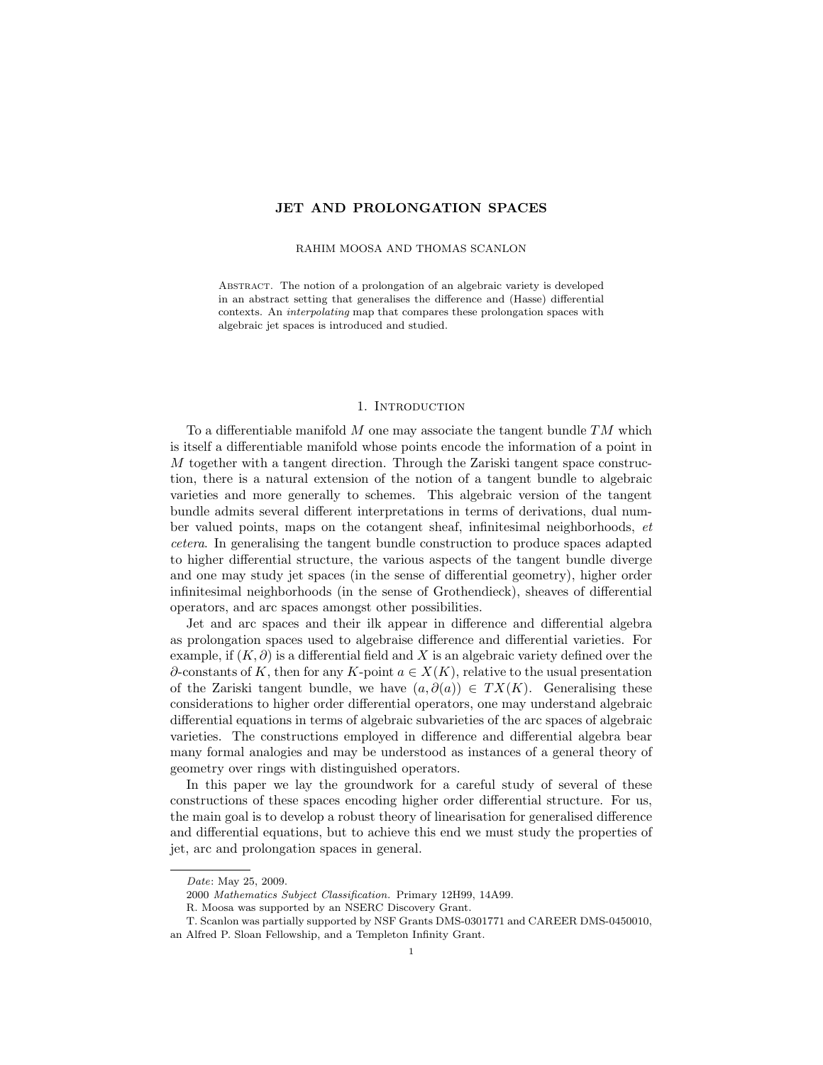# JET AND PROLONGATION SPACES

RAHIM MOOSA AND THOMAS SCANLON

Abstract. The notion of a prolongation of an algebraic variety is developed in an abstract setting that generalises the difference and (Hasse) differential contexts. An *interpolating* map that compares these prolongation spaces with algebraic jet spaces is introduced and studied.

## 1. Introduction

To a differentiable manifold $M$ one may associate the tangent bundle $TM$ which is itself a differentiable manifold whose points encode the information of a point in $M$ together with a tangent direction. Through the Zariski tangent space construction, there is a natural extension of the notion of a tangent bundle to algebraic varieties and more generally to schemes. This algebraic version of the tangent bundle admits several different interpretations in terms of derivations, dual number valued points, maps on the cotangent sheaf, infinitesimal neighborhoods, *et cetera*. In generalising the tangent bundle construction to produce spaces adapted to higher differential structure, the various aspects of the tangent bundle diverge and one may study jet spaces (in the sense of differential geometry), higher order infinitesimal neighborhoods (in the sense of Grothendieck), sheaves of differential operators, and arc spaces amongst other possibilities.

Jet and arc spaces and their ilk appear in difference and differential algebra as prolongation spaces used to algebraise difference and differential varieties. For example, if $(K, \partial)$ is a differential field and $X$ is an algebraic variety defined over the $\partial$-constants of $K$, then for any $K$-point $a \in X(K)$, relative to the usual presentation of the Zariski tangent bundle, we have $(a, \partial(a)) \in TX(K)$. Generalising these considerations to higher order differential operators, one may understand algebraic differential equations in terms of algebraic subvarieties of the arc spaces of algebraic varieties. The constructions employed in difference and differential algebra bear many formal analogies and may be understood as instances of a general theory of geometry over rings with distinguished operators.

In this paper we lay the groundwork for a careful study of several of these constructions of these spaces encoding higher order differential structure. For us, the main goal is to develop a robust theory of linearisation for generalised difference and differential equations, but to achieve this end we must study the properties of jet, arc and prolongation spaces in general.

---

*Date*: May 25, 2009.

2000 *Mathematics Subject Classification.* Primary 12H99, 14A99.

R. Moosa was supported by an NSERC Discovery Grant.

T. Scanlon was partially supported by NSF Grants DMS-0301771 and CAREER DMS-0450010, an Alfred P. Sloan Fellowship, and a Templeton Infinity Grant.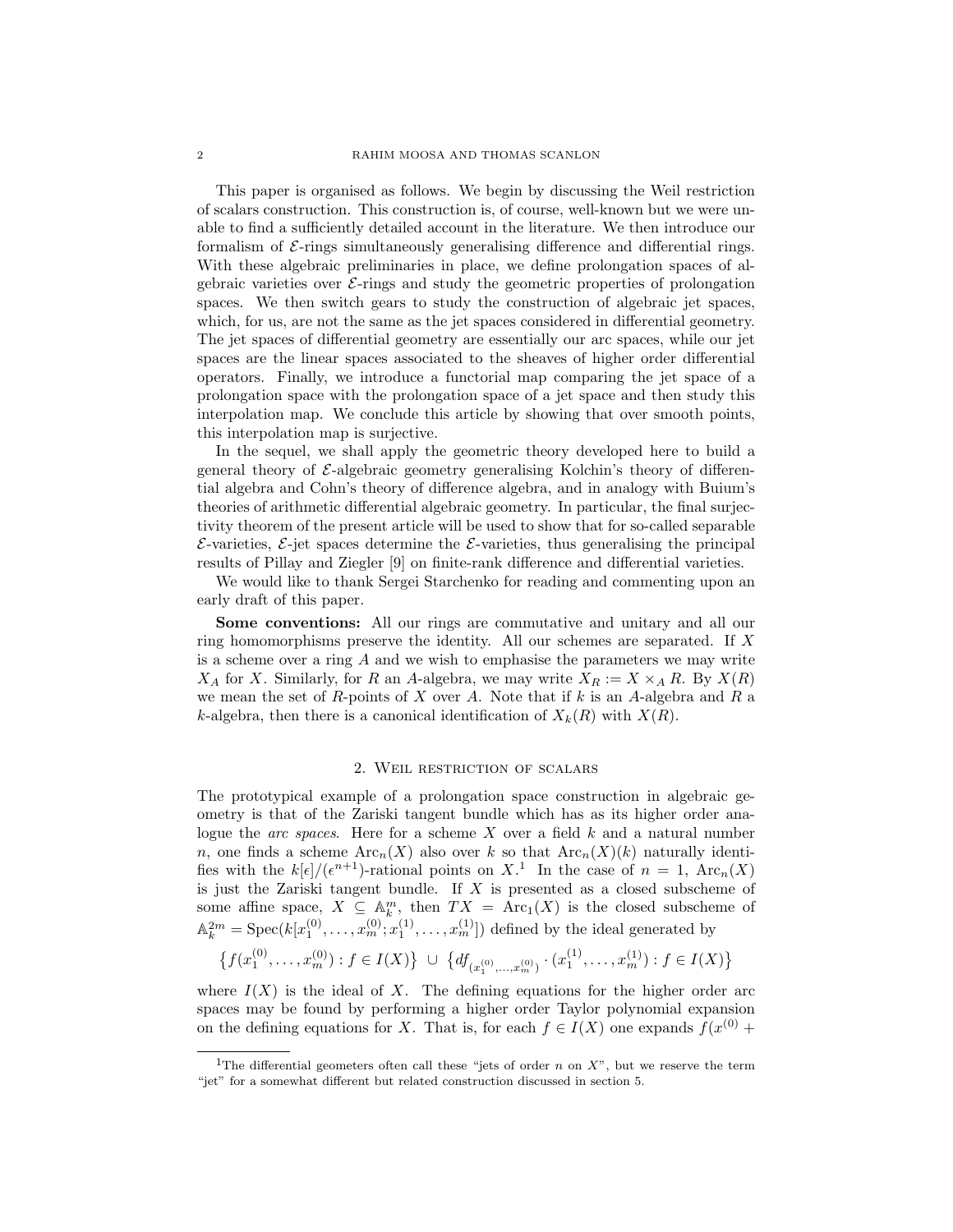This paper is organised as follows. We begin by discussing the Weil restriction of scalars construction. This construction is, of course, well-known but we were unable to find a sufficiently detailed account in the literature. We then introduce our formalism of $\mathcal{E}$-rings simultaneously generalising difference and differential rings. With these algebraic preliminaries in place, we define prolongation spaces of algebraic varieties over $\mathcal{E}$-rings and study the geometric properties of prolongation spaces. We then switch gears to study the construction of algebraic jet spaces, which, for us, are not the same as the jet spaces considered in differential geometry. The jet spaces of differential geometry are essentially our arc spaces, while our jet spaces are the linear spaces associated to the sheaves of higher order differential operators. Finally, we introduce a functorial map comparing the jet space of a prolongation space with the prolongation space of a jet space and then study this interpolation map. We conclude this article by showing that over smooth points, this interpolation map is surjective.

In the sequel, we shall apply the geometric theory developed here to build a general theory of $\mathcal{E}$-algebraic geometry generalising Kolchin's theory of differential algebra and Cohn's theory of difference algebra, and in analogy with Buium's theories of arithmetic differential algebraic geometry. In particular, the final surjectivity theorem of the present article will be used to show that for so-called separable $\mathcal{E}$-varieties, $\mathcal{E}$-jet spaces determine the $\mathcal{E}$-varieties, thus generalising the principal results of Pillay and Ziegler [9] on finite-rank difference and differential varieties.

We would like to thank Sergei Starchenko for reading and commenting upon an early draft of this paper.

**Some conventions:** All our rings are commutative and unitary and all our ring homomorphisms preserve the identity. All our schemes are separated. If $X$ is a scheme over a ring $A$ and we wish to emphasise the parameters we may write $X_A$ for $X$. Similarly, for $R$ an $A$-algebra, we may write $X_R := X \times_A R$. By $X(R)$ we mean the set of $R$-points of $X$ over $A$. Note that if $k$ is an $A$-algebra and $R$ a $k$-algebra, then there is a canonical identification of $X_k(R)$ with $X(R)$.

## 2. Weil restriction of scalars

The prototypical example of a prolongation space construction in algebraic geometry is that of the Zariski tangent bundle which has as its higher order analogue the *arc spaces*. Here for a scheme $X$ over a field $k$ and a natural number $n$, one finds a scheme $\mathrm{Arc}_n(X)$ also over $k$ so that $\mathrm{Arc}_n(X)(k)$ naturally identifies with the $k[\epsilon]/(\epsilon^{n+1})$-rational points on $X$.[1] In the case of $n = 1$, $\mathrm{Arc}_n(X)$ is just the Zariski tangent bundle. If $X$ is presented as a closed subscheme of some affine space, $X \subseteq \mathbb{A}^m_k$, then $TX = \mathrm{Arc}_1(X)$ is the closed subscheme of $\mathbb{A}^{2m}_k = \mathrm{Spec}(k[x_1^{(0)}, \ldots, x_m^{(0)}; x_1^{(1)}, \ldots, x_m^{(1)}])$ defined by the ideal generated by

$$\left\{ f(x_1^{(0)}, \ldots, x_m^{(0)}) : f \in I(X) \right\} \ \cup \ \left\{ df_{(x_1^{(0)}, \ldots, x_m^{(0)})} \cdot (x_1^{(1)}, \ldots, x_m^{(1)}) : f \in I(X) \right\}$$

where $I(X)$ is the ideal of $X$. The defining equations for the higher order arc spaces may be found by performing a higher order Taylor polynomial expansion on the defining equations for $X$. That is, for each $f \in I(X)$ one expands $f(x^{(0)} +$

[1] The differential geometers often call these "jets of order $n$ on $X$", but we reserve the term "jet" for a somewhat different but related construction discussed in section 5.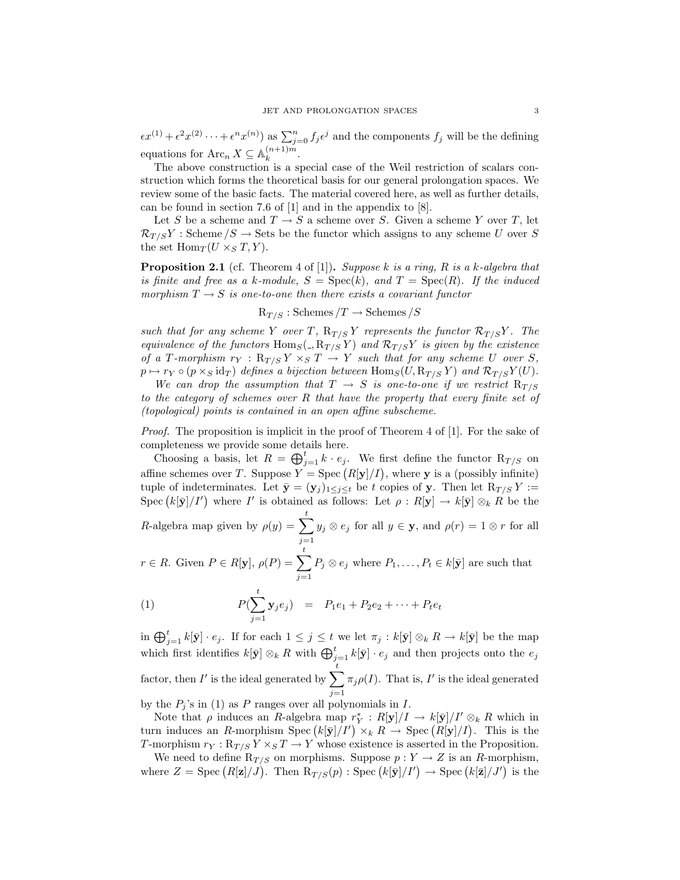$\epsilon x^{(1)} + \epsilon^2 x^{(2)} \cdots + \epsilon^n x^{(n)})$ as $\sum_{j=0}^n f_j \epsilon^j$ and the components $f_j$ will be the defining equations for $\mathrm{Arc}_n X \subseteq \mathbb{A}_k^{(n+1)m}$.

The above construction is a special case of the Weil restriction of scalars construction which forms the theoretical basis for our general prolongation spaces. We review some of the basic facts. The material covered here, as well as further details, can be found in section 7.6 of [1] and in the appendix to [8].

Let $S$ be a scheme and $T \to S$ a scheme over $S$. Given a scheme $Y$ over $T$, let $\mathcal{R}_{T/S} Y : \mathrm{Scheme}/S \to \mathrm{Sets}$ be the functor which assigns to any scheme $U$ over $S$ the set $\mathrm{Hom}_T(U \times_S T, Y)$.

**Proposition 2.1** (cf. Theorem 4 of [1])**.** *Suppose $k$ is a ring, $R$ is a $k$-algebra that is finite and free as a $k$-module, $S = \mathrm{Spec}(k)$, and $T = \mathrm{Spec}(R)$. If the induced morphism $T \to S$ is one-to-one then there exists a covariant functor*

$$\mathrm{R}_{T/S} : \mathrm{Schemes}/T \to \mathrm{Schemes}/S$$

*such that for any scheme $Y$ over $T$, $\mathrm{R}_{T/S} Y$ represents the functor $\mathcal{R}_{T/S} Y$. The equivalence of the functors $\mathrm{Hom}_S(\_, \mathrm{R}_{T/S} Y)$ and $\mathcal{R}_{T/S} Y$ is given by the existence of a $T$-morphism $r_Y : \mathrm{R}_{T/S} Y \times_S T \to Y$ such that for any scheme $U$ over $S$, $p \mapsto r_Y \circ (p \times_S \mathrm{id}_T)$ defines a bijection between $\mathrm{Hom}_S(U, \mathrm{R}_{T/S} Y)$ and $\mathcal{R}_{T/S} Y(U)$.*

*We can drop the assumption that $T \to S$ is one-to-one if we restrict $\mathrm{R}_{T/S}$ to the category of schemes over $R$ that have the property that every finite set of (topological) points is contained in an open affine subscheme.*

*Proof.* The proposition is implicit in the proof of Theorem 4 of [1]. For the sake of completeness we provide some details here.

Choosing a basis, let $R = \bigoplus_{j=1}^t k \cdot e_j$. We first define the functor $\mathrm{R}_{T/S}$ on affine schemes over $T$. Suppose $Y = \mathrm{Spec}\left(R[\mathbf{y}]/I\right)$, where $\mathbf{y}$ is a (possibly infinite) tuple of indeterminates. Let $\bar{\mathbf{y}} = (\mathbf{y}_j)_{1 \le j \le t}$ be $t$ copies of $\mathbf{y}$. Then let $\mathrm{R}_{T/S} Y := \mathrm{Spec}\left(k[\bar{\mathbf{y}}]/I'\right)$ where $I'$ is obtained as follows: Let $\rho : R[\mathbf{y}] \to k[\bar{\mathbf{y}}] \otimes_k R$ be the $R$-algebra map given by $\rho(y) = \sum_{j=1}^t y_j \otimes e_j$ for all $y \in \mathbf{y}$, and $\rho(r) = 1 \otimes r$ for all $r \in R$. Given $P \in R[\mathbf{y}]$, $\rho(P) = \sum_{j=1}^t P_j \otimes e_j$ where $P_1, \ldots, P_t \in k[\bar{\mathbf{y}}]$ are such that

$$P\Big(\sum_{j=1}^t \mathbf{y}_j e_j\Big) \quad = \quad P_1 e_1 + P_2 e_2 + \cdots + P_t e_t \tag{1}$$

in $\bigoplus_{j=1}^t k[\bar{\mathbf{y}}] \cdot e_j$. If for each $1 \le j \le t$ we let $\pi_j : k[\bar{\mathbf{y}}] \otimes_k R \to k[\bar{\mathbf{y}}]$ be the map which first identifies $k[\bar{\mathbf{y}}] \otimes_k R$ with $\bigoplus_{j=1}^t k[\bar{\mathbf{y}}] \cdot e_j$ and then projects onto the $e_j$ factor, then $I'$ is the ideal generated by $\sum_{j=1}^t \pi_j \rho(I)$. That is, $I'$ is the ideal generated by the $P_j$'s in (1) as $P$ ranges over all polynomials in $I$.

Note that $\rho$ induces an $R$-algebra map $r_Y^* : R[\mathbf{y}]/I \to k[\bar{\mathbf{y}}]/I' \otimes_k R$ which in turn induces an $R$-morphism $\mathrm{Spec}\left(k[\bar{\mathbf{y}}]/I'\right) \times_k R \to \mathrm{Spec}\left(R[\mathbf{y}]/I\right)$. This is the $T$-morphism $r_Y : \mathrm{R}_{T/S} Y \times_S T \to Y$ whose existence is asserted in the Proposition.

We need to define $\mathrm{R}_{T/S}$ on morphisms. Suppose $p : Y \to Z$ is an $R$-morphism, where $Z = \mathrm{Spec}\left(R[\mathbf{z}]/J\right)$. Then $\mathrm{R}_{T/S}(p) : \mathrm{Spec}\left(k[\bar{\mathbf{y}}]/I'\right) \to \mathrm{Spec}\left(k[\bar{\mathbf{z}}]/J'\right)$ is the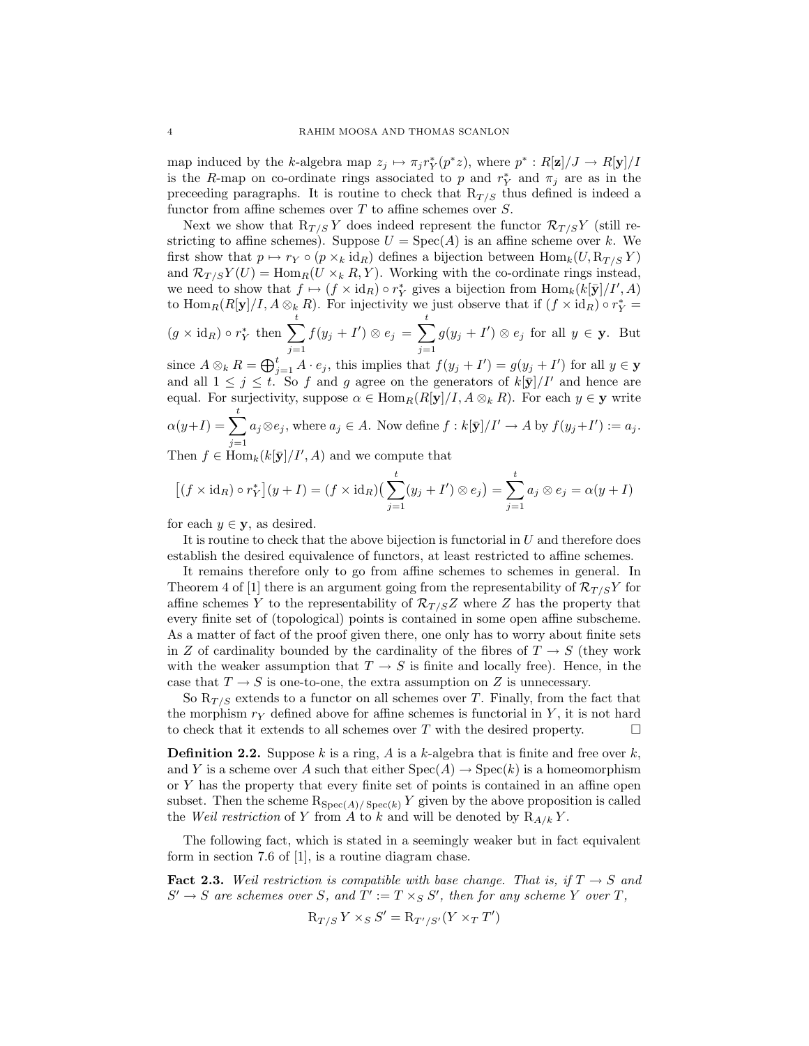map induced by the $k$-algebra map $z_j \mapsto \pi_j r_Y^*(p^* z)$, where $p^* : R[\mathbf{z}]/J \to R[\mathbf{y}]/I$ is the $R$-map on co-ordinate rings associated to $p$ and $r_Y^*$ and $\pi_j$ are as in the preceeding paragraphs. It is routine to check that $\mathrm{R}_{T/S}$ thus defined is indeed a functor from affine schemes over $T$ to affine schemes over $S$.

Next we show that $\mathrm{R}_{T/S} Y$ does indeed represent the functor $\mathcal{R}_{T/S}Y$ (still restricting to affine schemes). Suppose $U = \mathrm{Spec}(A)$ is an affine scheme over $k$. We first show that $p \mapsto r_Y \circ (p \times_k \mathrm{id}_R)$ defines a bijection between $\mathrm{Hom}_k(U, \mathrm{R}_{T/S} Y)$ and $\mathcal{R}_{T/S}Y(U) = \mathrm{Hom}_R(U \times_k R, Y)$. Working with the co-ordinate rings instead, we need to show that $f \mapsto (f \times \mathrm{id}_R) \circ r_Y^*$ gives a bijection from $\mathrm{Hom}_k(k[\bar{\mathbf{y}}]/I', A)$ to $\mathrm{Hom}_R(R[\mathbf{y}]/I, A \otimes_k R)$. For injectivity we just observe that if $(f \times \mathrm{id}_R) \circ r_Y^* = (g \times \mathrm{id}_R) \circ r_Y^*$ then $\displaystyle\sum_{j=1}^{t} f(y_j + I') \otimes e_j = \sum_{j=1}^{t} g(y_j + I') \otimes e_j$ for all $y \in \mathbf{y}$. But since $A \otimes_k R = \bigoplus_{j=1}^{t} A \cdot e_j$, this implies that $f(y_j + I') = g(y_j + I')$ for all $y \in \mathbf{y}$ and all $1 \leq j \leq t$. So $f$ and $g$ agree on the generators of $k[\bar{\mathbf{y}}]/I'$ and hence are equal. For surjectivity, suppose $\alpha \in \mathrm{Hom}_R(R[\mathbf{y}]/I, A \otimes_k R)$. For each $y \in \mathbf{y}$ write $\alpha(y+I) = \displaystyle\sum_{j=1}^{t} a_j \otimes e_j$, where $a_j \in A$. Now define $f : k[\bar{\mathbf{y}}]/I' \to A$ by $f(y_j + I') := a_j$. Then $f \in \mathrm{Hom}_k(k[\bar{\mathbf{y}}]/I', A)$ and we compute that

$$\big[(f \times \mathrm{id}_R) \circ r_Y^*\big](y + I) = (f \times \mathrm{id}_R)\big(\sum_{j=1}^{t} (y_j + I') \otimes e_j\big) = \sum_{j=1}^{t} a_j \otimes e_j = \alpha(y + I)$$

for each $y \in \mathbf{y}$, as desired.

It is routine to check that the above bijection is functorial in $U$ and therefore does establish the desired equivalence of functors, at least restricted to affine schemes.

It remains therefore only to go from affine schemes to schemes in general. In Theorem 4 of [1] there is an argument going from the representability of $\mathcal{R}_{T/S}Y$ for affine schemes $Y$ to the representability of $\mathcal{R}_{T/S}Z$ where $Z$ has the property that every finite set of (topological) points is contained in some open affine subscheme. As a matter of fact of the proof given there, one only has to worry about finite sets in $Z$ of cardinality bounded by the cardinality of the fibres of $T \to S$ (they work with the weaker assumption that $T \to S$ is finite and locally free). Hence, in the case that $T \to S$ is one-to-one, the extra assumption on $Z$ is unnecessary.

So $\mathrm{R}_{T/S}$ extends to a functor on all schemes over $T$. Finally, from the fact that the morphism $r_Y$ defined above for affine schemes is functorial in $Y$, it is not hard to check that it extends to all schemes over $T$ with the desired property. □

**Definition 2.2.** Suppose $k$ is a ring, $A$ is a $k$-algebra that is finite and free over $k$, and $Y$ is a scheme over $A$ such that either $\mathrm{Spec}(A) \to \mathrm{Spec}(k)$ is a homeomorphism or $Y$ has the property that every finite set of points is contained in an affine open subset. Then the scheme $\mathrm{R}_{\mathrm{Spec}(A)/\mathrm{Spec}(k)} Y$ given by the above proposition is called the *Weil restriction* of $Y$ from $A$ to $k$ and will be denoted by $\mathrm{R}_{A/k} Y$.

The following fact, which is stated in a seemingly weaker but in fact equivalent form in section 7.6 of [1], is a routine diagram chase.

**Fact 2.3.** *Weil restriction is compatible with base change. That is, if $T \to S$ and $S' \to S$ are schemes over $S$, and $T' := T \times_S S'$, then for any scheme $Y$ over $T$,*

$$\mathrm{R}_{T/S} Y \times_S S' = \mathrm{R}_{T'/S'}(Y \times_T T')$$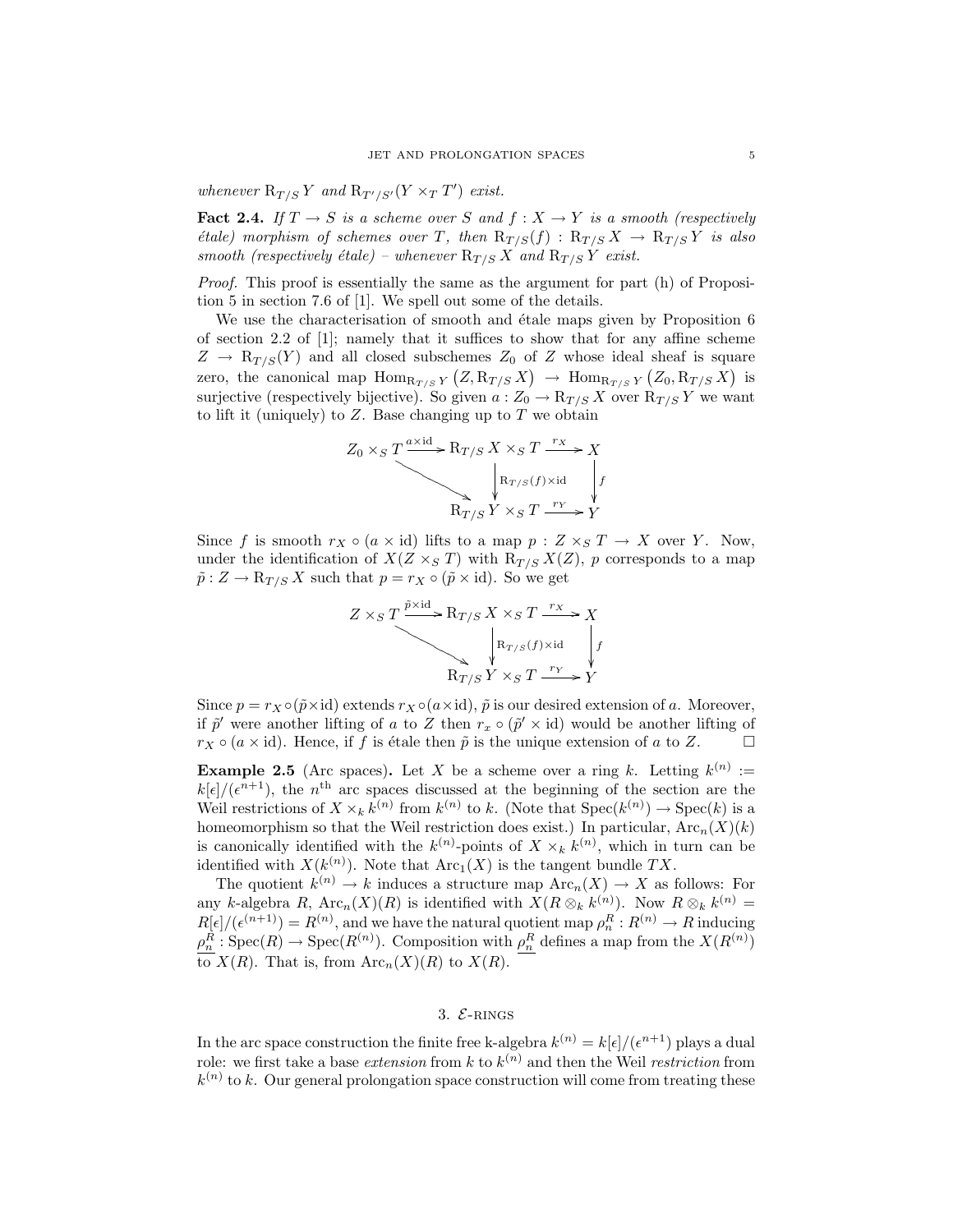*whenever* $\mathrm{R}_{T/S} Y$ *and* $\mathrm{R}_{T'/S'}(Y \times_T T')$ *exist.*

**Fact 2.4.** *If* $T \to S$ *is a scheme over* $S$ *and* $f : X \to Y$ *is a smooth (respectively étale) morphism of schemes over* $T$*, then* $\mathrm{R}_{T/S}(f) : \mathrm{R}_{T/S} X \to \mathrm{R}_{T/S} Y$ *is also smooth (respectively étale) – whenever* $\mathrm{R}_{T/S} X$ *and* $\mathrm{R}_{T/S} Y$ *exist.*

*Proof.* This proof is essentially the same as the argument for part (h) of Proposition 5 in section 7.6 of [1]. We spell out some of the details.

We use the characterisation of smooth and étale maps given by Proposition 6 of section 2.2 of [1]; namely that it suffices to show that for any affine scheme $Z \to \mathrm{R}_{T/S}(Y)$ and all closed subschemes $Z_0$ of $Z$ whose ideal sheaf is square zero, the canonical map $\mathrm{Hom}_{\mathrm{R}_{T/S} Y}\left(Z, \mathrm{R}_{T/S} X\right) \to \mathrm{Hom}_{\mathrm{R}_{T/S} Y}\left(Z_0, \mathrm{R}_{T/S} X\right)$ is surjective (respectively bijective). So given $a : Z_0 \to \mathrm{R}_{T/S} X$ over $\mathrm{R}_{T/S} Y$ we want to lift it (uniquely) to $Z$. Base changing up to $T$ we obtain

$$\begin{array}{ccccc} Z_0 \times_S T & \xrightarrow{a \times \mathrm{id}} & \mathrm{R}_{T/S} X \times_S T & \xrightarrow{r_X} & X \\ & \searrow & \big\downarrow{\scriptstyle \mathrm{R}_{T/S}(f) \times \mathrm{id}} & & \big\downarrow{\scriptstyle f} \\ & & \mathrm{R}_{T/S} Y \times_S T & \xrightarrow{r_Y} & Y \end{array}$$

Since $f$ is smooth $r_X \circ (a \times \mathrm{id})$ lifts to a map $p : Z \times_S T \to X$ over $Y$. Now, under the identification of $X(Z \times_S T)$ with $\mathrm{R}_{T/S} X(Z)$, $p$ corresponds to a map $\tilde{p} : Z \to \mathrm{R}_{T/S} X$ such that $p = r_X \circ (\tilde{p} \times \mathrm{id})$. So we get

$$\begin{array}{ccccc} Z \times_S T & \xrightarrow{\tilde{p} \times \mathrm{id}} & \mathrm{R}_{T/S} X \times_S T & \xrightarrow{r_X} & X \\ & \searrow & \big\downarrow{\scriptstyle \mathrm{R}_{T/S}(f) \times \mathrm{id}} & & \big\downarrow{\scriptstyle f} \\ & & \mathrm{R}_{T/S} Y \times_S T & \xrightarrow{r_Y} & Y \end{array}$$

Since $p = r_X \circ (\tilde{p} \times \mathrm{id})$ extends $r_X \circ (a \times \mathrm{id})$, $\tilde{p}$ is our desired extension of $a$. Moreover, if $\tilde{p}'$ were another lifting of $a$ to $Z$ then $r_x \circ (\tilde{p}' \times \mathrm{id})$ would be another lifting of $r_X \circ (a \times \mathrm{id})$. Hence, if $f$ is étale then $\tilde{p}$ is the unique extension of $a$ to $Z$. □

**Example 2.5** (Arc spaces)**.** Let $X$ be a scheme over a ring $k$. Letting $k^{(n)} := k[\epsilon]/(\epsilon^{n+1})$, the $n^{\text{th}}$ arc spaces discussed at the beginning of the section are the Weil restrictions of $X \times_k k^{(n)}$ from $k^{(n)}$ to $k$. (Note that $\mathrm{Spec}(k^{(n)}) \to \mathrm{Spec}(k)$ is a homeomorphism so that the Weil restriction does exist.) In particular, $\mathrm{Arc}_n(X)(k)$ is canonically identified with the $k^{(n)}$-points of $X \times_k k^{(n)}$, which in turn can be identified with $X(k^{(n)})$. Note that $\mathrm{Arc}_1(X)$ is the tangent bundle $TX$.

The quotient $k^{(n)} \to k$ induces a structure map $\mathrm{Arc}_n(X) \to X$ as follows: For any $k$-algebra $R$, $\mathrm{Arc}_n(X)(R)$ is identified with $X(R \otimes_k k^{(n)})$. Now $R \otimes_k k^{(n)} = R[\epsilon]/(\epsilon^{(n+1)}) = R^{(n)}$, and we have the natural quotient map $\rho_n^R : R^{(n)} \to R$ inducing $\underline{\rho_n^R} : \mathrm{Spec}(R) \to \mathrm{Spec}(R^{(n)})$. Composition with $\underline{\rho_n^R}$ defines a map from the $X(R^{(n)})$ to $X(R)$. That is, from $\mathrm{Arc}_n(X)(R)$ to $X(R)$.

## 3. $\mathcal{E}$-rings

In the arc space construction the finite free k-algebra $k^{(n)} = k[\epsilon]/(\epsilon^{n+1})$ plays a dual role: we first take a base *extension* from $k$ to $k^{(n)}$ and then the Weil *restriction* from $k^{(n)}$ to $k$. Our general prolongation space construction will come from treating these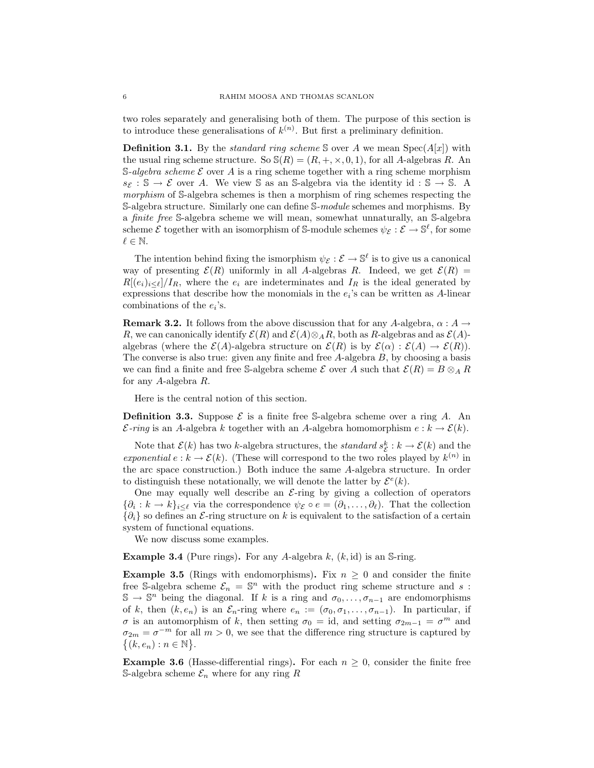two roles separately and generalising both of them. The purpose of this section is to introduce these generalisations of $k^{(n)}$. But first a preliminary definition.

**Definition 3.1.** By the *standard ring scheme* $\mathbb{S}$ over $A$ we mean $\operatorname{Spec}(A[x])$ with the usual ring scheme structure. So $\mathbb{S}(R) = (R, +, \times, 0, 1)$, for all $A$-algebras $R$. An $\mathbb{S}$-*algebra scheme* $\mathcal{E}$ over $A$ is a ring scheme together with a ring scheme morphism $s_{\mathcal{E}} : \mathbb{S} \to \mathcal{E}$ over $A$. We view $\mathbb{S}$ as an $\mathbb{S}$-algebra via the identity $\mathrm{id} : \mathbb{S} \to \mathbb{S}$. A *morphism* of $\mathbb{S}$-algebra schemes is then a morphism of ring schemes respecting the $\mathbb{S}$-algebra structure. Similarly one can define $\mathbb{S}$-*module* schemes and morphisms. By a *finite free* $\mathbb{S}$-algebra scheme we will mean, somewhat unnaturally, an $\mathbb{S}$-algebra scheme $\mathcal{E}$ together with an isomorphism of $\mathbb{S}$-module schemes $\psi_{\mathcal{E}} : \mathcal{E} \to \mathbb{S}^{\ell}$, for some $\ell \in \mathbb{N}$.

The intention behind fixing the ismorphism $\psi_{\mathcal{E}} : \mathcal{E} \to \mathbb{S}^{\ell}$ is to give us a canonical way of presenting $\mathcal{E}(R)$ uniformly in all $A$-algebras $R$. Indeed, we get $\mathcal{E}(R) = R[(e_i)_{i \leq \ell}]/I_R$, where the $e_i$ are indeterminates and $I_R$ is the ideal generated by expressions that describe how the monomials in the $e_i$'s can be written as $A$-linear combinations of the $e_i$'s.

**Remark 3.2.** It follows from the above discussion that for any $A$-algebra, $\alpha : A \to R$, we can canonically identify $\mathcal{E}(R)$ and $\mathcal{E}(A) \otimes_A R$, both as $R$-algebras and as $\mathcal{E}(A)$-algebras (where the $\mathcal{E}(A)$-algebra structure on $\mathcal{E}(R)$ is by $\mathcal{E}(\alpha) : \mathcal{E}(A) \to \mathcal{E}(R)$). The converse is also true: given any finite and free $A$-algebra $B$, by choosing a basis we can find a finite and free $\mathbb{S}$-algebra scheme $\mathcal{E}$ over $A$ such that $\mathcal{E}(R) = B \otimes_A R$ for any $A$-algebra $R$.

Here is the central notion of this section.

**Definition 3.3.** Suppose $\mathcal{E}$ is a finite free $\mathbb{S}$-algebra scheme over a ring $A$. An $\mathcal{E}$-*ring* is an $A$-algebra $k$ together with an $A$-algebra homomorphism $e : k \to \mathcal{E}(k)$.

Note that $\mathcal{E}(k)$ has two $k$-algebra structures, the *standard* $s_{\mathcal{E}}^k : k \to \mathcal{E}(k)$ and the *exponential* $e : k \to \mathcal{E}(k)$. (These will correspond to the two roles played by $k^{(n)}$ in the arc space construction.) Both induce the same $A$-algebra structure. In order to distinguish these notationally, we will denote the latter by $\mathcal{E}^e(k)$.

One may equally well describe an $\mathcal{E}$-ring by giving a collection of operators $\{\partial_i : k \to k\}_{i \leq \ell}$ via the correspondence $\psi_{\mathcal{E}} \circ e = (\partial_1, \ldots, \partial_\ell)$. That the collection $\{\partial_i\}$ so defines an $\mathcal{E}$-ring structure on $k$ is equivalent to the satisfaction of a certain system of functional equations.

We now discuss some examples.

**Example 3.4** (Pure rings)**.** For any $A$-algebra $k$, $(k, \mathrm{id})$ is an $\mathbb{S}$-ring.

**Example 3.5** (Rings with endomorphisms)**.** Fix $n \geq 0$ and consider the finite free $\mathbb{S}$-algebra scheme $\mathcal{E}_n = \mathbb{S}^n$ with the product ring scheme structure and $s : \mathbb{S} \to \mathbb{S}^n$ being the diagonal. If $k$ is a ring and $\sigma_0, \ldots, \sigma_{n-1}$ are endomorphisms of $k$, then $(k, e_n)$ is an $\mathcal{E}_n$-ring where $e_n := (\sigma_0, \sigma_1, \ldots, \sigma_{n-1})$. In particular, if $\sigma$ is an automorphism of $k$, then setting $\sigma_0 = \mathrm{id}$, and setting $\sigma_{2m-1} = \sigma^m$ and $\sigma_{2m} = \sigma^{-m}$ for all $m > 0$, we see that the difference ring structure is captured by $\{(k, e_n) : n \in \mathbb{N}\}$.

**Example 3.6** (Hasse-differential rings)**.** For each $n \geq 0$, consider the finite free $\mathbb{S}$-algebra scheme $\mathcal{E}_n$ where for any ring $R$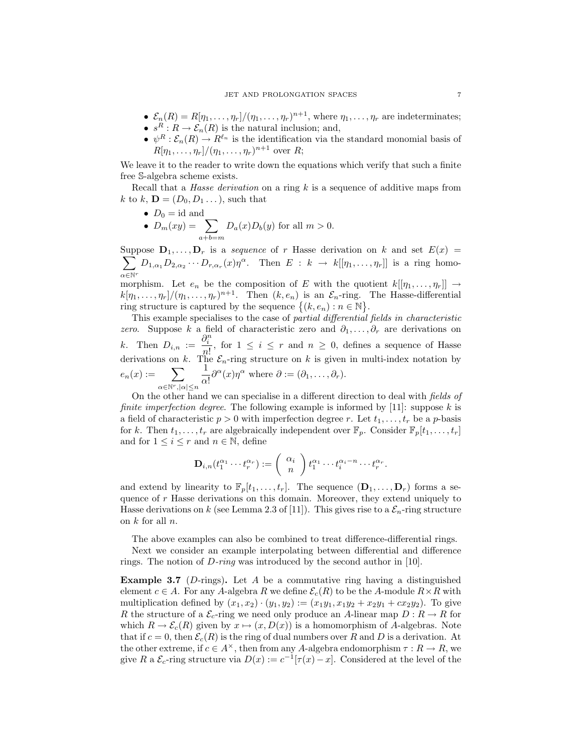- $\mathcal{E}_n(R) = R[\eta_1, \ldots, \eta_r]/(\eta_1, \ldots, \eta_r)^{n+1}$, where $\eta_1, \ldots, \eta_r$ are indeterminates;
- $s^R : R \to \mathcal{E}_n(R)$ is the natural inclusion; and,
- $\psi^R : \mathcal{E}_n(R) \to R^{\ell_n}$ is the identification via the standard monomial basis of $R[\eta_1, \ldots, \eta_r]/(\eta_1, \ldots, \eta_r)^{n+1}$ over $R$;

We leave it to the reader to write down the equations which verify that such a finite free $\mathbb{S}$-algebra scheme exists.

Recall that a *Hasse derivation* on a ring $k$ is a sequence of additive maps from $k$ to $k$, $\mathbf{D} = (D_0, D_1 \ldots)$, such that

- $D_0 = \mathrm{id}$ and
- $D_m(xy) = \displaystyle\sum_{a+b=m} D_a(x) D_b(y)$ for all $m > 0$.

Suppose $\mathbf{D}_1, \ldots, \mathbf{D}_r$ is a *sequence* of $r$ Hasse derivation on $k$ and set $E(x) = \displaystyle\sum_{\alpha \in \mathbb{N}^r} D_{1,\alpha_1} D_{2,\alpha_2} \cdots D_{r,\alpha_r}(x) \eta^\alpha$. Then $E : k \to k[[\eta_1, \ldots, \eta_r]]$ is a ring homomorphism. Let $e_n$ be the composition of $E$ with the quotient $k[[\eta_1, \ldots, \eta_r]] \to k[\eta_1, \ldots, \eta_r]/(\eta_1, \ldots, \eta_r)^{n+1}$. Then $(k, e_n)$ is an $\mathcal{E}_n$-ring. The Hasse-differential ring structure is captured by the sequence $\{(k, e_n) : n \in \mathbb{N}\}$.

This example specialises to the case of *partial differential fields in characteristic zero*. Suppose $k$ a field of characteristic zero and $\partial_1, \ldots, \partial_r$ are derivations on $k$. Then $D_{i,n} := \dfrac{\partial_i^n}{n!}$, for $1 \leq i \leq r$ and $n \geq 0$, defines a sequence of Hasse derivations on $k$. The $\mathcal{E}_n$-ring structure on $k$ is given in multi-index notation by $e_n(x) := \displaystyle\sum_{\alpha \in \mathbb{N}^r, |\alpha| \leq n} \frac{1}{\alpha!} \partial^\alpha(x) \eta^\alpha$ where $\partial := (\partial_1, \ldots, \partial_r)$.

On the other hand we can specialise in a different direction to deal with *fields of finite imperfection degree*. The following example is informed by [11]: suppose $k$ is a field of characteristic $p > 0$ with imperfection degree $r$. Let $t_1, \ldots, t_r$ be a $p$-basis for $k$. Then $t_1, \ldots, t_r$ are algebraically independent over $\mathbb{F}_p$. Consider $\mathbb{F}_p[t_1, \ldots, t_r]$ and for $1 \leq i \leq r$ and $n \in \mathbb{N}$, define

$$\mathbf{D}_{i,n}(t_1^{\alpha_1} \cdots t_r^{\alpha_r}) := \binom{\alpha_i}{n} t_1^{\alpha_1} \cdots t_i^{\alpha_i - n} \cdots t_r^{\alpha_r}.$$

and extend by linearity to $\mathbb{F}_p[t_1, \ldots, t_r]$. The sequence $(\mathbf{D}_1, \ldots, \mathbf{D}_r)$ forms a sequence of $r$ Hasse derivations on this domain. Moreover, they extend uniquely to Hasse derivations on $k$ (see Lemma 2.3 of [11]). This gives rise to a $\mathcal{E}_n$-ring structure on $k$ for all $n$.

The above examples can also be combined to treat difference-differential rings.

Next we consider an example interpolating between differential and difference rings. The notion of *D-ring* was introduced by the second author in [10].

**Example 3.7** (*D*-rings)**.** Let $A$ be a commutative ring having a distinguished element $c \in A$. For any $A$-algebra $R$ we define $\mathcal{E}_c(R)$ to be the $A$-module $R \times R$ with multiplication defined by $(x_1, x_2) \cdot (y_1, y_2) := (x_1 y_1, x_1 y_2 + x_2 y_1 + c x_2 y_2)$. To give $R$ the structure of a $\mathcal{E}_c$-ring we need only produce an $A$-linear map $D : R \to R$ for which $R \to \mathcal{E}_c(R)$ given by $x \mapsto (x, D(x))$ is a homomorphism of $A$-algebras. Note that if $c = 0$, then $\mathcal{E}_c(R)$ is the ring of dual numbers over $R$ and $D$ is a derivation. At the other extreme, if $c \in A^\times$, then from any $A$-algebra endomorphism $\tau : R \to R$, we give $R$ a $\mathcal{E}_c$-ring structure via $D(x) := c^{-1}[\tau(x) - x]$. Considered at the level of the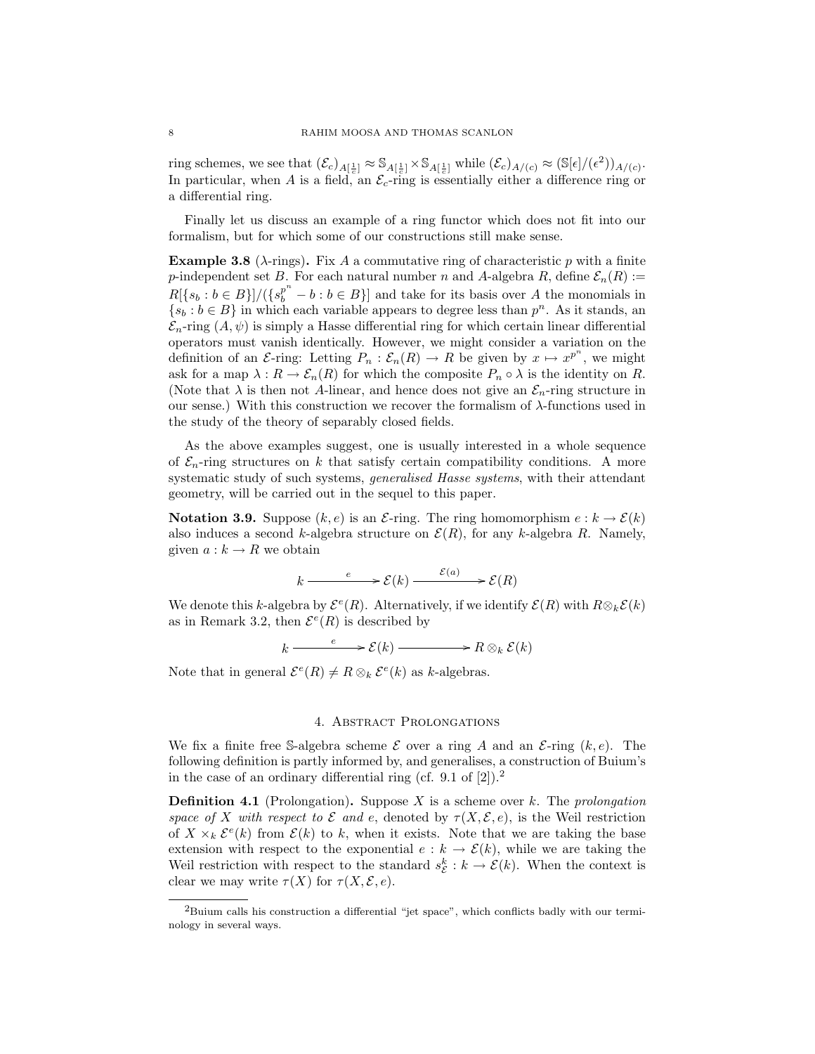ring schemes, we see that $(\mathcal{E}_c)_{A[\frac{1}{c}]} \approx \mathbb{S}_{A[\frac{1}{c}]} \times \mathbb{S}_{A[\frac{1}{c}]}$ while $(\mathcal{E}_c)_{A/(c)} \approx (\mathbb{S}[\epsilon]/(\epsilon^2))_{A/(c)}$. In particular, when $A$ is a field, an $\mathcal{E}_c$-ring is essentially either a difference ring or a differential ring.

Finally let us discuss an example of a ring functor which does not fit into our formalism, but for which some of our constructions still make sense.

**Example 3.8** ($\lambda$-rings)**.** Fix $A$ a commutative ring of characteristic $p$ with a finite $p$-independent set $B$. For each natural number $n$ and $A$-algebra $R$, define $\mathcal{E}_n(R) := R[\{s_b : b \in B\}]/(\{s_b^{p^n} - b : b \in B\}]$ and take for its basis over $A$ the monomials in $\{s_b : b \in B\}$ in which each variable appears to degree less than $p^n$. As it stands, an $\mathcal{E}_n$-ring $(A, \psi)$ is simply a Hasse differential ring for which certain linear differential operators must vanish identically. However, we might consider a variation on the definition of an $\mathcal{E}$-ring: Letting $P_n : \mathcal{E}_n(R) \to R$ be given by $x \mapsto x^{p^n}$, we might ask for a map $\lambda : R \to \mathcal{E}_n(R)$ for which the composite $P_n \circ \lambda$ is the identity on $R$. (Note that $\lambda$ is then not $A$-linear, and hence does not give an $\mathcal{E}_n$-ring structure in our sense.) With this construction we recover the formalism of $\lambda$-functions used in the study of the theory of separably closed fields.

As the above examples suggest, one is usually interested in a whole sequence of $\mathcal{E}_n$-ring structures on $k$ that satisfy certain compatibility conditions. A more systematic study of such systems, *generalised Hasse systems*, with their attendant geometry, will be carried out in the sequel to this paper.

**Notation 3.9.** Suppose $(k, e)$ is an $\mathcal{E}$-ring. The ring homomorphism $e : k \to \mathcal{E}(k)$ also induces a second $k$-algebra structure on $\mathcal{E}(R)$, for any $k$-algebra $R$. Namely, given $a : k \to R$ we obtain

$$k \xrightarrow{\quad e \quad} \mathcal{E}(k) \xrightarrow{\quad \mathcal{E}(a) \quad} \mathcal{E}(R)$$

We denote this $k$-algebra by $\mathcal{E}^e(R)$. Alternatively, if we identify $\mathcal{E}(R)$ with $R \otimes_k \mathcal{E}(k)$ as in Remark 3.2, then $\mathcal{E}^e(R)$ is described by

$$k \xrightarrow{\quad e \quad} \mathcal{E}(k) \xrightarrow{\qquad} R \otimes_k \mathcal{E}(k)$$

Note that in general $\mathcal{E}^e(R) \neq R \otimes_k \mathcal{E}^e(k)$ as $k$-algebras.

## 4. Abstract Prolongations

We fix a finite free $\mathbb{S}$-algebra scheme $\mathcal{E}$ over a ring $A$ and an $\mathcal{E}$-ring $(k, e)$. The following definition is partly informed by, and generalises, a construction of Buium's in the case of an ordinary differential ring (cf. 9.1 of [2]).[2]

**Definition 4.1** (Prolongation)**.** Suppose $X$ is a scheme over $k$. The *prolongation space of $X$ with respect to $\mathcal{E}$ and $e$*, denoted by $\tau(X, \mathcal{E}, e)$, is the Weil restriction of $X \times_k \mathcal{E}^e(k)$ from $\mathcal{E}(k)$ to $k$, when it exists. Note that we are taking the base extension with respect to the exponential $e : k \to \mathcal{E}(k)$, while we are taking the Weil restriction with respect to the standard $s^k_{\mathcal{E}} : k \to \mathcal{E}(k)$. When the context is clear we may write $\tau(X)$ for $\tau(X, \mathcal{E}, e)$.

[2] Buium calls his construction a differential "jet space", which conflicts badly with our terminology in several ways.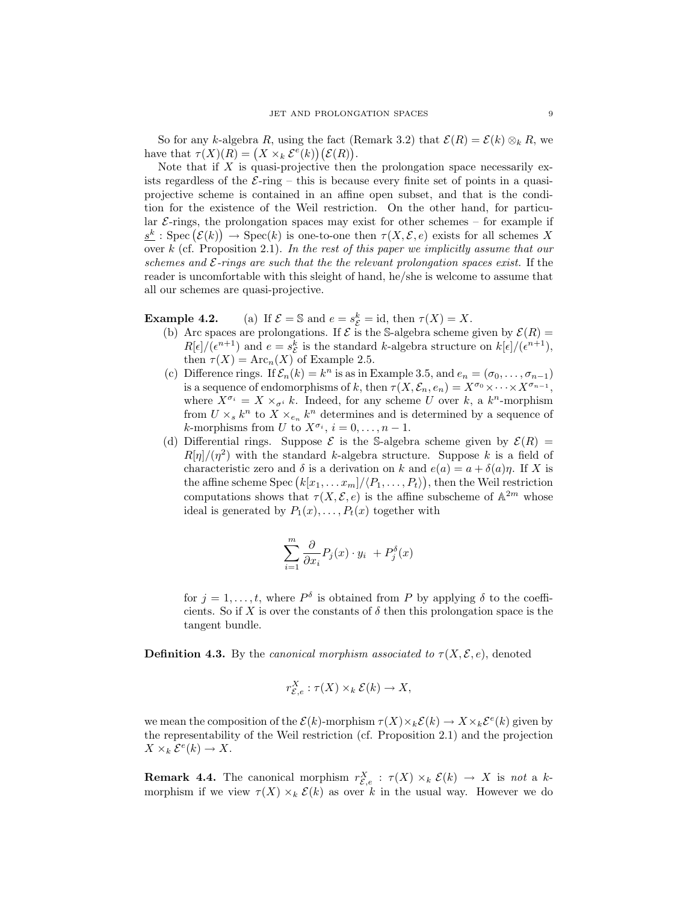So for any $k$-algebra $R$, using the fact (Remark 3.2) that $\mathcal{E}(R) = \mathcal{E}(k) \otimes_k R$, we have that $\tau(X)(R) = \big(X \times_k \mathcal{E}^e(k)\big)\big(\mathcal{E}(R)\big)$.

Note that if $X$ is quasi-projective then the prolongation space necessarily exists regardless of the $\mathcal{E}$-ring – this is because every finite set of points in a quasi-projective scheme is contained in an affine open subset, and that is the condition for the existence of the Weil restriction. On the other hand, for particular $\mathcal{E}$-rings, the prolongation spaces may exist for other schemes – for example if $\underline{s^k} : \operatorname{Spec}\big(\mathcal{E}(k)\big) \to \operatorname{Spec}(k)$ is one-to-one then $\tau(X, \mathcal{E}, e)$ exists for all schemes $X$ over $k$ (cf. Proposition 2.1). *In the rest of this paper we implicitly assume that our schemes and $\mathcal{E}$-rings are such that the the relevant prolongation spaces exist.* If the reader is uncomfortable with this sleight of hand, he/she is welcome to assume that all our schemes are quasi-projective.

**Example 4.2.** (a) If $\mathcal{E} = \mathbb{S}$ and $e = s^k_{\mathcal{E}} = \mathrm{id}$, then $\tau(X) = X$.

(b) Arc spaces are prolongations. If $\mathcal{E}$ is the $\mathbb{S}$-algebra scheme given by $\mathcal{E}(R) = R[\epsilon]/(\epsilon^{n+1})$ and $e = s^k_{\mathcal{E}}$ is the standard $k$-algebra structure on $k[\epsilon]/(\epsilon^{n+1})$, then $\tau(X) = \mathrm{Arc}_n(X)$ of Example 2.5.

(c) Difference rings. If $\mathcal{E}_n(k) = k^n$ is as in Example 3.5, and $e_n = (\sigma_0, \ldots, \sigma_{n-1})$ is a sequence of endomorphisms of $k$, then $\tau(X, \mathcal{E}_n, e_n) = X^{\sigma_0} \times \cdots \times X^{\sigma_{n-1}}$, where $X^{\sigma_i} = X \times_{\sigma^i} k$. Indeed, for any scheme $U$ over $k$, a $k^n$-morphism from $U \times_s k^n$ to $X \times_{e_n} k^n$ determines and is determined by a sequence of $k$-morphisms from $U$ to $X^{\sigma_i}$, $i = 0, \ldots, n-1$.

(d) Differential rings. Suppose $\mathcal{E}$ is the $\mathbb{S}$-algebra scheme given by $\mathcal{E}(R) = R[\eta]/(\eta^2)$ with the standard $k$-algebra structure. Suppose $k$ is a field of characteristic zero and $\delta$ is a derivation on $k$ and $e(a) = a + \delta(a)\eta$. If $X$ is the affine scheme $\operatorname{Spec}\big(k[x_1, \ldots x_m]/\langle P_1, \ldots, P_t\rangle\big)$, then the Weil restriction computations shows that $\tau(X, \mathcal{E}, e)$ is the affine subscheme of $\mathbb{A}^{2m}$ whose ideal is generated by $P_1(x), \ldots, P_t(x)$ together with

$$\sum_{i=1}^{m} \frac{\partial}{\partial x_i} P_j(x) \cdot y_i \ + P_j^{\delta}(x)$$

for $j = 1, \ldots, t$, where $P^{\delta}$ is obtained from $P$ by applying $\delta$ to the coefficients. So if $X$ is over the constants of $\delta$ then this prolongation space is the tangent bundle.

**Definition 4.3.** By the *canonical morphism associated to* $\tau(X, \mathcal{E}, e)$, denoted

$$r^X_{\mathcal{E},e} : \tau(X) \times_k \mathcal{E}(k) \to X,$$

we mean the composition of the $\mathcal{E}(k)$-morphism $\tau(X) \times_k \mathcal{E}(k) \to X \times_k \mathcal{E}^e(k)$ given by the representability of the Weil restriction (cf. Proposition 2.1) and the projection $X \times_k \mathcal{E}^e(k) \to X$.

**Remark 4.4.** The canonical morphism $r^X_{\mathcal{E},e} : \tau(X) \times_k \mathcal{E}(k) \to X$ is *not* a $k$-morphism if we view $\tau(X) \times_k \mathcal{E}(k)$ as over $k$ in the usual way. However we do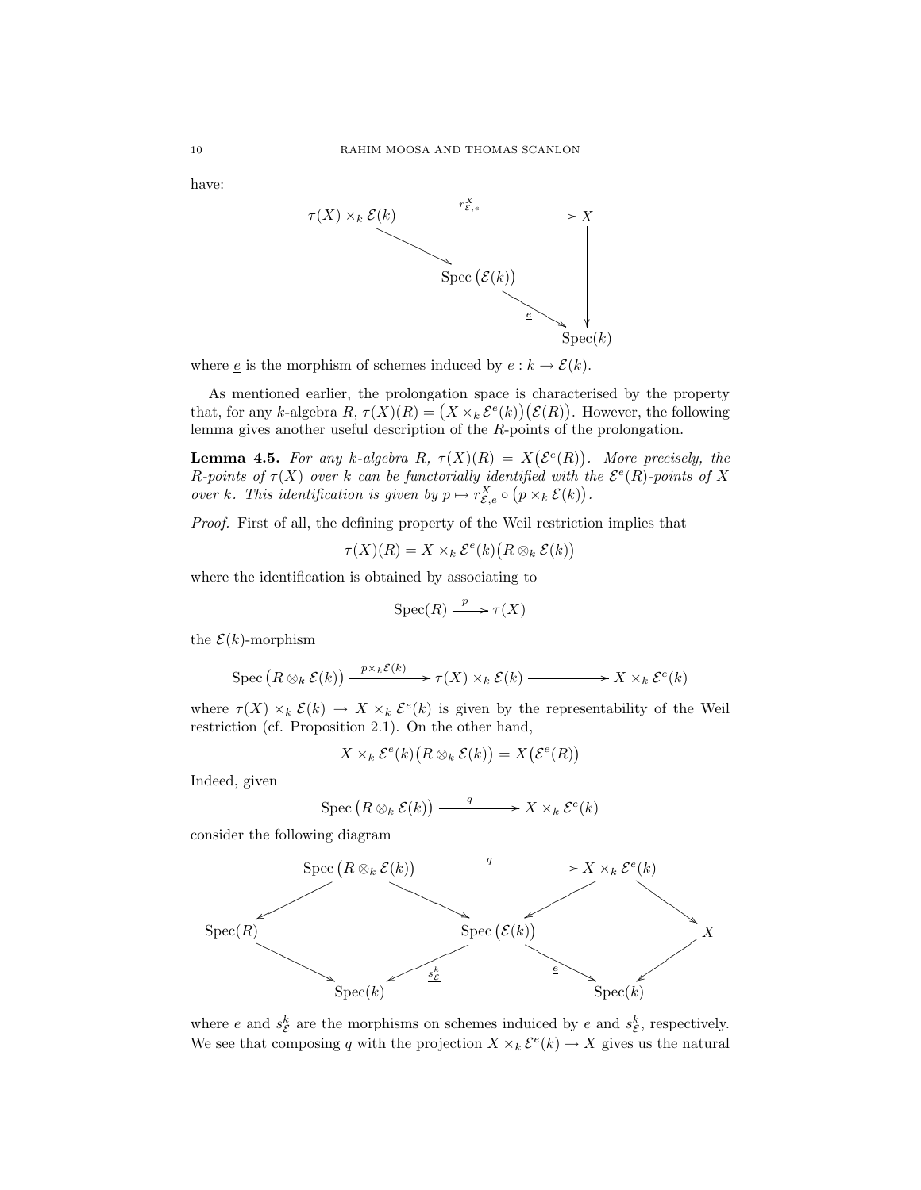have:

$$\begin{array}{ccc}
\tau(X) \times_k \mathcal{E}(k) & \xrightarrow{r^X_{\mathcal{E},e}} & X \\
\searrow & & \downarrow \\
& \operatorname{Spec}\big(\mathcal{E}(k)\big) \xrightarrow{\underline{e}} & \operatorname{Spec}(k)
\end{array}$$

where $\underline{e}$ is the morphism of schemes induced by $e : k \to \mathcal{E}(k)$.

As mentioned earlier, the prolongation space is characterised by the property that, for any $k$-algebra $R$, $\tau(X)(R) = \big(X \times_k \mathcal{E}^e(k)\big)\big(\mathcal{E}(R)\big)$. However, the following lemma gives another useful description of the $R$-points of the prolongation.

**Lemma 4.5.** *For any $k$-algebra $R$, $\tau(X)(R) = X\big(\mathcal{E}^e(R)\big)$. More precisely, the $R$-points of $\tau(X)$ over $k$ can be functorially identified with the $\mathcal{E}^e(R)$-points of $X$ over $k$. This identification is given by $p \mapsto r^X_{\mathcal{E},e} \circ \big(p \times_k \mathcal{E}(k)\big)$.*

*Proof.* First of all, the defining property of the Weil restriction implies that

$$\tau(X)(R) = X \times_k \mathcal{E}^e(k)\big(R \otimes_k \mathcal{E}(k)\big)$$

where the identification is obtained by associating to

$$\operatorname{Spec}(R) \xrightarrow{\;p\;} \tau(X)$$

the $\mathcal{E}(k)$-morphism

$$\operatorname{Spec}\big(R \otimes_k \mathcal{E}(k)\big) \xrightarrow{p \times_k \mathcal{E}(k)} \tau(X) \times_k \mathcal{E}(k) \longrightarrow X \times_k \mathcal{E}^e(k)$$

where $\tau(X) \times_k \mathcal{E}(k) \to X \times_k \mathcal{E}^e(k)$ is given by the representability of the Weil restriction (cf. Proposition 2.1). On the other hand,

$$X \times_k \mathcal{E}^e(k)\big(R \otimes_k \mathcal{E}(k)\big) = X\big(\mathcal{E}^e(R)\big)$$

Indeed, given

$$\operatorname{Spec}\big(R \otimes_k \mathcal{E}(k)\big) \xrightarrow{\;q\;} X \times_k \mathcal{E}^e(k)$$

consider the following diagram

$$\begin{array}{ccccccc}
& \operatorname{Spec}\big(R \otimes_k \mathcal{E}(k)\big) & & \xrightarrow{\;q\;} & & X \times_k \mathcal{E}^e(k) & \\
\swarrow & & \searrow & & \swarrow & & \searrow \\
\operatorname{Spec}(R) & & & \operatorname{Spec}\big(\mathcal{E}(k)\big) & & & X \\
& \searrow & \swarrow_{\underline{s^k_{\mathcal{E}}}} & & \searrow^{\underline{e}} & \swarrow & \\
& \operatorname{Spec}(k) & & & & \operatorname{Spec}(k) &
\end{array}$$

where $\underline{e}$ and $\underline{s^k_{\mathcal{E}}}$ are the morphisms on schemes induiced by $e$ and $s^k_{\mathcal{E}}$, respectively. We see that composing $q$ with the projection $X \times_k \mathcal{E}^e(k) \to X$ gives us the natural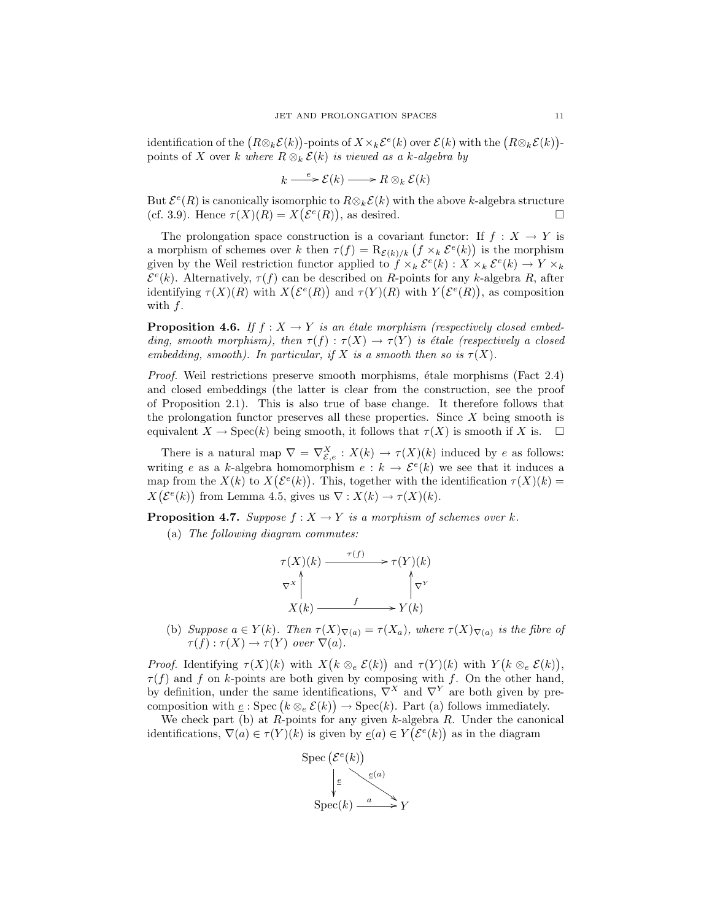identification of the $(R\otimes_k\mathcal{E}(k))$-points of $X\times_k\mathcal{E}^e(k)$ over $\mathcal{E}(k)$ with the $(R\otimes_k\mathcal{E}(k))$-points of $X$ over $k$ *where $R\otimes_k\mathcal{E}(k)$ is viewed as a $k$-algebra by*

$$k \xrightarrow{e} \mathcal{E}(k) \longrightarrow R\otimes_k \mathcal{E}(k)$$

But $\mathcal{E}^e(R)$ is canonically isomorphic to $R\otimes_k\mathcal{E}(k)$ with the above $k$-algebra structure (cf. 3.9). Hence $\tau(X)(R) = X\big(\mathcal{E}^e(R)\big)$, as desired. □

The prolongation space construction is a covariant functor: If $f : X \to Y$ is a morphism of schemes over $k$ then $\tau(f) = \mathrm{R}_{\mathcal{E}(k)/k}\big(f\times_k \mathcal{E}^e(k)\big)$ is the morphism given by the Weil restriction functor applied to $f\times_k \mathcal{E}^e(k) : X\times_k \mathcal{E}^e(k) \to Y\times_k \mathcal{E}^e(k)$. Alternatively, $\tau(f)$ can be described on $R$-points for any $k$-algebra $R$, after identifying $\tau(X)(R)$ with $X\big(\mathcal{E}^e(R)\big)$ and $\tau(Y)(R)$ with $Y\big(\mathcal{E}^e(R)\big)$, as composition with $f$.

**Proposition 4.6.** *If $f : X \to Y$ is an étale morphism (respectively closed embedding, smooth morphism), then $\tau(f) : \tau(X) \to \tau(Y)$ is étale (respectively a closed embedding, smooth). In particular, if $X$ is a smooth then so is $\tau(X)$.*

*Proof.* Weil restrictions preserve smooth morphisms, étale morphisms (Fact 2.4) and closed embeddings (the latter is clear from the construction, see the proof of Proposition 2.1). This is also true of base change. It therefore follows that the prolongation functor preserves all these properties. Since $X$ being smooth is equivalent $X \to \mathrm{Spec}(k)$ being smooth, it follows that $\tau(X)$ is smooth if $X$ is. □

There is a natural map $\nabla = \nabla^X_{\mathcal{E},e} : X(k) \to \tau(X)(k)$ induced by $e$ as follows: writing $e$ as a $k$-algebra homomorphism $e : k \to \mathcal{E}^e(k)$ we see that it induces a map from the $X(k)$ to $X\big(\mathcal{E}^e(k)\big)$. This, together with the identification $\tau(X)(k) = X\big(\mathcal{E}^e(k)\big)$ from Lemma 4.5, gives us $\nabla : X(k) \to \tau(X)(k)$.

**Proposition 4.7.** *Suppose $f : X \to Y$ is a morphism of schemes over $k$.*

(a) *The following diagram commutes:*

$$\begin{array}{ccc} \tau(X)(k) & \xrightarrow{\tau(f)} & \tau(Y)(k) \\ \uparrow{\scriptstyle \nabla^X} & & \uparrow{\scriptstyle \nabla^Y} \\ X(k) & \xrightarrow{f} & Y(k) \end{array}$$

(b) *Suppose $a \in Y(k)$. Then $\tau(X)_{\nabla(a)} = \tau(X_a)$, where $\tau(X)_{\nabla(a)}$ is the fibre of $\tau(f) : \tau(X) \to \tau(Y)$ over $\nabla(a)$.*

*Proof.* Identifying $\tau(X)(k)$ with $X\big(k\otimes_e \mathcal{E}(k)\big)$ and $\tau(Y)(k)$ with $Y\big(k\otimes_e \mathcal{E}(k)\big)$, $\tau(f)$ and $f$ on $k$-points are both given by composing with $f$. On the other hand, by definition, under the same identifications, $\nabla^X$ and $\nabla^Y$ are both given by precomposition with $\underline{e} : \mathrm{Spec}\,\big(k\otimes_e \mathcal{E}(k)\big) \to \mathrm{Spec}(k)$. Part (a) follows immediately.

We check part (b) at $R$-points for any given $k$-algebra $R$. Under the canonical identifications, $\nabla(a) \in \tau(Y)(k)$ is given by $\underline{e}(a) \in Y\big(\mathcal{E}^e(k)\big)$ as in the diagram

$$\begin{array}{ccc} \mathrm{Spec}\,\big(\mathcal{E}^e(k)\big) & & \\ \downarrow{\scriptstyle \underline{e}} & \searrow{\scriptstyle \underline{e}(a)} & \\ \mathrm{Spec}(k) & \xrightarrow{a} & Y \end{array}$$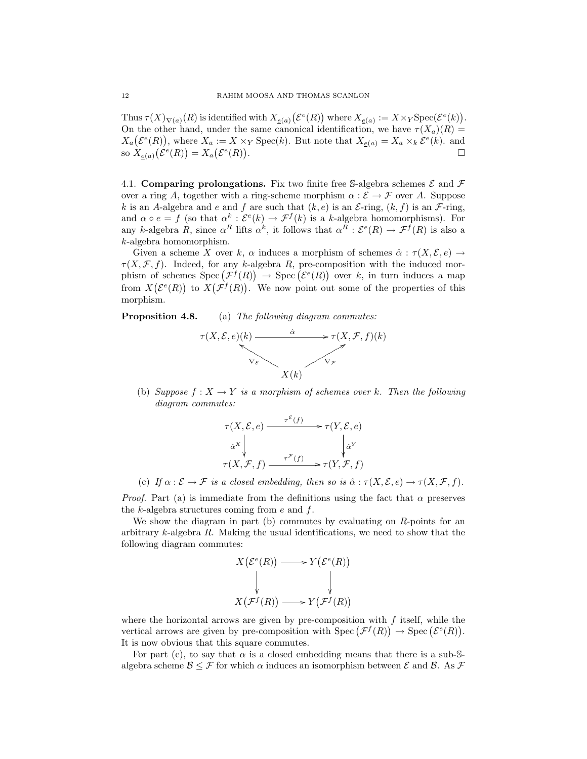Thus $\tau(X)_{\nabla(a)}(R)$ is identified with $X_{\underline{e}(a)}\big(\mathcal{E}^e(R)\big)$ where $X_{\underline{e}(a)} := X \times_Y \operatorname{Spec}(\mathcal{E}^e(k))$. On the other hand, under the same canonical identification, we have $\tau(X_a)(R) = X_a\big(\mathcal{E}^e(R)\big)$, where $X_a := X \times_Y \operatorname{Spec}(k)$. But note that $X_{\underline{e}(a)} = X_a \times_k \mathcal{E}^e(k)$. and so $X_{\underline{e}(a)}\big(\mathcal{E}^e(R)\big) = X_a\big(\mathcal{E}^e(R)\big)$. $\square$

### 4.1. Comparing prolongations.

Fix two finite free $\mathbb{S}$-algebra schemes $\mathcal{E}$ and $\mathcal{F}$ over a ring $A$, together with a ring-scheme morphism $\alpha : \mathcal{E} \to \mathcal{F}$ over $A$. Suppose $k$ is an $A$-algebra and $e$ and $f$ are such that $(k, e)$ is an $\mathcal{E}$-ring, $(k, f)$ is an $\mathcal{F}$-ring, and $\alpha \circ e = f$ (so that $\alpha^k : \mathcal{E}^e(k) \to \mathcal{F}^f(k)$ is a $k$-algebra homomorphisms). For any $k$-algebra $R$, since $\alpha^R$ lifts $\alpha^k$, it follows that $\alpha^R : \mathcal{E}^e(R) \to \mathcal{F}^f(R)$ is also a $k$-algebra homomorphism.

Given a scheme $X$ over $k$, $\alpha$ induces a morphism of schemes $\hat{\alpha} : \tau(X, \mathcal{E}, e) \to \tau(X, \mathcal{F}, f)$. Indeed, for any $k$-algebra $R$, pre-composition with the induced morphism of schemes $\operatorname{Spec}\big(\mathcal{F}^f(R)\big) \to \operatorname{Spec}\big(\mathcal{E}^e(R)\big)$ over $k$, in turn induces a map from $X\big(\mathcal{E}^e(R)\big)$ to $X\big(\mathcal{F}^f(R)\big)$. We now point out some of the properties of this morphism.

**Proposition 4.8.** (a) *The following diagram commutes:*

$$\begin{array}{ccc}
\tau(X, \mathcal{E}, e)(k) & \xrightarrow{\quad \hat{\alpha} \quad} & \tau(X, \mathcal{F}, f)(k) \\
& {\scriptstyle \nabla_{\mathcal{E}}} \nwarrow \quad \nearrow {\scriptstyle \nabla_{\mathcal{F}}} & \\
& X(k) &
\end{array}$$

(b) *Suppose $f : X \to Y$ is a morphism of schemes over $k$. Then the following diagram commutes:*

$$\begin{array}{ccc}
\tau(X, \mathcal{E}, e) & \xrightarrow{\tau^{\mathcal{E}}(f)} & \tau(Y, \mathcal{E}, e) \\
\downarrow {\scriptstyle \hat{\alpha}^X} & & \downarrow {\scriptstyle \hat{\alpha}^Y} \\
\tau(X, \mathcal{F}, f) & \xrightarrow{\tau^{\mathcal{F}}(f)} & \tau(Y, \mathcal{F}, f)
\end{array}$$

(c) *If $\alpha : \mathcal{E} \to \mathcal{F}$ is a closed embedding, then so is $\hat{\alpha} : \tau(X, \mathcal{E}, e) \to \tau(X, \mathcal{F}, f)$.*

*Proof.* Part (a) is immediate from the definitions using the fact that $\alpha$ preserves the $k$-algebra structures coming from $e$ and $f$.

We show the diagram in part (b) commutes by evaluating on $R$-points for an arbitrary $k$-algebra $R$. Making the usual identifications, we need to show that the following diagram commutes:

$$\begin{array}{ccc}
X\big(\mathcal{E}^e(R)\big) & \longrightarrow & Y\big(\mathcal{E}^e(R)\big) \\
\downarrow & & \downarrow \\
X\big(\mathcal{F}^f(R)\big) & \longrightarrow & Y\big(\mathcal{F}^f(R)\big)
\end{array}$$

where the horizontal arrows are given by pre-composition with $f$ itself, while the vertical arrows are given by pre-composition with $\operatorname{Spec}\big(\mathcal{F}^f(R)\big) \to \operatorname{Spec}\big(\mathcal{E}^e(R)\big)$. It is now obvious that this square commutes.

For part (c), to say that $\alpha$ is a closed embedding means that there is a sub-$\mathbb{S}$-algebra scheme $\mathcal{B} \leq \mathcal{F}$ for which $\alpha$ induces an isomorphism between $\mathcal{E}$ and $\mathcal{B}$. As $\mathcal{F}$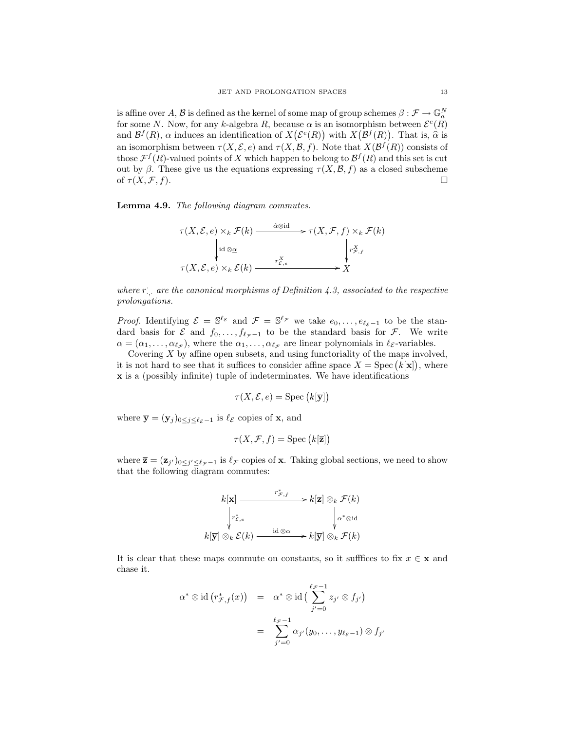is affine over $A$, $\mathcal{B}$ is defined as the kernel of some map of group schemes $\beta : \mathcal{F} \to \mathbb{G}_a^N$ for some $N$. Now, for any $k$-algebra $R$, because $\alpha$ is an isomorphism between $\mathcal{E}^e(R)$ and $\mathcal{B}^f(R)$, $\alpha$ induces an identification of $X\big(\mathcal{E}^e(R)\big)$ with $X\big(\mathcal{B}^f(R)\big)$. That is, $\widehat{\alpha}$ is an isomorphism between $\tau(X, \mathcal{E}, e)$ and $\tau(X, \mathcal{B}, f)$. Note that $X(\mathcal{B}^f(R))$ consists of those $\mathcal{F}^f(R)$-valued points of $X$ which happen to belong to $\mathcal{B}^f(R)$ and this set is cut out by $\beta$. These give us the equations expressing $\tau(X, \mathcal{B}, f)$ as a closed subscheme of $\tau(X, \mathcal{F}, f)$. $\square$

**Lemma 4.9.** *The following diagram commutes.*

$$\begin{array}{ccc}
\tau(X, \mathcal{E}, e) \times_k \mathcal{F}(k) & \xrightarrow{\hat{\alpha} \otimes \mathrm{id}} & \tau(X, \mathcal{F}, f) \times_k \mathcal{F}(k) \\
\Big\downarrow{\scriptstyle \mathrm{id} \otimes \underline{\alpha}} & & \Big\downarrow{\scriptstyle r^X_{\mathcal{F}, f}} \\
\tau(X, \mathcal{E}, e) \times_k \mathcal{E}(k) & \xrightarrow{r^X_{\mathcal{E}, e}} & X
\end{array}$$

*where $r^{\cdot}_{\cdot,\cdot}$ are the canonical morphisms of Definition 4.3, associated to the respective prolongations.*

*Proof.* Identifying $\mathcal{E} = \mathbb{S}^{\ell_\mathcal{E}}$ and $\mathcal{F} = \mathbb{S}^{\ell_\mathcal{F}}$ we take $e_0, \ldots, e_{\ell_\mathcal{E}-1}$ to be the standard basis for $\mathcal{E}$ and $f_0, \ldots, f_{\ell_\mathcal{F}-1}$ to be the standard basis for $\mathcal{F}$. We write $\alpha = (\alpha_1, \ldots, \alpha_{\ell_\mathcal{F}})$, where the $\alpha_1, \ldots, \alpha_{\ell_\mathcal{F}}$ are linear polynomials in $\ell_\mathcal{E}$-variables.

Covering $X$ by affine open subsets, and using functoriality of the maps involved, it is not hard to see that it suffices to consider affine space $X = \mathrm{Spec}\big(k[\mathbf{x}]\big)$, where $\mathbf{x}$ is a (possibly infinite) tuple of indeterminates. We have identifications

$$\tau(X, \mathcal{E}, e) = \mathrm{Spec}\big(k[\overline{\mathbf{y}}]\big)$$

where $\overline{\mathbf{y}} = (\mathbf{y}_j)_{0 \le j \le \ell_\mathcal{E}-1}$ is $\ell_\mathcal{E}$ copies of $\mathbf{x}$, and

$$\tau(X, \mathcal{F}, f) = \mathrm{Spec}\big(k[\overline{\mathbf{z}}]\big)$$

where $\overline{\mathbf{z}} = (\mathbf{z}_{j'})_{0 \le j' \le \ell_\mathcal{F}-1}$ is $\ell_\mathcal{F}$ copies of $\mathbf{x}$. Taking global sections, we need to show that the following diagram commutes:

$$\begin{array}{ccc}
k[\mathbf{x}] & \xrightarrow{r^*_{\mathcal{F}, f}} & k[\overline{\mathbf{z}}] \otimes_k \mathcal{F}(k) \\
\Big\downarrow{\scriptstyle r^*_{\mathcal{E}, e}} & & \Big\downarrow{\scriptstyle \alpha^* \otimes \mathrm{id}} \\
k[\overline{\mathbf{y}}] \otimes_k \mathcal{E}(k) & \xrightarrow{\mathrm{id} \otimes \alpha} & k[\overline{\mathbf{y}}] \otimes_k \mathcal{F}(k)
\end{array}$$

It is clear that these maps commute on constants, so it sufffices to fix $x \in \mathbf{x}$ and chase it.

$$\begin{aligned}
\alpha^* \otimes \mathrm{id}\left(r^*_{\mathcal{F}, f}(x)\right) &= \alpha^* \otimes \mathrm{id}\Big(\sum_{j'=0}^{\ell_\mathcal{F}-1} z_{j'} \otimes f_{j'}\Big) \\
&= \sum_{j'=0}^{\ell_\mathcal{F}-1} \alpha_{j'}(y_0, \ldots, y_{\ell_\mathcal{E}-1}) \otimes f_{j'}
\end{aligned}$$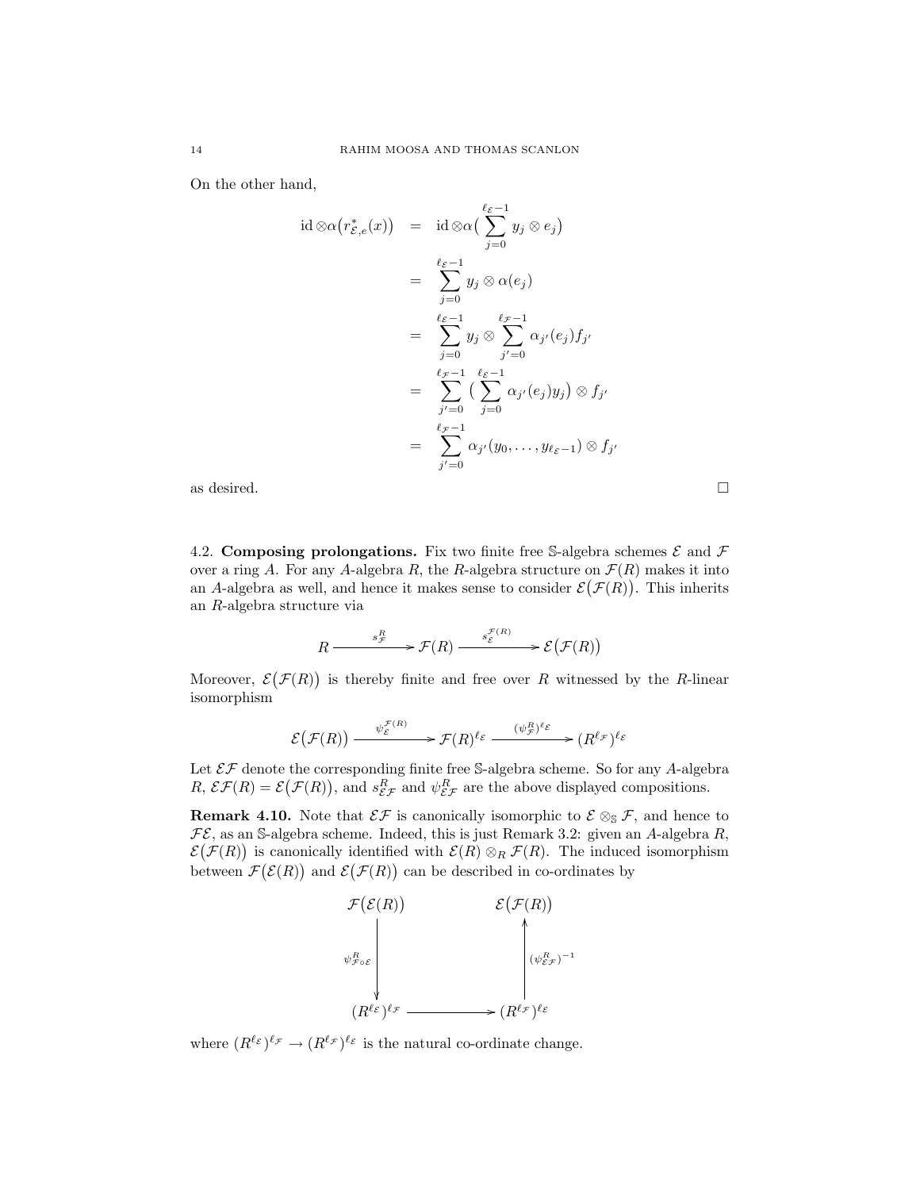On the other hand,

$$
\begin{aligned}
\operatorname{id} \otimes \alpha\big(r^*_{\mathcal{E},e}(x)\big) &= \operatorname{id} \otimes \alpha\big(\sum_{j=0}^{\ell_{\mathcal{E}}-1} y_j \otimes e_j\big) \\
&= \sum_{j=0}^{\ell_{\mathcal{E}}-1} y_j \otimes \alpha(e_j) \\
&= \sum_{j=0}^{\ell_{\mathcal{E}}-1} y_j \otimes \sum_{j'=0}^{\ell_{\mathcal{F}}-1} \alpha_{j'}(e_j) f_{j'} \\
&= \sum_{j'=0}^{\ell_{\mathcal{F}}-1} \big(\sum_{j=0}^{\ell_{\mathcal{E}}-1} \alpha_{j'}(e_j) y_j\big) \otimes f_{j'} \\
&= \sum_{j'=0}^{\ell_{\mathcal{F}}-1} \alpha_{j'}(y_0, \ldots, y_{\ell_{\mathcal{E}}-1}) \otimes f_{j'}
\end{aligned}
$$

as desired. □

4.2. **Composing prolongations.** Fix two finite free $\mathbb{S}$-algebra schemes $\mathcal{E}$ and $\mathcal{F}$ over a ring $A$. For any $A$-algebra $R$, the $R$-algebra structure on $\mathcal{F}(R)$ makes it into an $A$-algebra as well, and hence it makes sense to consider $\mathcal{E}\big(\mathcal{F}(R)\big)$. This inherits an $R$-algebra structure via

$$
R \xrightarrow{\ s^R_{\mathcal{F}}\ } \mathcal{F}(R) \xrightarrow{\ s^{\mathcal{F}(R)}_{\mathcal{E}}\ } \mathcal{E}\big(\mathcal{F}(R)\big)
$$

Moreover, $\mathcal{E}\big(\mathcal{F}(R)\big)$ is thereby finite and free over $R$ witnessed by the $R$-linear isomorphism

$$
\mathcal{E}\big(\mathcal{F}(R)\big) \xrightarrow{\ \psi^{\mathcal{F}(R)}_{\mathcal{E}}\ } \mathcal{F}(R)^{\ell_{\mathcal{E}}} \xrightarrow{\ (\psi^R_{\mathcal{F}})^{\ell_{\mathcal{E}}}\ } (R^{\ell_{\mathcal{F}}})^{\ell_{\mathcal{E}}}
$$

Let $\mathcal{E}\mathcal{F}$ denote the corresponding finite free $\mathbb{S}$-algebra scheme. So for any $A$-algebra $R$, $\mathcal{E}\mathcal{F}(R) = \mathcal{E}\big(\mathcal{F}(R)\big)$, and $s^R_{\mathcal{E}\mathcal{F}}$ and $\psi^R_{\mathcal{E}\mathcal{F}}$ are the above displayed compositions.

**Remark 4.10.** Note that $\mathcal{E}\mathcal{F}$ is canonically isomorphic to $\mathcal{E} \otimes_{\mathbb{S}} \mathcal{F}$, and hence to $\mathcal{F}\mathcal{E}$, as an $\mathbb{S}$-algebra scheme. Indeed, this is just Remark 3.2: given an $A$-algebra $R$, $\mathcal{E}\big(\mathcal{F}(R)\big)$ is canonically identified with $\mathcal{E}(R) \otimes_R \mathcal{F}(R)$. The induced isomorphism between $\mathcal{F}\big(\mathcal{E}(R)\big)$ and $\mathcal{E}\big(\mathcal{F}(R)\big)$ can be described in co-ordinates by

$$
\begin{array}{ccc}
\mathcal{F}\big(\mathcal{E}(R)\big) & & \mathcal{E}\big(\mathcal{F}(R)\big) \\
\Big\downarrow {\scriptstyle \psi^R_{\mathcal{F}\circ\mathcal{E}}} & & \Big\uparrow {\scriptstyle (\psi^R_{\mathcal{E}\mathcal{F}})^{-1}} \\
(R^{\ell_{\mathcal{E}}})^{\ell_{\mathcal{F}}} & \longrightarrow & (R^{\ell_{\mathcal{F}}})^{\ell_{\mathcal{E}}}
\end{array}
$$

where $(R^{\ell_{\mathcal{E}}})^{\ell_{\mathcal{F}}} \to (R^{\ell_{\mathcal{F}}})^{\ell_{\mathcal{E}}}$ is the natural co-ordinate change.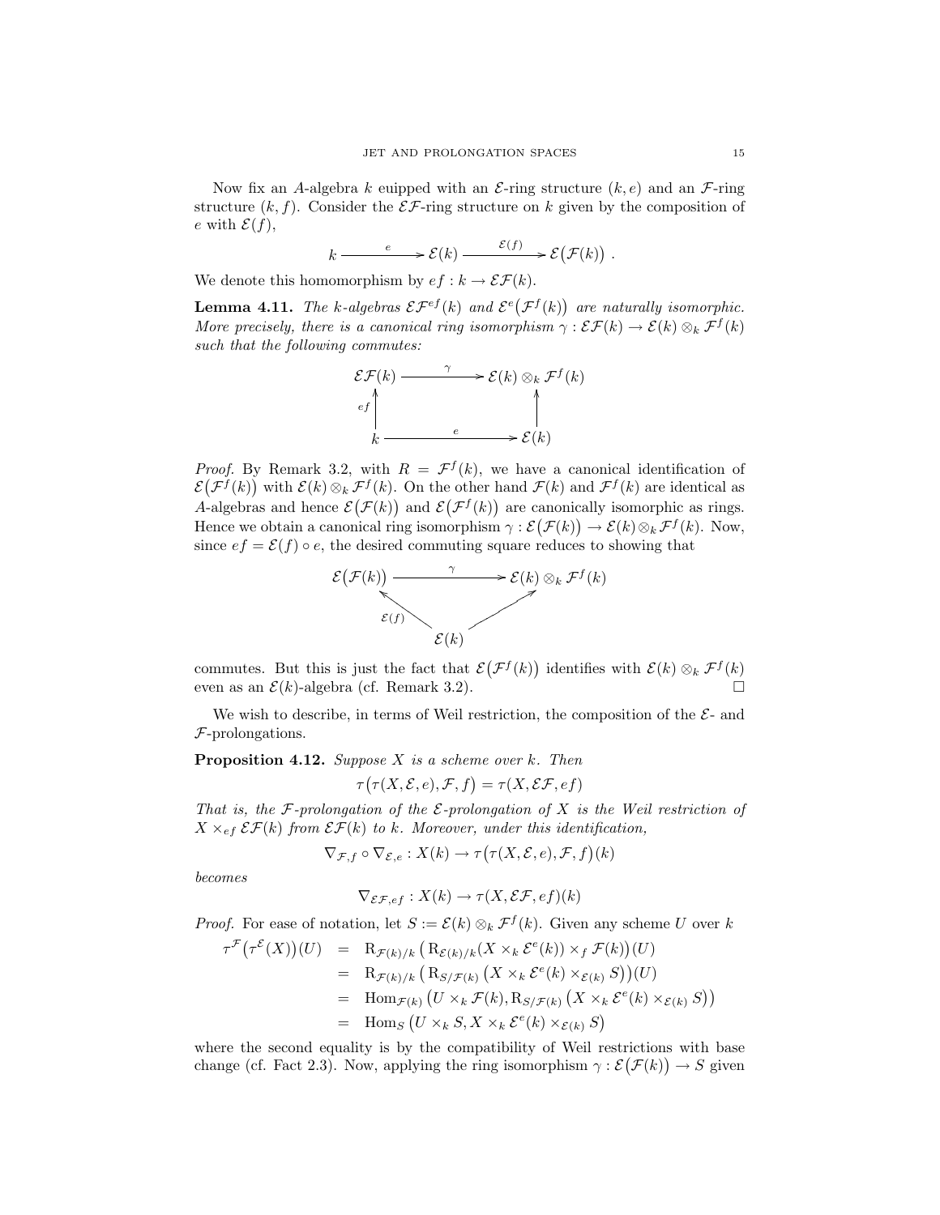Now fix an $A$-algebra $k$ euipped with an $\mathcal{E}$-ring structure $(k, e)$ and an $\mathcal{F}$-ring structure $(k, f)$. Consider the $\mathcal{E}\mathcal{F}$-ring structure on $k$ given by the composition of $e$ with $\mathcal{E}(f)$,

$$k \xrightarrow{\quad e \quad} \mathcal{E}(k) \xrightarrow{\quad \mathcal{E}(f) \quad} \mathcal{E}\big(\mathcal{F}(k)\big) \ .$$

We denote this homomorphism by $ef : k \to \mathcal{E}\mathcal{F}(k)$.

**Lemma 4.11.** *The $k$-algebras $\mathcal{E}\mathcal{F}^{ef}(k)$ and $\mathcal{E}^e\big(\mathcal{F}^f(k)\big)$ are naturally isomorphic. More precisely, there is a canonical ring isomorphism $\gamma : \mathcal{E}\mathcal{F}(k) \to \mathcal{E}(k) \otimes_k \mathcal{F}^f(k)$ such that the following commutes:*

$$\begin{array}{ccc}
\mathcal{E}\mathcal{F}(k) & \xrightarrow{\quad \gamma \quad} & \mathcal{E}(k) \otimes_k \mathcal{F}^f(k) \\
{\scriptstyle ef}\uparrow & & \uparrow \\
k & \xrightarrow{\quad e \quad} & \mathcal{E}(k)
\end{array}$$

*Proof.* By Remark 3.2, with $R = \mathcal{F}^f(k)$, we have a canonical identification of $\mathcal{E}\big(\mathcal{F}^f(k)\big)$ with $\mathcal{E}(k) \otimes_k \mathcal{F}^f(k)$. On the other hand $\mathcal{F}(k)$ and $\mathcal{F}^f(k)$ are identical as $A$-algebras and hence $\mathcal{E}\big(\mathcal{F}(k)\big)$ and $\mathcal{E}\big(\mathcal{F}^f(k)\big)$ are canonically isomorphic as rings. Hence we obtain a canonical ring isomorphism $\gamma : \mathcal{E}\big(\mathcal{F}(k)\big) \to \mathcal{E}(k) \otimes_k \mathcal{F}^f(k)$. Now, since $ef = \mathcal{E}(f) \circ e$, the desired commuting square reduces to showing that

$$\begin{array}{ccc}
\mathcal{E}\big(\mathcal{F}(k)\big) & \xrightarrow{\quad \gamma \quad} & \mathcal{E}(k) \otimes_k \mathcal{F}^f(k) \\
& {\scriptstyle \mathcal{E}(f)}\nwarrow \quad \nearrow & \\
& \mathcal{E}(k) &
\end{array}$$

commutes. But this is just the fact that $\mathcal{E}\big(\mathcal{F}^f(k)\big)$ identifies with $\mathcal{E}(k) \otimes_k \mathcal{F}^f(k)$ even as an $\mathcal{E}(k)$-algebra (cf. Remark 3.2). $\square$

We wish to describe, in terms of Weil restriction, the composition of the $\mathcal{E}$- and $\mathcal{F}$-prolongations.

**Proposition 4.12.** *Suppose $X$ is a scheme over $k$. Then*

$$\tau\big(\tau(X, \mathcal{E}, e), \mathcal{F}, f\big) = \tau(X, \mathcal{E}\mathcal{F}, ef)$$

*That is, the $\mathcal{F}$-prolongation of the $\mathcal{E}$-prolongation of $X$ is the Weil restriction of $X \times_{ef} \mathcal{E}\mathcal{F}(k)$ from $\mathcal{E}\mathcal{F}(k)$ to $k$. Moreover, under this identification,*

$$\nabla_{\mathcal{F}, f} \circ \nabla_{\mathcal{E}, e} : X(k) \to \tau\big(\tau(X, \mathcal{E}, e), \mathcal{F}, f\big)(k)$$

*becomes*

$$\nabla_{\mathcal{E}\mathcal{F}, ef} : X(k) \to \tau(X, \mathcal{E}\mathcal{F}, ef)(k)$$

*Proof.* For ease of notation, let $S := \mathcal{E}(k) \otimes_k \mathcal{F}^f(k)$. Given any scheme $U$ over $k$

$$\begin{aligned}
\tau^{\mathcal{F}}\big(\tau^{\mathcal{E}}(X)\big)(U) &= \mathrm{R}_{\mathcal{F}(k)/k}\left(\mathrm{R}_{\mathcal{E}(k)/k}(X \times_k \mathcal{E}^e(k)) \times_f \mathcal{F}(k)\right)(U) \\
&= \mathrm{R}_{\mathcal{F}(k)/k}\left(\mathrm{R}_{S/\mathcal{F}(k)}\left(X \times_k \mathcal{E}^e(k) \times_{\mathcal{E}(k)} S\right)\right)(U) \\
&= \mathrm{Hom}_{\mathcal{F}(k)}\left(U \times_k \mathcal{F}(k), \mathrm{R}_{S/\mathcal{F}(k)}\left(X \times_k \mathcal{E}^e(k) \times_{\mathcal{E}(k)} S\right)\right) \\
&= \mathrm{Hom}_S\left(U \times_k S, X \times_k \mathcal{E}^e(k) \times_{\mathcal{E}(k)} S\right)
\end{aligned}$$

where the second equality is by the compatibility of Weil restrictions with base change (cf. Fact 2.3). Now, applying the ring isomorphism $\gamma : \mathcal{E}\big(\mathcal{F}(k)\big) \to S$ given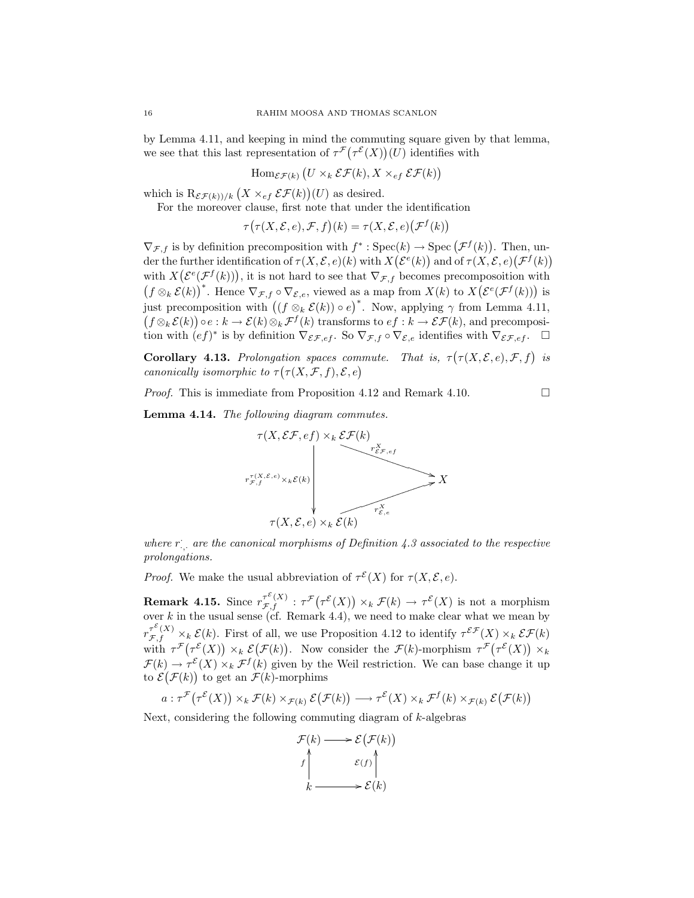by Lemma 4.11, and keeping in mind the commuting square given by that lemma, we see that this last representation of $\tau^{\mathcal{F}}\big(\tau^{\mathcal{E}}(X)\big)(U)$ identifies with

$$\operatorname{Hom}_{\mathcal{EF}(k)}\big(U \times_k \mathcal{EF}(k), X \times_{ef} \mathcal{EF}(k)\big)$$

which is $\mathrm{R}_{\mathcal{EF}(k))/k}\big(X \times_{ef} \mathcal{EF}(k)\big)(U)$ as desired.

For the moreover clause, first note that under the identification

$$\tau\big(\tau(X,\mathcal{E},e),\mathcal{F},f\big)(k) = \tau(X,\mathcal{E},e)\big(\mathcal{F}^f(k)\big)$$

$\nabla_{\mathcal{F},f}$ is by definition precomposition with $f^* : \operatorname{Spec}(k) \to \operatorname{Spec}\big(\mathcal{F}^f(k)\big)$. Then, under the further identification of $\tau(X,\mathcal{E},e)(k)$ with $X\big(\mathcal{E}^e(k)\big)$ and of $\tau(X,\mathcal{E},e)\big(\mathcal{F}^f(k)\big)$ with $X\big(\mathcal{E}^e(\mathcal{F}^f(k))\big)$, it is not hard to see that $\nabla_{\mathcal{F},f}$ becomes precomposoition with $\big(f \otimes_k \mathcal{E}(k)\big)^*$. Hence $\nabla_{\mathcal{F},f} \circ \nabla_{\mathcal{E},e}$, viewed as a map from $X(k)$ to $X\big(\mathcal{E}^e(\mathcal{F}^f(k))\big)$ is just precomposition with $\big((f \otimes_k \mathcal{E}(k)) \circ e\big)^*$. Now, applying $\gamma$ from Lemma 4.11, $\big(f \otimes_k \mathcal{E}(k)\big) \circ e : k \to \mathcal{E}(k) \otimes_k \mathcal{F}^f(k)$ transforms to $ef : k \to \mathcal{EF}(k)$, and precomposition with $(ef)^*$ is by definition $\nabla_{\mathcal{EF},ef}$. So $\nabla_{\mathcal{F},f} \circ \nabla_{\mathcal{E},e}$ identifies with $\nabla_{\mathcal{EF},ef}$. $\square$

**Corollary 4.13.** *Prolongation spaces commute. That is, $\tau\big(\tau(X,\mathcal{E},e),\mathcal{F},f\big)$ is canonically isomorphic to $\tau\big(\tau(X,\mathcal{F},f),\mathcal{E},e\big)$*

*Proof.* This is immediate from Proposition 4.12 and Remark 4.10. $\square$

**Lemma 4.14.** *The following diagram commutes.*

$$\begin{array}{ccc}
\tau(X,\mathcal{EF},ef) \times_k \mathcal{EF}(k) & & \\
\Big\downarrow {\scriptstyle r_{\mathcal{F},f}^{\tau(X,\mathcal{E},e)} \times_k \mathcal{E}(k)} & \searrow^{r^X_{\mathcal{EF},ef}} & \\
 & & X \\
\tau(X,\mathcal{E},e) \times_k \mathcal{E}(k) & \nearrow_{r^X_{\mathcal{E},e}} &
\end{array}$$

*where $r^{\cdot}_{\cdot,\cdot}$ are the canonical morphisms of Definition 4.3 associated to the respective prolongations.*

*Proof.* We make the usual abbreviation of $\tau^{\mathcal{E}}(X)$ for $\tau(X,\mathcal{E},e)$.

**Remark 4.15.** Since $r_{\mathcal{F},f}^{\tau^{\mathcal{E}}(X)} : \tau^{\mathcal{F}}\big(\tau^{\mathcal{E}}(X)\big) \times_k \mathcal{F}(k) \to \tau^{\mathcal{E}}(X)$ is not a morphism over $k$ in the usual sense (cf. Remark 4.4), we need to make clear what we mean by $r_{\mathcal{F},f}^{\tau^{\mathcal{E}}(X)} \times_k \mathcal{E}(k)$. First of all, we use Proposition 4.12 to identify $\tau^{\mathcal{EF}}(X) \times_k \mathcal{EF}(k)$ with $\tau^{\mathcal{F}}\big(\tau^{\mathcal{E}}(X)\big) \times_k \mathcal{E}\big(\mathcal{F}(k)\big)$. Now consider the $\mathcal{F}(k)$-morphism $\tau^{\mathcal{F}}\big(\tau^{\mathcal{E}}(X)\big) \times_k \mathcal{F}(k) \to \tau^{\mathcal{E}}(X) \times_k \mathcal{F}^f(k)$ given by the Weil restriction. We can base change it up to $\mathcal{E}\big(\mathcal{F}(k)\big)$ to get an $\mathcal{F}(k)$-morphims

$$a : \tau^{\mathcal{F}}\big(\tau^{\mathcal{E}}(X)\big) \times_k \mathcal{F}(k) \times_{\mathcal{F}(k)} \mathcal{E}\big(\mathcal{F}(k)\big) \longrightarrow \tau^{\mathcal{E}}(X) \times_k \mathcal{F}^f(k) \times_{\mathcal{F}(k)} \mathcal{E}\big(\mathcal{F}(k)\big)$$

Next, considering the following commuting diagram of $k$-algebras

$$\begin{array}{ccc}
\mathcal{F}(k) & \longrightarrow & \mathcal{E}\big(\mathcal{F}(k)\big) \\
{\scriptstyle f}\Big\uparrow & & \Big\uparrow{\scriptstyle \mathcal{E}(f)} \\
k & \longrightarrow & \mathcal{E}(k)
\end{array}$$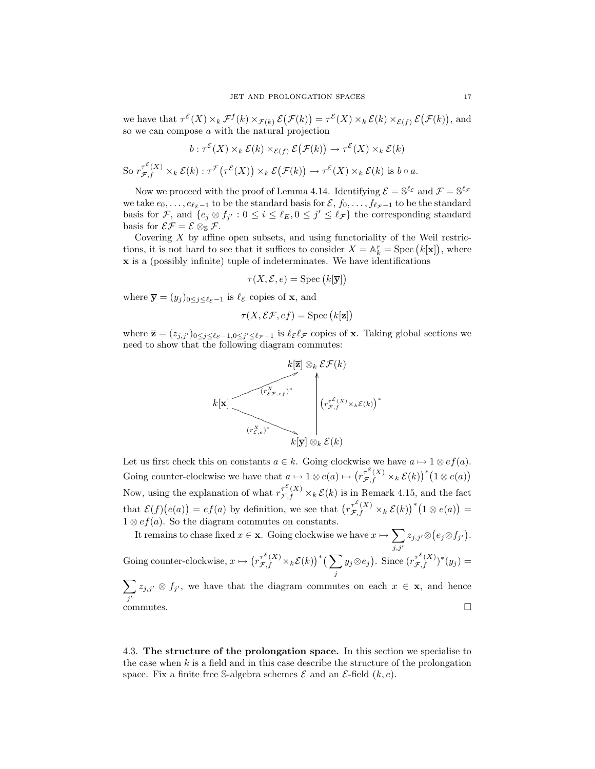we have that $\tau^{\mathcal{E}}(X) \times_k \mathcal{F}^f(k) \times_{\mathcal{F}(k)} \mathcal{E}\big(\mathcal{F}(k)\big) = \tau^{\mathcal{E}}(X) \times_k \mathcal{E}(k) \times_{\mathcal{E}(f)} \mathcal{E}\big(\mathcal{F}(k)\big)$, and so we can compose $a$ with the natural projection

$$b : \tau^{\mathcal{E}}(X) \times_k \mathcal{E}(k) \times_{\mathcal{E}(f)} \mathcal{E}\big(\mathcal{F}(k)\big) \to \tau^{\mathcal{E}}(X) \times_k \mathcal{E}(k)$$

So $r^{\tau^{\mathcal{E}}(X)}_{\mathcal{F},f} \times_k \mathcal{E}(k) : \tau^{\mathcal{F}}\big(\tau^{\mathcal{E}}(X)\big) \times_k \mathcal{E}\big(\mathcal{F}(k)\big) \to \tau^{\mathcal{E}}(X) \times_k \mathcal{E}(k)$ is $b \circ a$.

Now we proceed with the proof of Lemma 4.14. Identifying $\mathcal{E} = \mathbb{S}^{\ell_{\mathcal{E}}}$ and $\mathcal{F} = \mathbb{S}^{\ell_{\mathcal{F}}}$ we take $e_0, \ldots, e_{\ell_{\mathcal{E}}-1}$ to be the standard basis for $\mathcal{E}$, $f_0, \ldots, f_{\ell_{\mathcal{F}}-1}$ to be the standard basis for $\mathcal{F}$, and $\{e_j \otimes f_{j'} : 0 \leq i \leq \ell_E, 0 \leq j' \leq \ell_{\mathcal{F}}\}$ the corresponding standard basis for $\mathcal{E}\mathcal{F} = \mathcal{E} \otimes_{\mathbb{S}} \mathcal{F}$.

Covering $X$ by affine open subsets, and using functoriality of the Weil restrictions, it is not hard to see that it suffices to consider $X = \mathbb{A}^r_k = \mathrm{Spec}\,\big(k[\mathbf{x}]\big)$, where $\mathbf{x}$ is a (possibly infinite) tuple of indeterminates. We have identifications

$$\tau(X, \mathcal{E}, e) = \mathrm{Spec}\,\big(k[\overline{\mathbf{y}}]\big)$$

where $\overline{\mathbf{y}} = (y_j)_{0 \leq j \leq \ell_{\mathcal{E}}-1}$ is $\ell_{\mathcal{E}}$ copies of $\mathbf{x}$, and

$$\tau(X, \mathcal{E}\mathcal{F}, ef) = \mathrm{Spec}\,\big(k[\overline{\mathbf{z}}]\big)$$

where $\overline{\mathbf{z}} = (z_{j,j'})_{0 \leq j \leq \ell_{\mathcal{E}}-1, 0 \leq j' \leq \ell_{\mathcal{F}}-1}$ is $\ell_{\mathcal{E}}\ell_{\mathcal{F}}$ copies of $\mathbf{x}$. Taking global sections we need to show that the following diagram commutes:

$$\begin{array}{ccc} & & k[\overline{\mathbf{z}}] \otimes_k \mathcal{E}\mathcal{F}(k) \\ & \nearrow^{(r^X_{\mathcal{E}\mathcal{F},ef})^*} & \uparrow \scriptstyle{\left(r^{\tau^{\mathcal{E}}(X)}_{\mathcal{F},f} \times_k \mathcal{E}(k)\right)^*} \\ k[\mathbf{x}] & & \\ & \searrow_{(r^X_{\mathcal{E},e})^*} & \\ & & k[\overline{\mathbf{y}}] \otimes_k \mathcal{E}(k) \end{array}$$

Let us first check this on constants $a \in k$. Going clockwise we have $a \mapsto 1 \otimes ef(a)$. Going counter-clockwise we have that $a \mapsto 1 \otimes e(a) \mapsto \big(r^{\tau^{\mathcal{E}}(X)}_{\mathcal{F},f} \times_k \mathcal{E}(k)\big)^*\big(1 \otimes e(a)\big)$ Now, using the explanation of what $r^{\tau^{\mathcal{E}}(X)}_{\mathcal{F},f} \times_k \mathcal{E}(k)$ is in Remark 4.15, and the fact that $\mathcal{E}(f)\big(e(a)\big) = ef(a)$ by definition, we see that $\big(r^{\tau^{\mathcal{E}}(X)}_{\mathcal{F},f} \times_k \mathcal{E}(k)\big)^*\big(1 \otimes e(a)\big) = 1 \otimes ef(a)$. So the diagram commutes on constants.

It remains to chase fixed $x \in \mathbf{x}$. Going clockwise we have $x \mapsto \displaystyle\sum_{j,j'} z_{j,j'} \otimes \big(e_j \otimes f_{j'}\big)$. Going counter-clockwise, $x \mapsto \big(r^{\tau^{\mathcal{E}}(X)}_{\mathcal{F},f} \times_k \mathcal{E}(k)\big)^*\big(\displaystyle\sum_j y_j \otimes e_j\big)$. Since $(r^{\tau^{\mathcal{E}}(X)}_{\mathcal{F},f})^*(y_j) = \displaystyle\sum_{j'} z_{j,j'} \otimes f_{j'}$, we have that the diagram commutes on each $x \in \mathbf{x}$, and hence commutes. $\square$

## 4.3. The structure of the prolongation space.

In this section we specialise to the case when $k$ is a field and in this case describe the structure of the prolongation space. Fix a finite free $\mathbb{S}$-algebra schemes $\mathcal{E}$ and an $\mathcal{E}$-field $(k, e)$.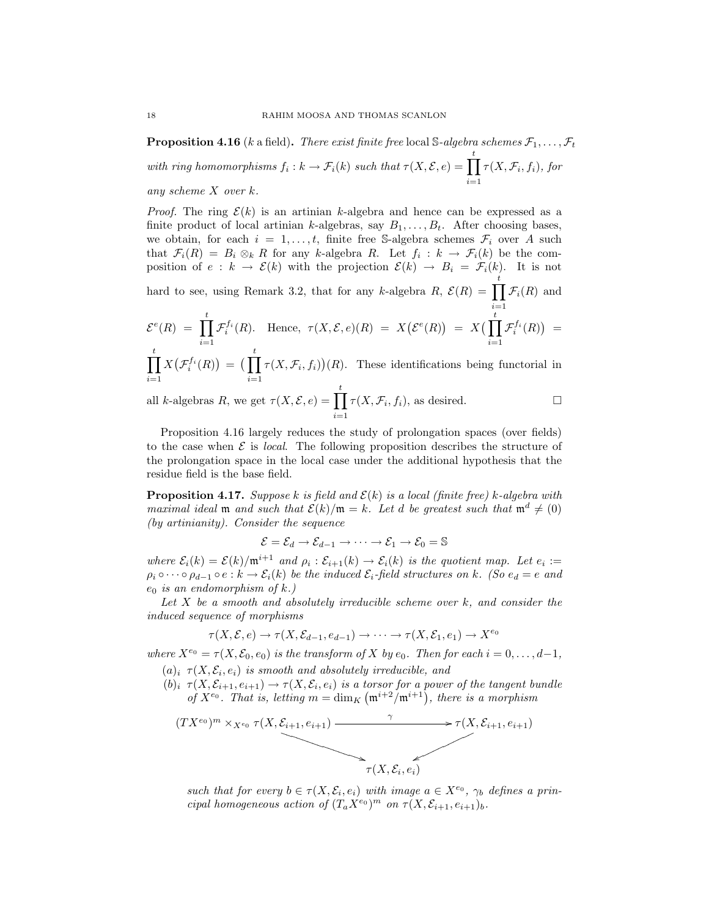**Proposition 4.16** ($k$ a field)**.** *There exist finite free* local $\mathbb{S}$*-algebra schemes* $\mathcal{F}_1, \dots, \mathcal{F}_t$ *with ring homomorphisms* $f_i : k \to \mathcal{F}_i(k)$ *such that* $\tau(X, \mathcal{E}, e) = \prod_{i=1}^{t} \tau(X, \mathcal{F}_i, f_i)$*, for any scheme* $X$ *over* $k$*.*

*Proof.* The ring $\mathcal{E}(k)$ is an artinian $k$-algebra and hence can be expressed as a finite product of local artinian $k$-algebras, say $B_1, \dots, B_t$. After choosing bases, we obtain, for each $i = 1, \dots, t$, finite free $\mathbb{S}$-algebra schemes $\mathcal{F}_i$ over $A$ such that $\mathcal{F}_i(R) = B_i \otimes_k R$ for any $k$-algebra $R$. Let $f_i : k \to \mathcal{F}_i(k)$ be the composition of $e : k \to \mathcal{E}(k)$ with the projection $\mathcal{E}(k) \to B_i = \mathcal{F}_i(k)$. It is not hard to see, using Remark 3.2, that for any $k$-algebra $R$, $\mathcal{E}(R) = \prod_{i=1}^{t} \mathcal{F}_i(R)$ and $\mathcal{E}^e(R) = \prod_{i=1}^{t} \mathcal{F}_i^{f_i}(R)$. Hence, $\tau(X, \mathcal{E}, e)(R) = X\big(\mathcal{E}^e(R)\big) = X\big(\prod_{i=1}^{t} \mathcal{F}_i^{f_i}(R)\big) = \prod_{i=1}^{t} X\big(\mathcal{F}_i^{f_i}(R)\big) = \big(\prod_{i=1}^{t} \tau(X, \mathcal{F}_i, f_i)\big)(R)$. These identifications being functorial in all $k$-algebras $R$, we get $\tau(X, \mathcal{E}, e) = \prod_{i=1}^{t} \tau(X, \mathcal{F}_i, f_i)$, as desired. $\square$

Proposition 4.16 largely reduces the study of prolongation spaces (over fields) to the case when $\mathcal{E}$ is *local*. The following proposition describes the structure of the prolongation space in the local case under the additional hypothesis that the residue field is the base field.

**Proposition 4.17.** *Suppose* $k$ *is field and* $\mathcal{E}(k)$ *is a local (finite free)* $k$*-algebra with maximal ideal* $\mathfrak{m}$ *and such that* $\mathcal{E}(k)/\mathfrak{m} = k$*. Let* $d$ *be greatest such that* $\mathfrak{m}^d \neq (0)$ *(by artinianity). Consider the sequence*

$$\mathcal{E} = \mathcal{E}_d \to \mathcal{E}_{d-1} \to \cdots \to \mathcal{E}_1 \to \mathcal{E}_0 = \mathbb{S}$$

*where* $\mathcal{E}_i(k) = \mathcal{E}(k)/\mathfrak{m}^{i+1}$ *and* $\rho_i : \mathcal{E}_{i+1}(k) \to \mathcal{E}_i(k)$ *is the quotient map. Let* $e_i := \rho_i \circ \cdots \circ \rho_{d-1} \circ e : k \to \mathcal{E}_i(k)$ *be the induced* $\mathcal{E}_i$*-field structures on* $k$*. (So* $e_d = e$ *and* $e_0$ *is an endomorphism of* $k$*.)*

*Let* $X$ *be a smooth and absolutely irreducible scheme over* $k$*, and consider the induced sequence of morphisms*

$$\tau(X, \mathcal{E}, e) \to \tau(X, \mathcal{E}_{d-1}, e_{d-1}) \to \cdots \to \tau(X, \mathcal{E}_1, e_1) \to X^{e_0}$$

*where* $X^{e_0} = \tau(X, \mathcal{E}_0, e_0)$ *is the transform of* $X$ *by* $e_0$*. Then for each* $i = 0, \dots, d-1$*,*

- $(a)_i$ $\tau(X, \mathcal{E}_i, e_i)$ *is smooth and absolutely irreducible, and*
- $(b)_i$ $\tau(X, \mathcal{E}_{i+1}, e_{i+1}) \to \tau(X, \mathcal{E}_i, e_i)$ *is a torsor for a power of the tangent bundle of* $X^{e_0}$*. That is, letting* $m = \dim_K \big(\mathfrak{m}^{i+2}/\mathfrak{m}^{i+1}\big)$*, there is a morphism*

$$\begin{array}{ccc} (TX^{e_0})^m \times_{X^{e_0}} \tau(X, \mathcal{E}_{i+1}, e_{i+1}) & \xrightarrow{\quad\gamma\quad} & \tau(X, \mathcal{E}_{i+1}, e_{i+1}) \\ & \searrow \quad \swarrow & \\ & \tau(X, \mathcal{E}_i, e_i) & \end{array}$$

*such that for every* $b \in \tau(X, \mathcal{E}_i, e_i)$ *with image* $a \in X^{e_0}$*,* $\gamma_b$ *defines a principal homogeneous action of* $(T_a X^{e_0})^m$ *on* $\tau(X, \mathcal{E}_{i+1}, e_{i+1})_b$*.*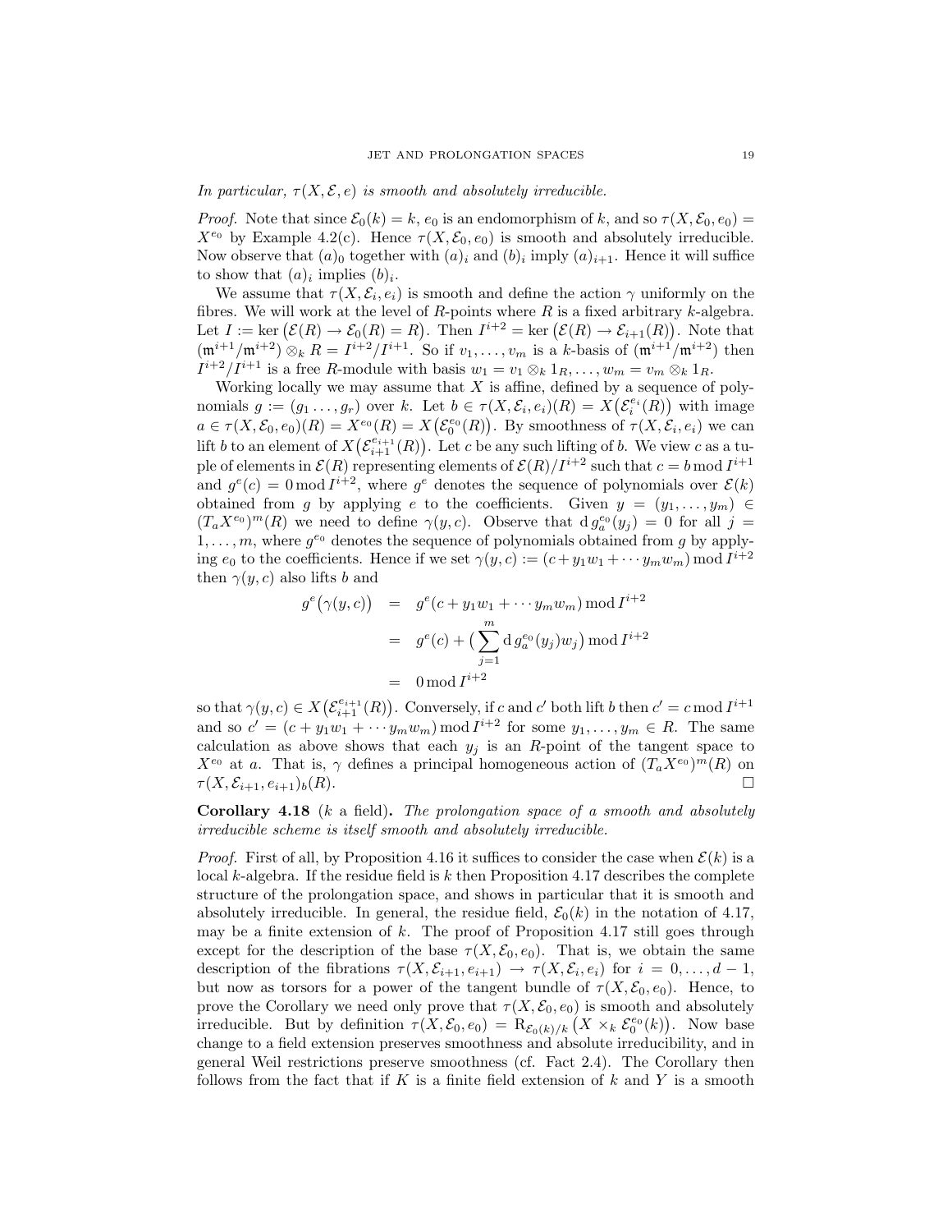*In particular, $\tau(X,\mathcal{E},e)$ is smooth and absolutely irreducible.*

*Proof.* Note that since $\mathcal{E}_0(k)=k$, $e_0$ is an endomorphism of $k$, and so $\tau(X,\mathcal{E}_0,e_0)=X^{e_0}$ by Example 4.2(c). Hence $\tau(X,\mathcal{E}_0,e_0)$ is smooth and absolutely irreducible. Now observe that $(a)_0$ together with $(a)_i$ and $(b)_i$ imply $(a)_{i+1}$. Hence it will suffice to show that $(a)_i$ implies $(b)_i$.

We assume that $\tau(X,\mathcal{E}_i,e_i)$ is smooth and define the action $\gamma$ uniformly on the fibres. We will work at the level of $R$-points where $R$ is a fixed arbitrary $k$-algebra. Let $I:=\ker\big(\mathcal{E}(R)\to\mathcal{E}_0(R)=R\big)$. Then $I^{i+2}=\ker\big(\mathcal{E}(R)\to\mathcal{E}_{i+1}(R)\big)$. Note that $(\mathfrak{m}^{i+1}/\mathfrak{m}^{i+2})\otimes_k R=I^{i+2}/I^{i+1}$. So if $v_1,\dots,v_m$ is a $k$-basis of $(\mathfrak{m}^{i+1}/\mathfrak{m}^{i+2})$ then $I^{i+2}/I^{i+1}$ is a free $R$-module with basis $w_1=v_1\otimes_k 1_R,\dots,w_m=v_m\otimes_k 1_R$.

Working locally we may assume that $X$ is affine, defined by a sequence of polynomials $g:=(g_1\dots,g_r)$ over $k$. Let $b\in\tau(X,\mathcal{E}_i,e_i)(R)=X\big(\mathcal{E}_i^{e_i}(R)\big)$ with image $a\in\tau(X,\mathcal{E}_0,e_0)(R)=X^{e_0}(R)=X\big(\mathcal{E}_0^{e_0}(R)\big)$. By smoothness of $\tau(X,\mathcal{E}_i,e_i)$ we can lift $b$ to an element of $X\big(\mathcal{E}_{i+1}^{e_{i+1}}(R)\big)$. Let $c$ be any such lifting of $b$. We view $c$ as a tuple of elements in $\mathcal{E}(R)$ representing elements of $\mathcal{E}(R)/I^{i+2}$ such that $c=b \bmod I^{i+1}$ and $g^e(c)=0 \bmod I^{i+2}$, where $g^e$ denotes the sequence of polynomials over $\mathcal{E}(k)$ obtained from $g$ by applying $e$ to the coefficients. Given $y=(y_1,\dots,y_m)\in(T_aX^{e_0})^m(R)$ we need to define $\gamma(y,c)$. Observe that $\mathrm{d}\,g_a^{e_0}(y_j)=0$ for all $j=1,\dots,m$, where $g^{e_0}$ denotes the sequence of polynomials obtained from $g$ by applying $e_0$ to the coefficients. Hence if we set $\gamma(y,c):=(c+y_1w_1+\cdots y_mw_m)\bmod I^{i+2}$ then $\gamma(y,c)$ also lifts $b$ and

$$
\begin{aligned}
g^e\big(\gamma(y,c)\big) &= g^e(c+y_1w_1+\cdots y_mw_m)\bmod I^{i+2}\\
&= g^e(c)+\Big(\sum_{j=1}^m \mathrm{d}\,g_a^{e_0}(y_j)w_j\Big)\bmod I^{i+2}\\
&= 0 \bmod I^{i+2}
\end{aligned}
$$

so that $\gamma(y,c)\in X\big(\mathcal{E}_{i+1}^{e_{i+1}}(R)\big)$. Conversely, if $c$ and $c'$ both lift $b$ then $c'=c \bmod I^{i+1}$ and so $c'=(c+y_1w_1+\cdots y_mw_m)\bmod I^{i+2}$ for some $y_1,\dots,y_m\in R$. The same calculation as above shows that each $y_j$ is an $R$-point of the tangent space to $X^{e_0}$ at $a$. That is, $\gamma$ defines a principal homogeneous action of $(T_aX^{e_0})^m(R)$ on $\tau(X,\mathcal{E}_{i+1},e_{i+1})_b(R)$. $\square$

**Corollary 4.18** ($k$ a field)**.** *The prolongation space of a smooth and absolutely irreducible scheme is itself smooth and absolutely irreducible.*

*Proof.* First of all, by Proposition 4.16 it suffices to consider the case when $\mathcal{E}(k)$ is a local $k$-algebra. If the residue field is $k$ then Proposition 4.17 describes the complete structure of the prolongation space, and shows in particular that it is smooth and absolutely irreducible. In general, the residue field, $\mathcal{E}_0(k)$ in the notation of 4.17, may be a finite extension of $k$. The proof of Proposition 4.17 still goes through except for the description of the base $\tau(X,\mathcal{E}_0,e_0)$. That is, we obtain the same description of the fibrations $\tau(X,\mathcal{E}_{i+1},e_{i+1})\to\tau(X,\mathcal{E}_i,e_i)$ for $i=0,\dots,d-1$, but now as torsors for a power of the tangent bundle of $\tau(X,\mathcal{E}_0,e_0)$. Hence, to prove the Corollary we need only prove that $\tau(X,\mathcal{E}_0,e_0)$ is smooth and absolutely irreducible. But by definition $\tau(X,\mathcal{E}_0,e_0)=\mathrm{R}_{\mathcal{E}_0(k)/k}\big(X\times_k\mathcal{E}_0^{e_0}(k)\big)$. Now base change to a field extension preserves smoothness and absolute irreducibility, and in general Weil restrictions preserve smoothness (cf. Fact 2.4). The Corollary then follows from the fact that if $K$ is a finite field extension of $k$ and $Y$ is a smooth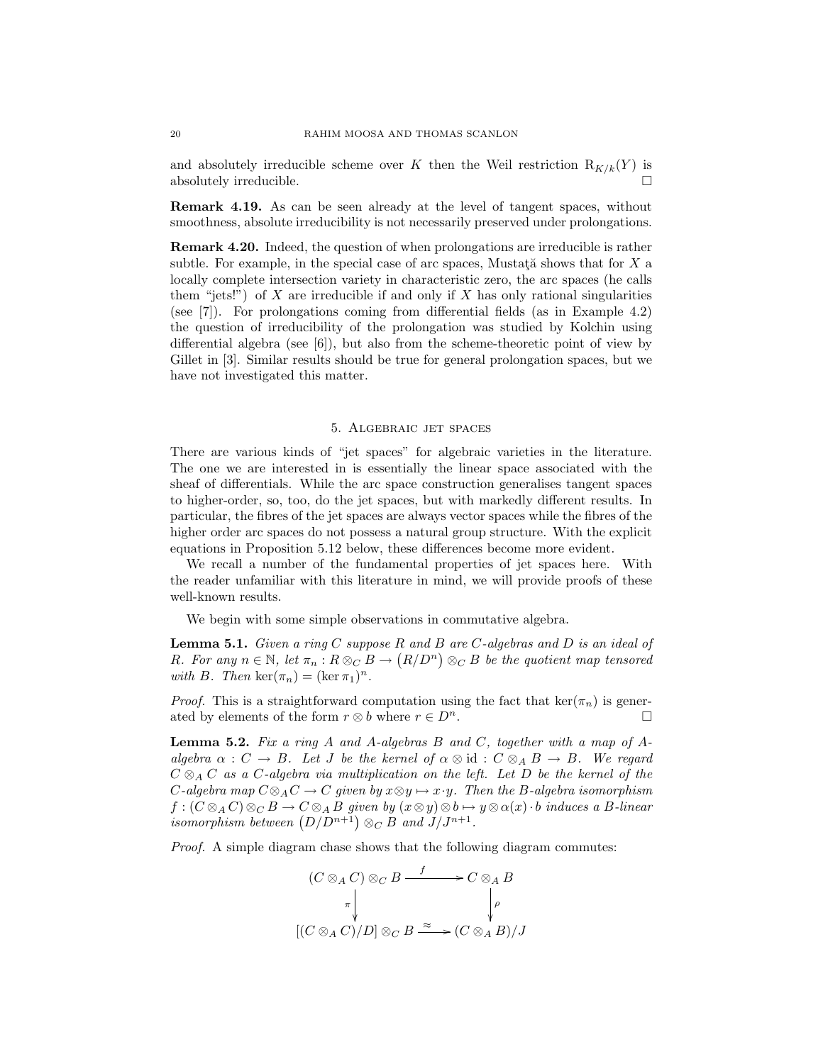and absolutely irreducible scheme over $K$ then the Weil restriction $\mathrm{R}_{K/k}(Y)$ is absolutely irreducible. $\square$

**Remark 4.19.** As can be seen already at the level of tangent spaces, without smoothness, absolute irreducibility is not necessarily preserved under prolongations.

**Remark 4.20.** Indeed, the question of when prolongations are irreducible is rather subtle. For example, in the special case of arc spaces, Mustaţă shows that for $X$ a locally complete intersection variety in characteristic zero, the arc spaces (he calls them "jets!") of $X$ are irreducible if and only if $X$ has only rational singularities (see [7]). For prolongations coming from differential fields (as in Example 4.2) the question of irreducibility of the prolongation was studied by Kolchin using differential algebra (see [6]), but also from the scheme-theoretic point of view by Gillet in [3]. Similar results should be true for general prolongation spaces, but we have not investigated this matter.

## 5. Algebraic jet spaces

There are various kinds of "jet spaces" for algebraic varieties in the literature. The one we are interested in is essentially the linear space associated with the sheaf of differentials. While the arc space construction generalises tangent spaces to higher-order, so, too, do the jet spaces, but with markedly different results. In particular, the fibres of the jet spaces are always vector spaces while the fibres of the higher order arc spaces do not possess a natural group structure. With the explicit equations in Proposition 5.12 below, these differences become more evident.

We recall a number of the fundamental properties of jet spaces here. With the reader unfamiliar with this literature in mind, we will provide proofs of these well-known results.

We begin with some simple observations in commutative algebra.

**Lemma 5.1.** *Given a ring $C$ suppose $R$ and $B$ are $C$-algebras and $D$ is an ideal of $R$. For any $n \in \mathbb{N}$, let $\pi_n : R \otimes_C B \to \big(R/D^n\big) \otimes_C B$ be the quotient map tensored with $B$. Then $\ker(\pi_n) = (\ker \pi_1)^n$.*

*Proof.* This is a straightforward computation using the fact that $\ker(\pi_n)$ is generated by elements of the form $r \otimes b$ where $r \in D^n$. $\square$

**Lemma 5.2.** *Fix a ring $A$ and $A$-algebras $B$ and $C$, together with a map of $A$-algebra $\alpha : C \to B$. Let $J$ be the kernel of $\alpha \otimes \mathrm{id} : C \otimes_A B \to B$. We regard $C \otimes_A C$ as a $C$-algebra via multiplication on the left. Let $D$ be the kernel of the $C$-algebra map $C \otimes_A C \to C$ given by $x \otimes y \mapsto x \cdot y$. Then the $B$-algebra isomorphism $f : (C \otimes_A C) \otimes_C B \to C \otimes_A B$ given by $(x \otimes y) \otimes b \mapsto y \otimes \alpha(x) \cdot b$ induces a $B$-linear isomorphism between $\big(D/D^{n+1}\big) \otimes_C B$ and $J/J^{n+1}$.*

*Proof.* A simple diagram chase shows that the following diagram commutes:

$$\begin{array}{ccc}
(C \otimes_A C) \otimes_C B & \xrightarrow{\quad f \quad} & C \otimes_A B \\
\Big\downarrow{\scriptstyle \pi} & & \Big\downarrow{\scriptstyle \rho} \\
[(C \otimes_A C)/D] \otimes_C B & \xrightarrow{\quad \approx \quad} & (C \otimes_A B)/J
\end{array}$$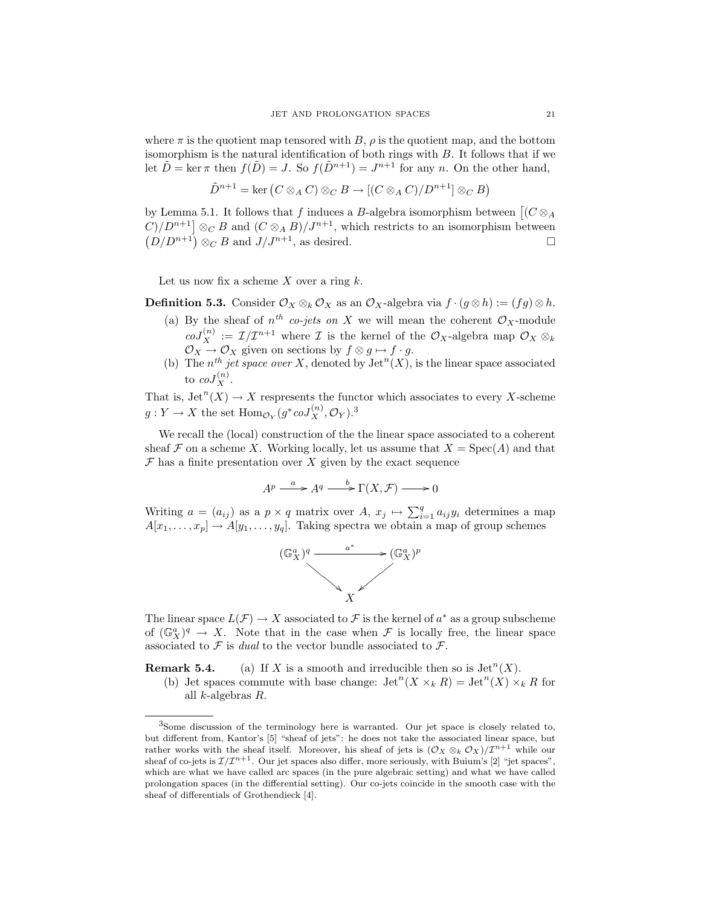where $\pi$ is the quotient map tensored with $B$, $\rho$ is the quotient map, and the bottom isomorphism is the natural identification of both rings with $B$. It follows that if we let $\tilde{D} = \ker \pi$ then $f(\tilde{D}) = J$. So $f(\tilde{D}^{n+1}) = J^{n+1}$ for any $n$. On the other hand,

$$\tilde{D}^{n+1} = \ker\big(C \otimes_A C) \otimes_C B \to [(C \otimes_A C)/D^{n+1}] \otimes_C B\big)$$

by Lemma 5.1. It follows that $f$ induces a $B$-algebra isomorphism between $\big[(C \otimes_A C)/D^{n+1}\big] \otimes_C B$ and $(C \otimes_A B)/J^{n+1}$, which restricts to an isomorphism between $\big(D/D^{n+1}\big) \otimes_C B$ and $J/J^{n+1}$, as desired. □

Let us now fix a scheme $X$ over a ring $k$.

**Definition 5.3.** Consider $\mathcal{O}_X \otimes_k \mathcal{O}_X$ as an $\mathcal{O}_X$-algebra via $f \cdot (g \otimes h) := (fg) \otimes h$.

(a) By the sheaf of $n^{th}$ *co-jets on* $X$ we will mean the coherent $\mathcal{O}_X$-module $coJ_X^{(n)} := \mathcal{I}/\mathcal{I}^{n+1}$ where $\mathcal{I}$ is the kernel of the $\mathcal{O}_X$-algebra map $\mathcal{O}_X \otimes_k \mathcal{O}_X \to \mathcal{O}_X$ given on sections by $f \otimes g \mapsto f \cdot g$.

(b) The $n^{th}$ *jet space over* $X$, denoted by $\mathrm{Jet}^n(X)$, is the linear space associated to $coJ_X^{(n)}$.

That is, $\mathrm{Jet}^n(X) \to X$ respresents the functor which associates to every $X$-scheme $g : Y \to X$ the set $\mathrm{Hom}_{\mathcal{O}_Y}(g^* coJ_X^{(n)}, \mathcal{O}_Y)$.[3]

We recall the (local) construction of the the linear space associated to a coherent sheaf $\mathcal{F}$ on a scheme $X$. Working locally, let us assume that $X = \mathrm{Spec}(A)$ and that $\mathcal{F}$ has a finite presentation over $X$ given by the exact sequence

$$A^p \xrightarrow{\ a\ } A^q \xrightarrow{\ b\ } \Gamma(X, \mathcal{F}) \longrightarrow 0$$

Writing $a = (a_{ij})$ as a $p \times q$ matrix over $A$, $x_j \mapsto \sum_{i=1}^q a_{ij} y_i$ determines a map $A[x_1, \ldots, x_p] \to A[y_1, \ldots, y_q]$. Taking spectra we obtain a map of group schemes

$$\begin{array}{ccc} (\mathbb{G}_X^a)^q & \xrightarrow{\quad a^* \quad} & (\mathbb{G}_X^a)^p \\ & \searrow \quad \swarrow & \\ & X & \end{array}$$

The linear space $L(\mathcal{F}) \to X$ associated to $\mathcal{F}$ is the kernel of $a^*$ as a group subscheme of $(\mathbb{G}_X^a)^q \to X$. Note that in the case when $\mathcal{F}$ is locally free, the linear space associated to $\mathcal{F}$ is *dual* to the vector bundle associated to $\mathcal{F}$.

**Remark 5.4.** (a) If $X$ is a smooth and irreducible then so is $\mathrm{Jet}^n(X)$.

(b) Jet spaces commute with base change: $\mathrm{Jet}^n(X \times_k R) = \mathrm{Jet}^n(X) \times_k R$ for all $k$-algebras $R$.

---

[3] Some discussion of the terminology here is warranted. Our jet space is closely related to, but different from, Kantor's [5] "sheaf of jets": he does not take the associated linear space, but rather works with the sheaf itself. Moreover, his sheaf of jets is $(\mathcal{O}_X \otimes_k \mathcal{O}_X)/\mathcal{I}^{n+1}$ while our sheaf of co-jets is $\mathcal{I}/\mathcal{I}^{n+1}$. Our jet spaces also differ, more seriously, with Buium's [2] "jet spaces", which are what we have called arc spaces (in the pure algebraic setting) and what we have called prolongation spaces (in the differential setting). Our co-jets coincide in the smooth case with the sheaf of differentials of Grothendieck [4].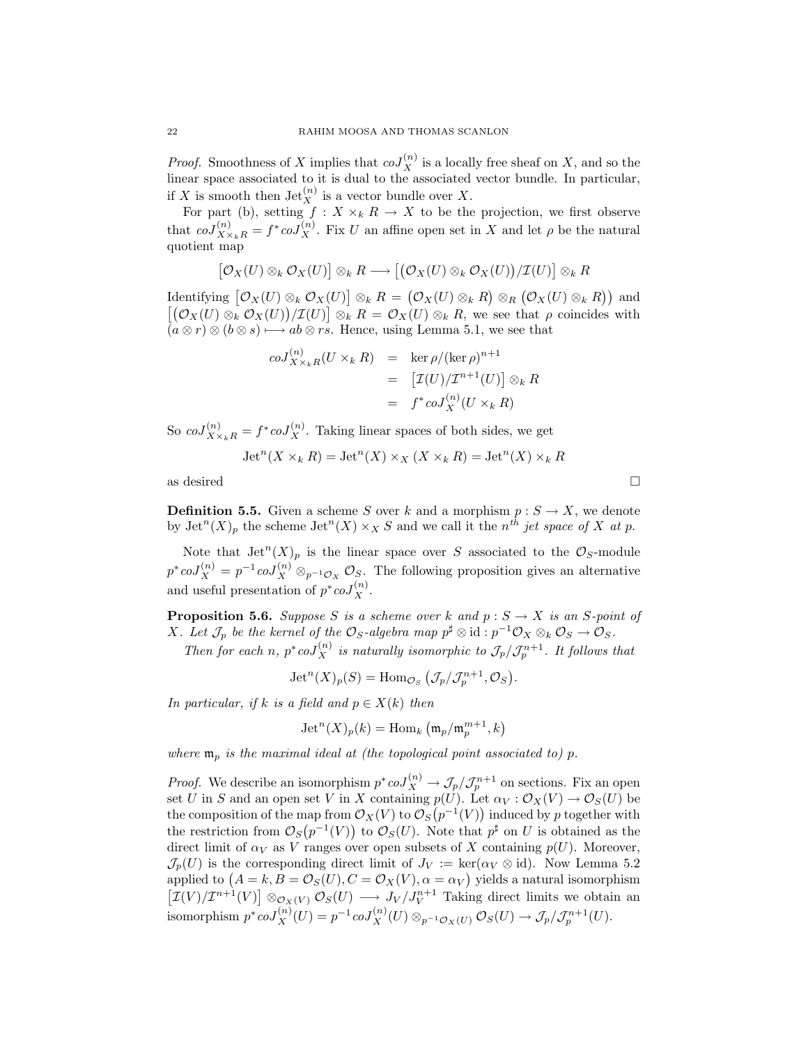*Proof.* Smoothness of $X$ implies that $coJ_X^{(n)}$ is a locally free sheaf on $X$, and so the linear space associated to it is dual to the associated vector bundle. In particular, if $X$ is smooth then $\mathrm{Jet}_X^{(n)}$ is a vector bundle over $X$.

For part (b), setting $f : X \times_k R \to X$ to be the projection, we first observe that $coJ_{X\times_k R}^{(n)} = f^* coJ_X^{(n)}$. Fix $U$ an affine open set in $X$ and let $\rho$ be the natural quotient map

$$\big[\mathcal{O}_X(U) \otimes_k \mathcal{O}_X(U)\big] \otimes_k R \longrightarrow \big[\big(\mathcal{O}_X(U) \otimes_k \mathcal{O}_X(U)\big)/\mathcal{I}(U)\big] \otimes_k R$$

Identifying $\big[\mathcal{O}_X(U) \otimes_k \mathcal{O}_X(U)\big] \otimes_k R = \big(\mathcal{O}_X(U) \otimes_k R\big) \otimes_R \big(\mathcal{O}_X(U) \otimes_k R\big)\big)$ and $\big[\big(\mathcal{O}_X(U) \otimes_k \mathcal{O}_X(U)\big)/\mathcal{I}(U)\big] \otimes_k R = \mathcal{O}_X(U) \otimes_k R$, we see that $\rho$ coincides with $(a \otimes r) \otimes (b \otimes s) \longmapsto ab \otimes rs$. Hence, using Lemma 5.1, we see that

$$\begin{aligned} coJ_{X\times_k R}^{(n)}(U \times_k R) &= \ker \rho/(\ker \rho)^{n+1} \\ &= \big[\mathcal{I}(U)/\mathcal{I}^{n+1}(U)\big] \otimes_k R \\ &= f^* coJ_X^{(n)}(U \times_k R) \end{aligned}$$

So $coJ_{X\times_k R}^{(n)} = f^* coJ_X^{(n)}$. Taking linear spaces of both sides, we get

$$\mathrm{Jet}^n(X \times_k R) = \mathrm{Jet}^n(X) \times_X (X \times_k R) = \mathrm{Jet}^n(X) \times_k R$$

as desired □

**Definition 5.5.** Given a scheme $S$ over $k$ and a morphism $p : S \to X$, we denote by $\mathrm{Jet}^n(X)_p$ the scheme $\mathrm{Jet}^n(X) \times_X S$ and we call it the *$n^{th}$ jet space of $X$ at $p$.*

Note that $\mathrm{Jet}^n(X)_p$ is the linear space over $S$ associated to the $\mathcal{O}_S$-module $p^* coJ_X^{(n)} = p^{-1} coJ_X^{(n)} \otimes_{p^{-1}\mathcal{O}_X} \mathcal{O}_S$. The following proposition gives an alternative and useful presentation of $p^* coJ_X^{(n)}$.

**Proposition 5.6.** *Suppose $S$ is a scheme over $k$ and $p : S \to X$ is an $S$-point of $X$. Let $\mathcal{J}_p$ be the kernel of the $\mathcal{O}_S$-algebra map $p^\sharp \otimes \mathrm{id} : p^{-1}\mathcal{O}_X \otimes_k \mathcal{O}_S \to \mathcal{O}_S$.*

*Then for each $n$, $p^* coJ_X^{(n)}$ is naturally isomorphic to $\mathcal{J}_p/\mathcal{J}_p^{n+1}$. It follows that*

$$\mathrm{Jet}^n(X)_p(S) = \mathrm{Hom}_{\mathcal{O}_S}\big(\mathcal{J}_p/\mathcal{J}_p^{n+1}, \mathcal{O}_S\big).$$

*In particular, if $k$ is a field and $p \in X(k)$ then*

$$\mathrm{Jet}^n(X)_p(k) = \mathrm{Hom}_k\big(\mathfrak{m}_p/\mathfrak{m}_p^{m+1}, k\big)$$

*where $\mathfrak{m}_p$ is the maximal ideal at (the topological point associated to) $p$.*

*Proof.* We describe an isomorphism $p^* coJ_X^{(n)} \to \mathcal{J}_p/\mathcal{J}_p^{n+1}$ on sections. Fix an open set $U$ in $S$ and an open set $V$ in $X$ containing $p(U)$. Let $\alpha_V : \mathcal{O}_X(V) \to \mathcal{O}_S(U)$ be the composition of the map from $\mathcal{O}_X(V)$ to $\mathcal{O}_S\big(p^{-1}(V)\big)$ induced by $p$ together with the restriction from $\mathcal{O}_S\big(p^{-1}(V)\big)$ to $\mathcal{O}_S(U)$. Note that $p^\sharp$ on $U$ is obtained as the direct limit of $\alpha_V$ as $V$ ranges over open subsets of $X$ containing $p(U)$. Moreover, $\mathcal{J}_p(U)$ is the corresponding direct limit of $J_V := \ker(\alpha_V \otimes \mathrm{id})$. Now Lemma 5.2 applied to $\big(A = k, B = \mathcal{O}_S(U), C = \mathcal{O}_X(V), \alpha = \alpha_V\big)$ yields a natural isomorphism $\big[\mathcal{I}(V)/\mathcal{I}^{n+1}(V)\big] \otimes_{\mathcal{O}_X(V)} \mathcal{O}_S(U) \longrightarrow J_V/J_V^{n+1}$ Taking direct limits we obtain an isomorphism $p^* coJ_X^{(n)}(U) = p^{-1} coJ_X^{(n)}(U) \otimes_{p^{-1}\mathcal{O}_X(U)} \mathcal{O}_S(U) \to \mathcal{J}_p/\mathcal{J}_p^{n+1}(U)$.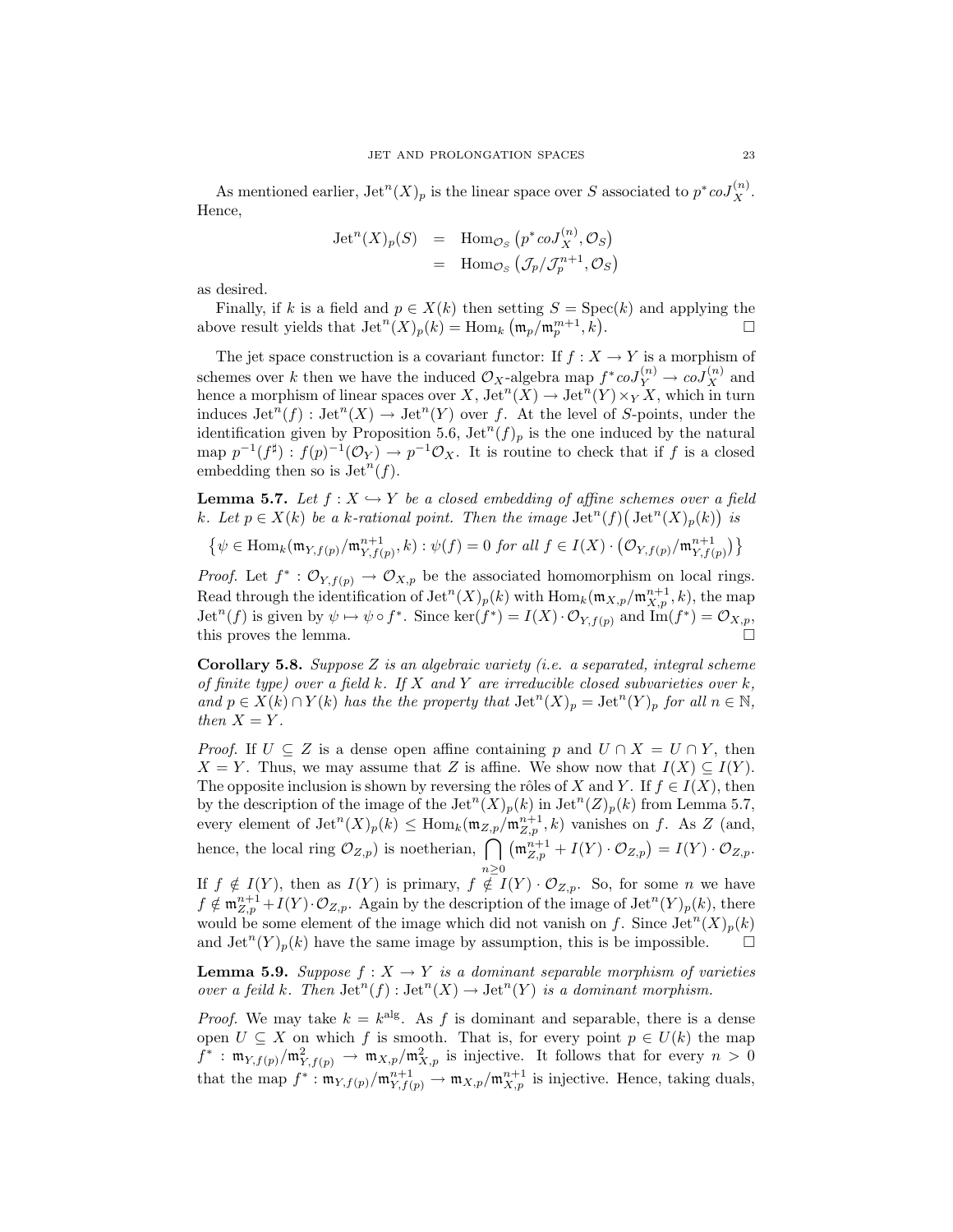As mentioned earlier, $\mathrm{Jet}^n(X)_p$ is the linear space over $S$ associated to $p^* coJ_X^{(n)}$. Hence,

$$\begin{aligned}
\mathrm{Jet}^n(X)_p(S) &= \mathrm{Hom}_{\mathcal{O}_S}\left(p^* coJ_X^{(n)}, \mathcal{O}_S\right) \\
&= \mathrm{Hom}_{\mathcal{O}_S}\left(\mathcal{J}_p/\mathcal{J}_p^{n+1}, \mathcal{O}_S\right)
\end{aligned}$$

as desired.

Finally, if $k$ is a field and $p \in X(k)$ then setting $S = \mathrm{Spec}(k)$ and applying the above result yields that $\mathrm{Jet}^n(X)_p(k) = \mathrm{Hom}_k\left(\mathfrak{m}_p/\mathfrak{m}_p^{n+1}, k\right)$. □

The jet space construction is a covariant functor: If $f : X \to Y$ is a morphism of schemes over $k$ then we have the induced $\mathcal{O}_X$-algebra map $f^* coJ_Y^{(n)} \to coJ_X^{(n)}$ and hence a morphism of linear spaces over $X$, $\mathrm{Jet}^n(X) \to \mathrm{Jet}^n(Y) \times_Y X$, which in turn induces $\mathrm{Jet}^n(f) : \mathrm{Jet}^n(X) \to \mathrm{Jet}^n(Y)$ over $f$. At the level of $S$-points, under the identification given by Proposition 5.6, $\mathrm{Jet}^n(f)_p$ is the one induced by the natural map $p^{-1}(f^\sharp) : f(p)^{-1}(\mathcal{O}_Y) \to p^{-1}\mathcal{O}_X$. It is routine to check that if $f$ is a closed embedding then so is $\mathrm{Jet}^n(f)$.

**Lemma 5.7.** *Let $f : X \hookrightarrow Y$ be a closed embedding of affine schemes over a field $k$. Let $p \in X(k)$ be a $k$-rational point. Then the image $\mathrm{Jet}^n(f)\big(\mathrm{Jet}^n(X)_p(k)\big)$ is*

$$\left\{\psi \in \mathrm{Hom}_k(\mathfrak{m}_{Y,f(p)}/\mathfrak{m}_{Y,f(p)}^{n+1}, k) : \psi(f) = 0 \text{ for all } f \in I(X) \cdot \left(\mathcal{O}_{Y,f(p)}/\mathfrak{m}_{Y,f(p)}^{n+1}\right)\right\}$$

*Proof.* Let $f^* : \mathcal{O}_{Y,f(p)} \to \mathcal{O}_{X,p}$ be the associated homomorphism on local rings. Read through the identification of $\mathrm{Jet}^n(X)_p(k)$ with $\mathrm{Hom}_k(\mathfrak{m}_{X,p}/\mathfrak{m}_{X,p}^{n+1}, k)$, the map $\mathrm{Jet}^n(f)$ is given by $\psi \mapsto \psi \circ f^*$. Since $\ker(f^*) = I(X) \cdot \mathcal{O}_{Y,f(p)}$ and $\mathrm{Im}(f^*) = \mathcal{O}_{X,p}$, this proves the lemma. □

**Corollary 5.8.** *Suppose $Z$ is an algebraic variety (i.e. a separated, integral scheme of finite type) over a field $k$. If $X$ and $Y$ are irreducible closed subvarieties over $k$, and $p \in X(k) \cap Y(k)$ has the the property that $\mathrm{Jet}^n(X)_p = \mathrm{Jet}^n(Y)_p$ for all $n \in \mathbb{N}$, then $X = Y$.*

*Proof.* If $U \subseteq Z$ is a dense open affine containing $p$ and $U \cap X = U \cap Y$, then $X = Y$. Thus, we may assume that $Z$ is affine. We show now that $I(X) \subseteq I(Y)$. The opposite inclusion is shown by reversing the rôles of $X$ and $Y$. If $f \in I(X)$, then by the description of the image of the $\mathrm{Jet}^n(X)_p(k)$ in $\mathrm{Jet}^n(Z)_p(k)$ from Lemma 5.7, every element of $\mathrm{Jet}^n(X)_p(k) \leq \mathrm{Hom}_k(\mathfrak{m}_{Z,p}/\mathfrak{m}_{Z,p}^{n+1}, k)$ vanishes on $f$. As $Z$ (and, hence, the local ring $\mathcal{O}_{Z,p}$) is noetherian, $\bigcap_{n \geq 0} \left(\mathfrak{m}_{Z,p}^{n+1} + I(Y) \cdot \mathcal{O}_{Z,p}\right) = I(Y) \cdot \mathcal{O}_{Z,p}$. If $f \notin I(Y)$, then as $I(Y)$ is primary, $f \notin I(Y) \cdot \mathcal{O}_{Z,p}$. So, for some $n$ we have $f \notin \mathfrak{m}_{Z,p}^{n+1} + I(Y) \cdot \mathcal{O}_{Z,p}$. Again by the description of the image of $\mathrm{Jet}^n(Y)_p(k)$, there would be some element of the image which did not vanish on $f$. Since $\mathrm{Jet}^n(X)_p(k)$ and $\mathrm{Jet}^n(Y)_p(k)$ have the same image by assumption, this is be impossible. □

**Lemma 5.9.** *Suppose $f : X \to Y$ is a dominant separable morphism of varieties over a feild $k$. Then $\mathrm{Jet}^n(f) : \mathrm{Jet}^n(X) \to \mathrm{Jet}^n(Y)$ is a dominant morphism.*

*Proof.* We may take $k = k^{\mathrm{alg}}$. As $f$ is dominant and separable, there is a dense open $U \subseteq X$ on which $f$ is smooth. That is, for every point $p \in U(k)$ the map $f^* : \mathfrak{m}_{Y,f(p)}/\mathfrak{m}_{Y,f(p)}^2 \to \mathfrak{m}_{X,p}/\mathfrak{m}_{X,p}^2$ is injective. It follows that for every $n > 0$ that the map $f^* : \mathfrak{m}_{Y,f(p)}/\mathfrak{m}_{Y,f(p)}^{n+1} \to \mathfrak{m}_{X,p}/\mathfrak{m}_{X,p}^{n+1}$ is injective. Hence, taking duals,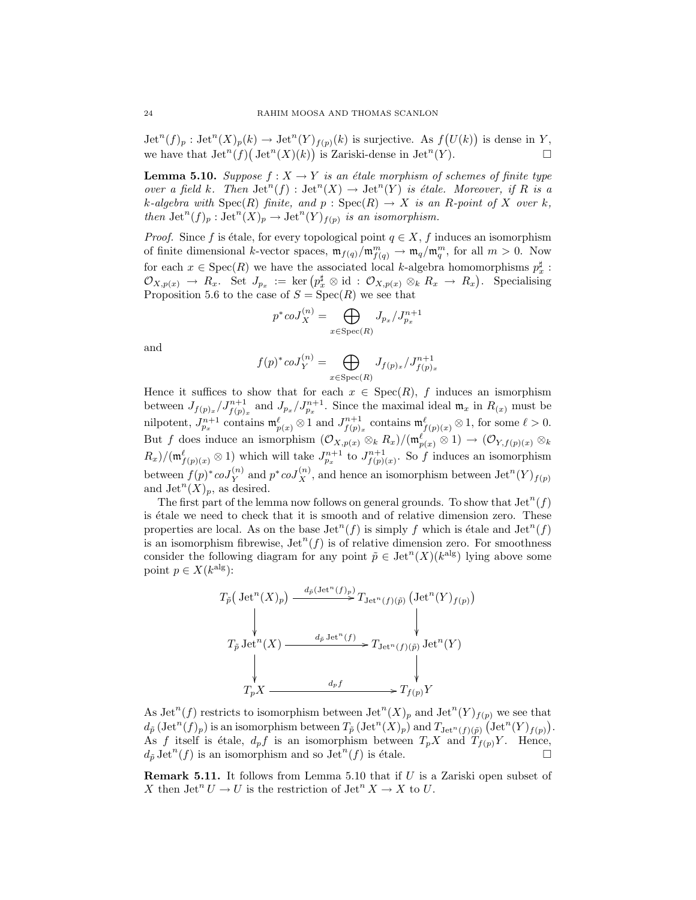$\mathrm{Jet}^n(f)_p : \mathrm{Jet}^n(X)_p(k) \to \mathrm{Jet}^n(Y)_{f(p)}(k)$ is surjective. As $f\big(U(k)\big)$ is dense in $Y$, we have that $\mathrm{Jet}^n(f)\big(\mathrm{Jet}^n(X)(k)\big)$ is Zariski-dense in $\mathrm{Jet}^n(Y)$. $\square$

**Lemma 5.10.** *Suppose $f : X \to Y$ is an étale morphism of schemes of finite type over a field $k$. Then $\mathrm{Jet}^n(f) : \mathrm{Jet}^n(X) \to \mathrm{Jet}^n(Y)$ is étale. Moreover, if $R$ is a $k$-algebra with $\mathrm{Spec}(R)$ finite, and $p : \mathrm{Spec}(R) \to X$ is an $R$-point of $X$ over $k$, then $\mathrm{Jet}^n(f)_p : \mathrm{Jet}^n(X)_p \to \mathrm{Jet}^n(Y)_{f(p)}$ is an isomorphism.*

*Proof.* Since $f$ is étale, for every topological point $q \in X$, $f$ induces an isomorphism of finite dimensional $k$-vector spaces, $\mathfrak{m}_{f(q)}/\mathfrak{m}_{f(q)}^m \to \mathfrak{m}_q/\mathfrak{m}_q^m$, for all $m > 0$. Now for each $x \in \mathrm{Spec}(R)$ we have the associated local $k$-algebra homomorphisms $p_x^\sharp : \mathcal{O}_{X,p(x)} \to R_x$. Set $J_{p_x} := \ker\big(p_x^\sharp \otimes \mathrm{id} : \mathcal{O}_{X,p(x)} \otimes_k R_x \to R_x\big)$. Specialising Proposition 5.6 to the case of $S = \mathrm{Spec}(R)$ we see that

$$p^* coJ_X^{(n)} = \bigoplus_{x \in \mathrm{Spec}(R)} J_{p_x}/J_{p_x}^{n+1}$$

and

$$f(p)^* coJ_Y^{(n)} = \bigoplus_{x \in \mathrm{Spec}(R)} J_{f(p)_x}/J_{f(p)_x}^{n+1}$$

Hence it suffices to show that for each $x \in \mathrm{Spec}(R)$, $f$ induces an ismorphism between $J_{f(p)_x}/J_{f(p)_x}^{n+1}$ and $J_{p_x}/J_{p_x}^{n+1}$. Since the maximal ideal $\mathfrak{m}_x$ in $R_{(x)}$ must be nilpotent, $J_{p_x}^{n+1}$ contains $\mathfrak{m}_{p(x)}^\ell \otimes 1$ and $J_{f(p)_x}^{n+1}$ contains $\mathfrak{m}_{f(p)(x)}^\ell \otimes 1$, for some $\ell > 0$. But $f$ does induce an ismorphism $(\mathcal{O}_{X,p(x)} \otimes_k R_x)/(\mathfrak{m}_{p(x)}^\ell \otimes 1) \to (\mathcal{O}_{Y,f(p)(x)} \otimes_k R_x)/(\mathfrak{m}_{f(p)(x)}^\ell \otimes 1)$ which will take $J_{p_x}^{n+1}$ to $J_{f(p)(x)}^{n+1}$. So $f$ induces an isomorphism between $f(p)^* coJ_Y^{(n)}$ and $p^* coJ_X^{(n)}$, and hence an isomorphism between $\mathrm{Jet}^n(Y)_{f(p)}$ and $\mathrm{Jet}^n(X)_p$, as desired.

The first part of the lemma now follows on general grounds. To show that $\mathrm{Jet}^n(f)$ is étale we need to check that it is smooth and of relative dimension zero. These properties are local. As on the base $\mathrm{Jet}^n(f)$ is simply $f$ which is étale and $\mathrm{Jet}^n(f)$ is an isomorphism fibrewise, $\mathrm{Jet}^n(f)$ is of relative dimension zero. For smoothness consider the following diagram for any point $\tilde{p} \in \mathrm{Jet}^n(X)(k^{\mathrm{alg}})$ lying above some point $p \in X(k^{\mathrm{alg}})$:

$$\begin{array}{ccc}
T_{\tilde{p}}\big(\mathrm{Jet}^n(X)_p\big) & \xrightarrow{d_{\tilde{p}}(\mathrm{Jet}^n(f)_p)} & T_{\mathrm{Jet}^n(f)(\tilde{p})}\big(\mathrm{Jet}^n(Y)_{f(p)}\big) \\
\downarrow & & \downarrow \\
T_{\tilde{p}}\,\mathrm{Jet}^n(X) & \xrightarrow{d_{\tilde{p}}\,\mathrm{Jet}^n(f)} & T_{\mathrm{Jet}^n(f)(\tilde{p})}\,\mathrm{Jet}^n(Y) \\
\downarrow & & \downarrow \\
T_pX & \xrightarrow{d_pf} & T_{f(p)}Y
\end{array}$$

As $\mathrm{Jet}^n(f)$ restricts to isomorphism between $\mathrm{Jet}^n(X)_p$ and $\mathrm{Jet}^n(Y)_{f(p)}$ we see that $d_{\tilde{p}}\left(\mathrm{Jet}^n(f)_p\right)$ is an isomorphism between $T_{\tilde{p}}\left(\mathrm{Jet}^n(X)_p\right)$ and $T_{\mathrm{Jet}^n(f)(\tilde{p})}\left(\mathrm{Jet}^n(Y)_{f(p)}\right)$. As $f$ itself is étale, $d_pf$ is an isomorphism between $T_pX$ and $T_{f(p)}Y$. Hence, $d_{\tilde{p}}\,\mathrm{Jet}^n(f)$ is an isomorphism and so $\mathrm{Jet}^n(f)$ is étale. $\square$

**Remark 5.11.** It follows from Lemma 5.10 that if $U$ is a Zariski open subset of $X$ then $\mathrm{Jet}^n U \to U$ is the restriction of $\mathrm{Jet}^n X \to X$ to $U$.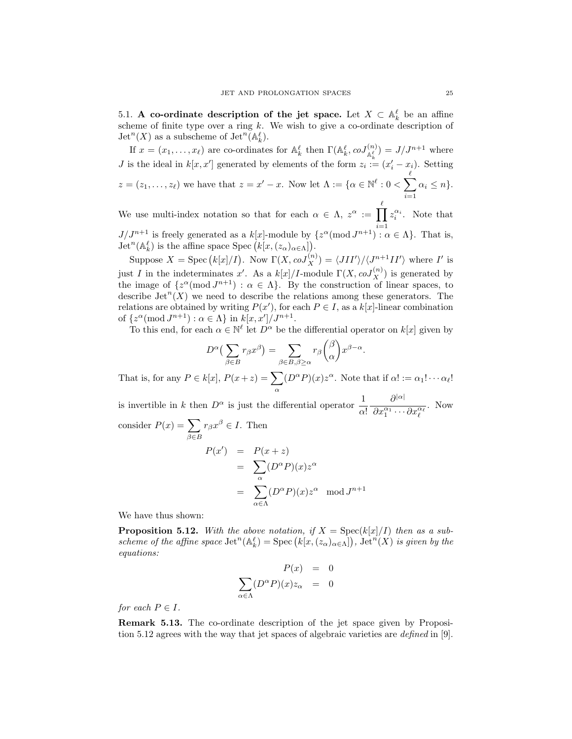5.1. **A co-ordinate description of the jet space.** Let $X \subset \mathbb{A}^\ell_k$ be an affine scheme of finite type over a ring $k$. We wish to give a co-ordinate description of $\mathrm{Jet}^n(X)$ as a subscheme of $\mathrm{Jet}^n(\mathbb{A}^\ell_k)$.

If $x = (x_1, \ldots, x_\ell)$ are co-ordinates for $\mathbb{A}^\ell_k$ then $\Gamma(\mathbb{A}^\ell_k, coJ^{(n)}_{\mathbb{A}^\ell_k}) = J/J^{n+1}$ where $J$ is the ideal in $k[x, x']$ generated by elements of the form $z_i := (x'_i - x_i)$. Setting $z = (z_1, \ldots, z_\ell)$ we have that $z = x' - x$. Now let $\Lambda := \{\alpha \in \mathbb{N}^\ell : 0 < \sum_{i=1}^{\ell} \alpha_i \leq n\}$. We use multi-index notation so that for each $\alpha \in \Lambda$, $z^\alpha := \prod_{i=1}^{\ell} z_i^{\alpha_i}$. Note that $J/J^{n+1}$ is freely generated as a $k[x]$-module by $\{z^\alpha (\mathrm{mod}\, J^{n+1}) : \alpha \in \Lambda\}$. That is, $\mathrm{Jet}^n(\mathbb{A}^\ell_k)$ is the affine space $\mathrm{Spec}\big(k[x, (z_\alpha)_{\alpha \in \Lambda}]\big)$.

Suppose $X = \mathrm{Spec}\big(k[x]/I\big)$. Now $\Gamma(X, coJ^{(n)}_X) = \langle JII' \rangle / \langle J^{n+1} II' \rangle$ where $I'$ is just $I$ in the indeterminates $x'$. As a $k[x]/I$-module $\Gamma(X, coJ^{(n)}_X)$ is generated by the image of $\{z^\alpha (\mathrm{mod}\, J^{n+1}) : \alpha \in \Lambda\}$. By the construction of linear spaces, to describe $\mathrm{Jet}^n(X)$ we need to describe the relations among these generators. The relations are obtained by writing $P(x')$, for each $P \in I$, as a $k[x]$-linear combination of $\{z^\alpha (\mathrm{mod}\, J^{n+1}) : \alpha \in \Lambda\}$ in $k[x, x']/J^{n+1}$.

To this end, for each $\alpha \in \mathbb{N}^\ell$ let $D^\alpha$ be the differential operator on $k[x]$ given by

$$D^\alpha\big(\sum_{\beta \in B} r_\beta x^\beta\big) = \sum_{\beta \in B, \beta \geq \alpha} r_\beta \binom{\beta}{\alpha} x^{\beta - \alpha}.$$

That is, for any $P \in k[x]$, $P(x + z) = \sum_{\alpha} (D^\alpha P)(x) z^\alpha$. Note that if $\alpha! := \alpha_1! \cdots \alpha_\ell!$ is invertible in $k$ then $D^\alpha$ is just the differential operator $\dfrac{1}{\alpha!} \dfrac{\partial^{|\alpha|}}{\partial x_1^{\alpha_1} \cdots \partial x_\ell^{\alpha_\ell}}$. Now consider $P(x) = \sum_{\beta \in B} r_\beta x^\beta \in I$. Then

$$\begin{aligned} P(x') &= P(x + z) \\ &= \sum_{\alpha} (D^\alpha P)(x) z^\alpha \\ &= \sum_{\alpha \in \Lambda} (D^\alpha P)(x) z^\alpha \mod J^{n+1} \end{aligned}$$

We have thus shown:

**Proposition 5.12.** *With the above notation, if $X = \mathrm{Spec}(k[x]/I)$ then as a subscheme of the affine space $\mathrm{Jet}^n(\mathbb{A}^\ell_k) = \mathrm{Spec}\big(k[x, (z_\alpha)_{\alpha \in \Lambda}]\big)$, $\mathrm{Jet}^n(X)$ is given by the equations:*

$$\begin{aligned} P(x) &= 0 \\ \sum_{\alpha \in \Lambda} (D^\alpha P)(x) z_\alpha &= 0 \end{aligned}$$

*for each $P \in I$.*

**Remark 5.13.** The co-ordinate description of the jet space given by Proposition 5.12 agrees with the way that jet spaces of algebraic varieties are *defined* in [9].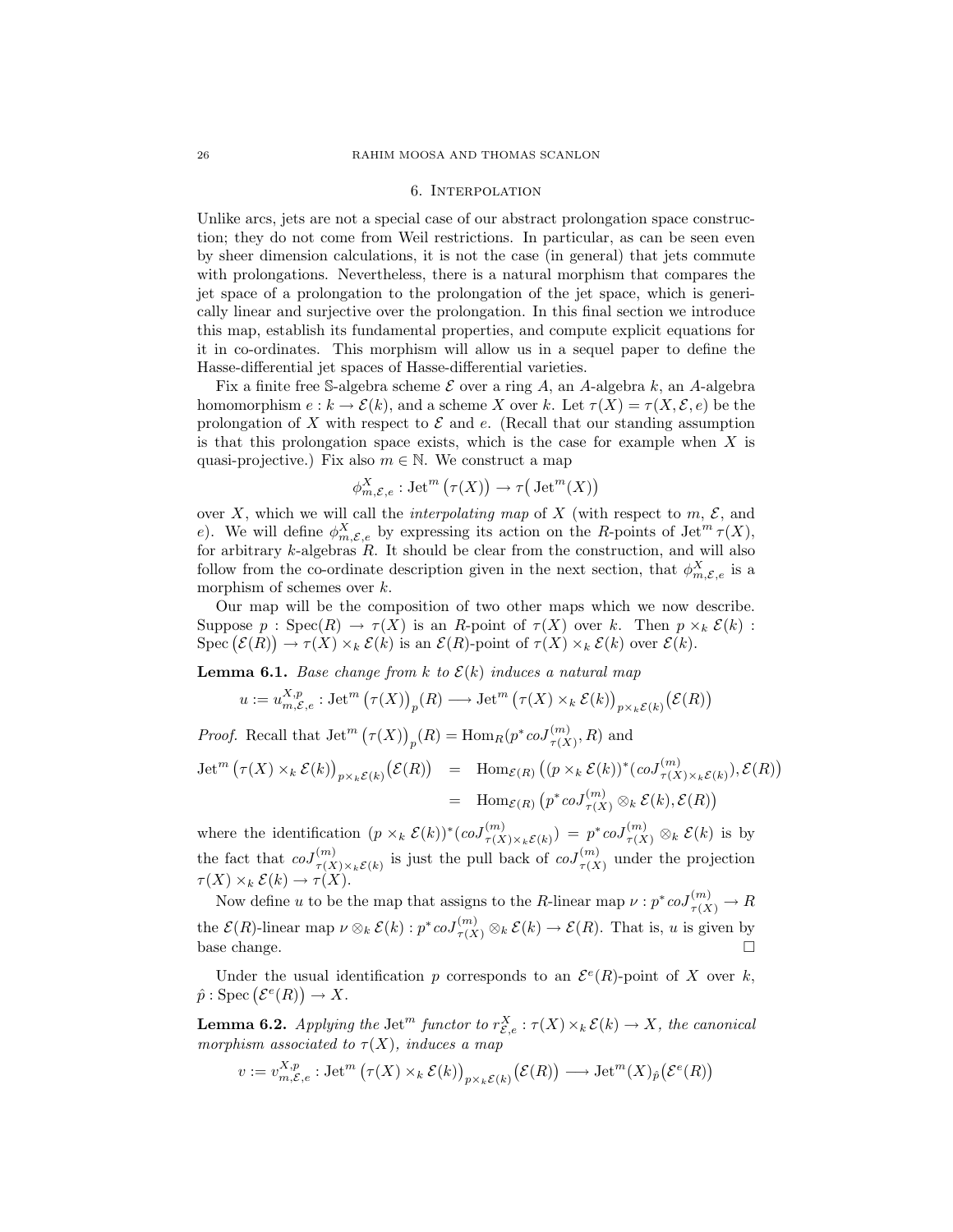## 6. Interpolation

Unlike arcs, jets are not a special case of our abstract prolongation space construction; they do not come from Weil restrictions. In particular, as can be seen even by sheer dimension calculations, it is not the case (in general) that jets commute with prolongations. Nevertheless, there is a natural morphism that compares the jet space of a prolongation to the prolongation of the jet space, which is generically linear and surjective over the prolongation. In this final section we introduce this map, establish its fundamental properties, and compute explicit equations for it in co-ordinates. This morphism will allow us in a sequel paper to define the Hasse-differential jet spaces of Hasse-differential varieties.

Fix a finite free $\mathbb{S}$-algebra scheme $\mathcal{E}$ over a ring $A$, an $A$-algebra $k$, an $A$-algebra homomorphism $e : k \to \mathcal{E}(k)$, and a scheme $X$ over $k$. Let $\tau(X) = \tau(X, \mathcal{E}, e)$ be the prolongation of $X$ with respect to $\mathcal{E}$ and $e$. (Recall that our standing assumption is that this prolongation space exists, which is the case for example when $X$ is quasi-projective.) Fix also $m \in \mathbb{N}$. We construct a map

$$\phi^X_{m,\mathcal{E},e} : \mathrm{Jet}^m\big(\tau(X)\big) \to \tau\big(\mathrm{Jet}^m(X)\big)$$

over $X$, which we will call the *interpolating map* of $X$ (with respect to $m$, $\mathcal{E}$, and $e$). We will define $\phi^X_{m,\mathcal{E},e}$ by expressing its action on the $R$-points of $\mathrm{Jet}^m \tau(X)$, for arbitrary $k$-algebras $R$. It should be clear from the construction, and will also follow from the co-ordinate description given in the next section, that $\phi^X_{m,\mathcal{E},e}$ is a morphism of schemes over $k$.

Our map will be the composition of two other maps which we now describe. Suppose $p : \mathrm{Spec}(R) \to \tau(X)$ is an $R$-point of $\tau(X)$ over $k$. Then $p \times_k \mathcal{E}(k) : \mathrm{Spec}\big(\mathcal{E}(R)\big) \to \tau(X) \times_k \mathcal{E}(k)$ is an $\mathcal{E}(R)$-point of $\tau(X) \times_k \mathcal{E}(k)$ over $\mathcal{E}(k)$.

**Lemma 6.1.** *Base change from $k$ to $\mathcal{E}(k)$ induces a natural map*

$$u := u^{X,p}_{m,\mathcal{E},e} : \mathrm{Jet}^m\big(\tau(X)\big)_p(R) \longrightarrow \mathrm{Jet}^m\big(\tau(X) \times_k \mathcal{E}(k)\big)_{p \times_k \mathcal{E}(k)}\big(\mathcal{E}(R)\big)$$

*Proof.* Recall that $\mathrm{Jet}^m\big(\tau(X)\big)_p(R) = \mathrm{Hom}_R(p^* coJ^{(m)}_{\tau(X)}, R)$ and

$$\begin{aligned}
\mathrm{Jet}^m\big(\tau(X) \times_k \mathcal{E}(k)\big)_{p \times_k \mathcal{E}(k)}\big(\mathcal{E}(R)\big) &= \mathrm{Hom}_{\mathcal{E}(R)}\big((p \times_k \mathcal{E}(k))^*(coJ^{(m)}_{\tau(X)\times_k \mathcal{E}(k)}), \mathcal{E}(R)\big) \\
&= \mathrm{Hom}_{\mathcal{E}(R)}\big(p^* coJ^{(m)}_{\tau(X)} \otimes_k \mathcal{E}(k), \mathcal{E}(R)\big)
\end{aligned}$$

where the identification $(p \times_k \mathcal{E}(k))^*(coJ^{(m)}_{\tau(X)\times_k \mathcal{E}(k)}) = p^* coJ^{(m)}_{\tau(X)} \otimes_k \mathcal{E}(k)$ is by the fact that $coJ^{(m)}_{\tau(X)\times_k \mathcal{E}(k)}$ is just the pull back of $coJ^{(m)}_{\tau(X)}$ under the projection $\tau(X) \times_k \mathcal{E}(k) \to \tau(X)$.

Now define $u$ to be the map that assigns to the $R$-linear map $\nu : p^* coJ^{(m)}_{\tau(X)} \to R$ the $\mathcal{E}(R)$-linear map $\nu \otimes_k \mathcal{E}(k) : p^* coJ^{(m)}_{\tau(X)} \otimes_k \mathcal{E}(k) \to \mathcal{E}(R)$. That is, $u$ is given by base change. $\square$

Under the usual identification $p$ corresponds to an $\mathcal{E}^e(R)$-point of $X$ over $k$, $\hat{p} : \mathrm{Spec}\big(\mathcal{E}^e(R)\big) \to X$.

**Lemma 6.2.** *Applying the $\mathrm{Jet}^m$ functor to $r^X_{\mathcal{E},e} : \tau(X) \times_k \mathcal{E}(k) \to X$, the canonical morphism associated to $\tau(X)$, induces a map*

$$v := v^{X,p}_{m,\mathcal{E},e} : \mathrm{Jet}^m\big(\tau(X) \times_k \mathcal{E}(k)\big)_{p \times_k \mathcal{E}(k)}\big(\mathcal{E}(R)\big) \longrightarrow \mathrm{Jet}^m(X)_{\hat{p}}\big(\mathcal{E}^e(R)\big)$$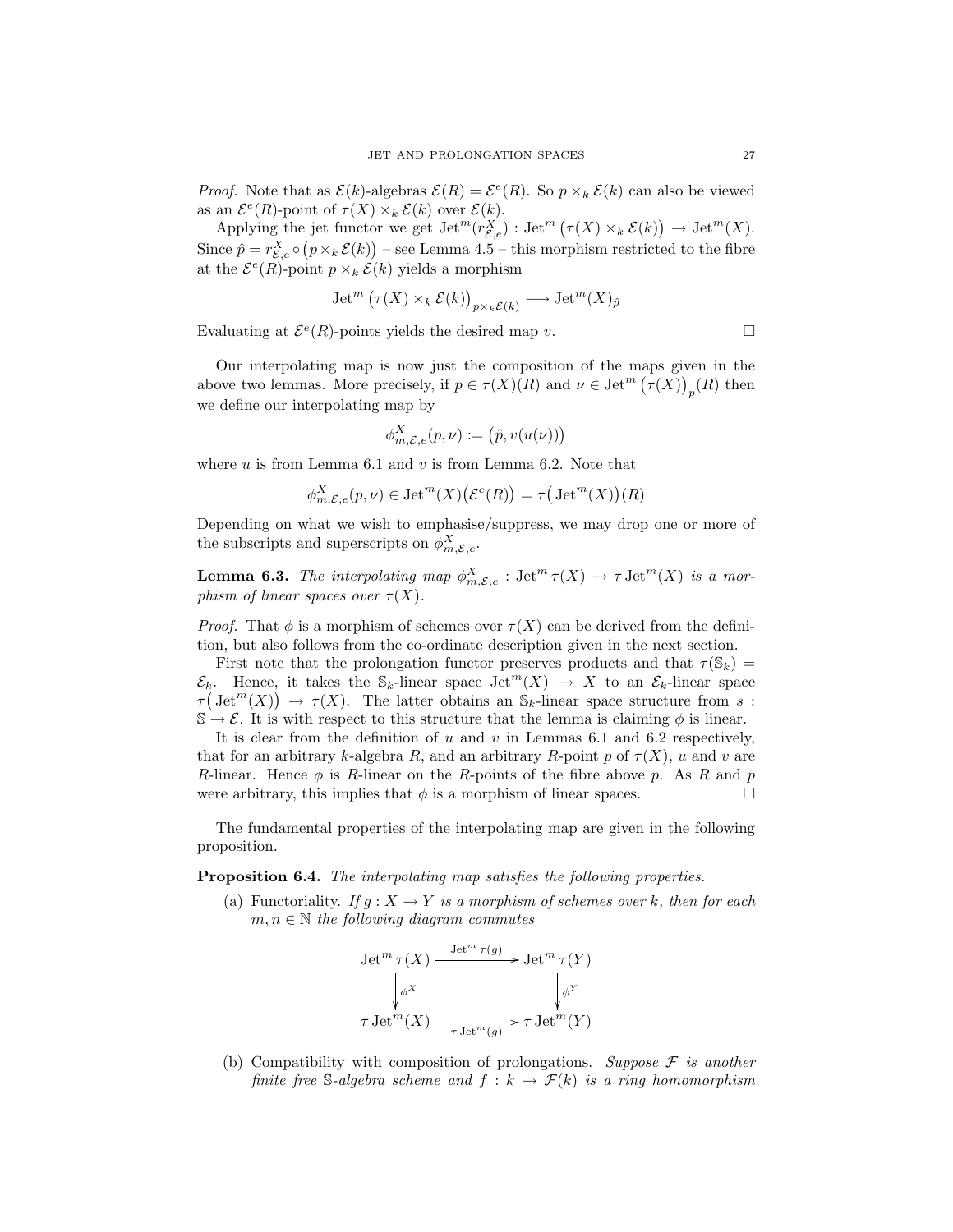*Proof.* Note that as $\mathcal{E}(k)$-algebras $\mathcal{E}(R) = \mathcal{E}^e(R)$. So $p \times_k \mathcal{E}(k)$ can also be viewed as an $\mathcal{E}^e(R)$-point of $\tau(X) \times_k \mathcal{E}(k)$ over $\mathcal{E}(k)$.

Applying the jet functor we get $\mathrm{Jet}^m(r^X_{\mathcal{E},e}) : \mathrm{Jet}^m\big(\tau(X) \times_k \mathcal{E}(k)\big) \to \mathrm{Jet}^m(X)$. Since $\hat{p} = r^X_{\mathcal{E},e} \circ \big(p \times_k \mathcal{E}(k)\big)$ – see Lemma 4.5 – this morphism restricted to the fibre at the $\mathcal{E}^e(R)$-point $p \times_k \mathcal{E}(k)$ yields a morphism

$$\mathrm{Jet}^m\big(\tau(X) \times_k \mathcal{E}(k)\big)_{p \times_k \mathcal{E}(k)} \longrightarrow \mathrm{Jet}^m(X)_{\hat{p}}$$

Evaluating at $\mathcal{E}^e(R)$-points yields the desired map $v$. □

Our interpolating map is now just the composition of the maps given in the above two lemmas. More precisely, if $p \in \tau(X)(R)$ and $\nu \in \mathrm{Jet}^m\big(\tau(X)\big)_p(R)$ then we define our interpolating map by

$$\phi^X_{m,\mathcal{E},e}(p, \nu) := \big(\hat{p}, v(u(\nu))\big)$$

where $u$ is from Lemma 6.1 and $v$ is from Lemma 6.2. Note that

$$\phi^X_{m,\mathcal{E},e}(p, \nu) \in \mathrm{Jet}^m(X)\big(\mathcal{E}^e(R)\big) = \tau\big(\mathrm{Jet}^m(X)\big)(R)$$

Depending on what we wish to emphasise/suppress, we may drop one or more of the subscripts and superscripts on $\phi^X_{m,\mathcal{E},e}$.

**Lemma 6.3.** *The interpolating map $\phi^X_{m,\mathcal{E},e} : \mathrm{Jet}^m \tau(X) \to \tau\,\mathrm{Jet}^m(X)$ is a morphism of linear spaces over $\tau(X)$.*

*Proof.* That $\phi$ is a morphism of schemes over $\tau(X)$ can be derived from the definition, but also follows from the co-ordinate description given in the next section.

First note that the prolongation functor preserves products and that $\tau(\mathbb{S}_k) = \mathcal{E}_k$. Hence, it takes the $\mathbb{S}_k$-linear space $\mathrm{Jet}^m(X) \to X$ to an $\mathcal{E}_k$-linear space $\tau\big(\mathrm{Jet}^m(X)\big) \to \tau(X)$. The latter obtains an $\mathbb{S}_k$-linear space structure from $s : \mathbb{S} \to \mathcal{E}$. It is with respect to this structure that the lemma is claiming $\phi$ is linear.

It is clear from the definition of $u$ and $v$ in Lemmas 6.1 and 6.2 respectively, that for an arbitrary $k$-algebra $R$, and an arbitrary $R$-point $p$ of $\tau(X)$, $u$ and $v$ are $R$-linear. Hence $\phi$ is $R$-linear on the $R$-points of the fibre above $p$. As $R$ and $p$ were arbitrary, this implies that $\phi$ is a morphism of linear spaces. □

The fundamental properties of the interpolating map are given in the following proposition.

**Proposition 6.4.** *The interpolating map satisfies the following properties.*

(a) Functoriality. *If $g : X \to Y$ is a morphism of schemes over $k$, then for each $m, n \in \mathbb{N}$ the following diagram commutes*

$$\begin{array}{ccc}
\mathrm{Jet}^m \tau(X) & \xrightarrow{\mathrm{Jet}^m \tau(g)} & \mathrm{Jet}^m \tau(Y) \\
\Big\downarrow{\scriptstyle \phi^X} & & \Big\downarrow{\scriptstyle \phi^Y} \\
\tau\,\mathrm{Jet}^m(X) & \xrightarrow[\tau\,\mathrm{Jet}^m(g)]{} & \tau\,\mathrm{Jet}^m(Y)
\end{array}$$

(b) Compatibility with composition of prolongations. *Suppose $\mathcal{F}$ is another finite free $\mathbb{S}$-algebra scheme and $f : k \to \mathcal{F}(k)$ is a ring homomorphism*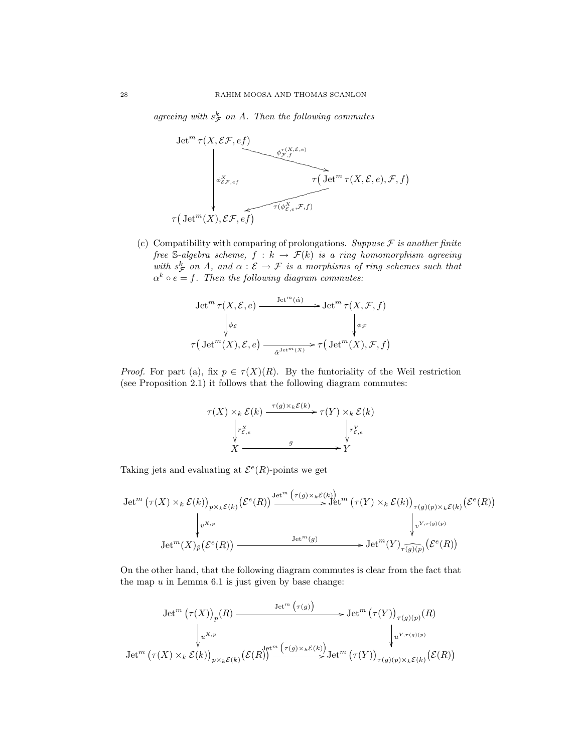*agreeing with $s^k_{\mathcal{F}}$ on $A$. Then the following commutes*

$$
\begin{array}{ccc}
\operatorname{Jet}^m \tau(X, \mathcal{E}\mathcal{F}, ef) & \xrightarrow{\phi^{\tau(X,\mathcal{E},e)}_{\mathcal{F},f}} & \tau\big(\operatorname{Jet}^m \tau(X,\mathcal{E},e), \mathcal{F}, f\big) \\
\Big\downarrow \phi^X_{\mathcal{E}\mathcal{F},ef} & \swarrow \tau(\phi^X_{\mathcal{E},e},\mathcal{F},f) & \\
\tau\big(\operatorname{Jet}^m(X), \mathcal{E}\mathcal{F}, ef\big) & &
\end{array}
$$

(c) Compatibility with comparing of prolongations. *Suppuse $\mathcal{F}$ is another finite free $\mathbb{S}$-algebra scheme, $f : k \to \mathcal{F}(k)$ is a ring homomorphism agreeing with $s^k_{\mathcal{F}}$ on $A$, and $\alpha : \mathcal{E} \to \mathcal{F}$ is a morphisms of ring schemes such that $\alpha^k \circ e = f$. Then the following diagram commutes:*

$$
\begin{array}{ccc}
\operatorname{Jet}^m \tau(X, \mathcal{E}, e) & \xrightarrow{\operatorname{Jet}^m(\hat{\alpha})} & \operatorname{Jet}^m \tau(X, \mathcal{F}, f) \\
\Big\downarrow \phi_{\mathcal{E}} & & \Big\downarrow \phi_{\mathcal{F}} \\
\tau\big(\operatorname{Jet}^m(X), \mathcal{E}, e\big) & \xrightarrow[\hat{\alpha}^{\operatorname{Jet}^m(X)}]{} & \tau\big(\operatorname{Jet}^m(X), \mathcal{F}, f\big)
\end{array}
$$

*Proof.* For part (a), fix $p \in \tau(X)(R)$. By the funtoriality of the Weil restriction (see Proposition 2.1) it follows that the following diagram commutes:

$$
\begin{array}{ccc}
\tau(X) \times_k \mathcal{E}(k) & \xrightarrow{\tau(g) \times_k \mathcal{E}(k)} & \tau(Y) \times_k \mathcal{E}(k) \\
\Big\downarrow r^X_{\mathcal{E},e} & & \Big\downarrow r^Y_{\mathcal{E},e} \\
X & \xrightarrow{g} & Y
\end{array}
$$

Taking jets and evaluating at $\mathcal{E}^e(R)$-points we get

$$
\begin{array}{ccc}
\operatorname{Jet}^m\big(\tau(X) \times_k \mathcal{E}(k)\big)_{p \times_k \mathcal{E}(k)}\big(\mathcal{E}^e(R)\big) & \xrightarrow{\operatorname{Jet}^m\left(\tau(g) \times_k \mathcal{E}(k)\right)} & \operatorname{Jet}^m\big(\tau(Y) \times_k \mathcal{E}(k)\big)_{\tau(g)(p) \times_k \mathcal{E}(k)}\big(\mathcal{E}^e(R)\big) \\
\Big\downarrow v^{X,p} & & \Big\downarrow v^{Y,\tau(g)(p)} \\
\operatorname{Jet}^m(X)_{\hat{p}}\big(\mathcal{E}^e(R)\big) & \xrightarrow{\operatorname{Jet}^m(g)} & \operatorname{Jet}^m(Y)_{\widehat{\tau(g)(p)}}\big(\mathcal{E}^e(R)\big)
\end{array}
$$

On the other hand, that the following diagram commutes is clear from the fact that the map $u$ in Lemma 6.1 is just given by base change:

$$
\begin{array}{ccc}
\operatorname{Jet}^m\big(\tau(X)\big)_p(R) & \xrightarrow{\operatorname{Jet}^m\left(\tau(g)\right)} & \operatorname{Jet}^m\big(\tau(Y)\big)_{\tau(g)(p)}(R) \\
\Big\downarrow u^{X,p} & & \Big\downarrow u^{Y,\tau(g)(p)} \\
\operatorname{Jet}^m\big(\tau(X) \times_k \mathcal{E}(k)\big)_{p \times_k \mathcal{E}(k)}\big(\mathcal{E}(R)\big) & \xrightarrow{\operatorname{Jet}^m\left(\tau(g) \times_k \mathcal{E}(k)\right)} & \operatorname{Jet}^m\big(\tau(Y)\big)_{\tau(g)(p) \times_k \mathcal{E}(k)}\big(\mathcal{E}(R)\big)
\end{array}
$$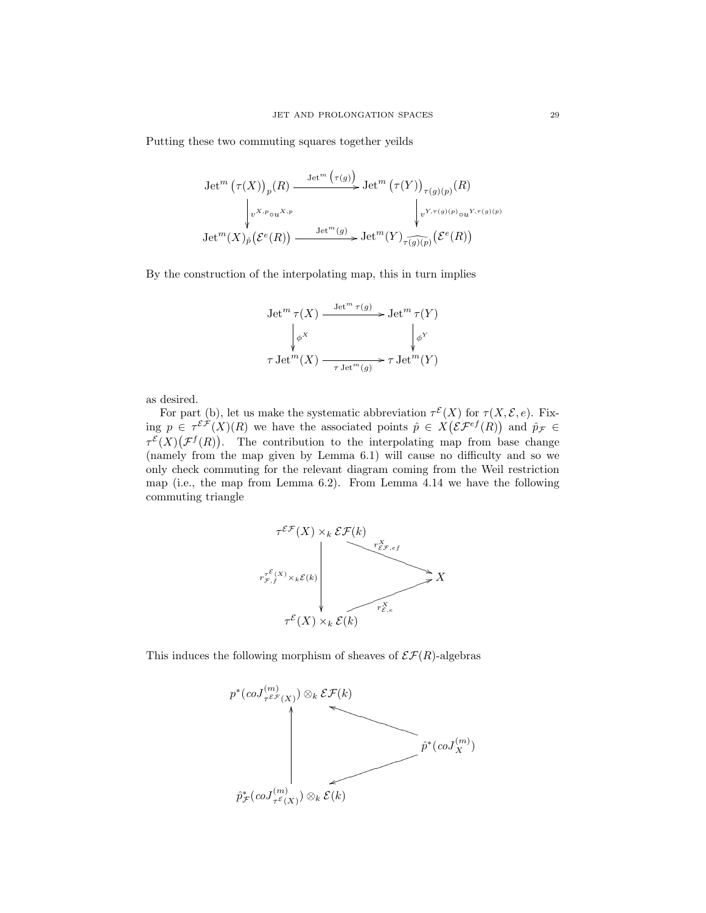Putting these two commuting squares together yeilds

$$\begin{array}{ccc}
\mathrm{Jet}^m\big(\tau(X)\big)_p(R) & \xrightarrow{\mathrm{Jet}^m\left(\tau(g)\right)} & \mathrm{Jet}^m\big(\tau(Y)\big)_{\tau(g)(p)}(R) \\
\Big\downarrow {\scriptstyle v^{X,p}\circ u^{X,p}} & & \Big\downarrow {\scriptstyle v^{Y,\tau(g)(p)}\circ u^{Y,\tau(g)(p)}} \\
\mathrm{Jet}^m(X)_{\hat{p}}\big(\mathcal{E}^e(R)\big) & \xrightarrow{\mathrm{Jet}^m(g)} & \mathrm{Jet}^m(Y)_{\widehat{\tau(g)(p)}}\big(\mathcal{E}^e(R)\big)
\end{array}$$

By the construction of the interpolating map, this in turn implies

$$\begin{array}{ccc}
\mathrm{Jet}^m\,\tau(X) & \xrightarrow{\mathrm{Jet}^m\,\tau(g)} & \mathrm{Jet}^m\,\tau(Y) \\
\Big\downarrow {\scriptstyle \phi^X} & & \Big\downarrow {\scriptstyle \phi^Y} \\
\tau\,\mathrm{Jet}^m(X) & \xrightarrow[\tau\,\mathrm{Jet}^m(g)]{} & \tau\,\mathrm{Jet}^m(Y)
\end{array}$$

as desired.

For part (b), let us make the systematic abbreviation $\tau^{\mathcal{E}}(X)$ for $\tau(X,\mathcal{E},e)$. Fixing $p \in \tau^{\mathcal{E}\mathcal{F}}(X)(R)$ we have the associated points $\hat{p} \in X\big(\mathcal{E}\mathcal{F}^{ef}(R)\big)$ and $\hat{p}_{\mathcal{F}} \in \tau^{\mathcal{E}}(X)\big(\mathcal{F}^f(R)\big)$. The contribution to the interpolating map from base change (namely from the map given by Lemma 6.1) will cause no difficulty and so we only check commuting for the relevant diagram coming from the Weil restriction map (i.e., the map from Lemma 6.2). From Lemma 4.14 we have the following commuting triangle

$$\begin{array}{ccc}
\tau^{\mathcal{E}\mathcal{F}}(X)\times_k \mathcal{E}\mathcal{F}(k) & & \\
\Big\downarrow {\scriptstyle r^{\tau^{\mathcal{E}}(X)}_{\mathcal{F},f}\times_k \mathcal{E}(k)} & \searrow^{r^X_{\mathcal{E}\mathcal{F},ef}} & \\
 & & X \\
 & \nearrow_{r^X_{\mathcal{E},e}} & \\
\tau^{\mathcal{E}}(X)\times_k \mathcal{E}(k) & &
\end{array}$$

This induces the following morphism of sheaves of $\mathcal{E}\mathcal{F}(R)$-algebras

$$\begin{array}{ccc}
p^*\big(coJ^{(m)}_{\tau^{\mathcal{E}\mathcal{F}}(X)}\big)\otimes_k \mathcal{E}\mathcal{F}(k) & & \\
\Big\uparrow & \nwarrow & \\
 & & \hat{p}^*\big(coJ^{(m)}_X\big) \\
 & \swarrow & \\
\hat{p}^*_{\mathcal{F}}\big(coJ^{(m)}_{\tau^{\mathcal{E}}(X)}\big)\otimes_k \mathcal{E}(k) & &
\end{array}$$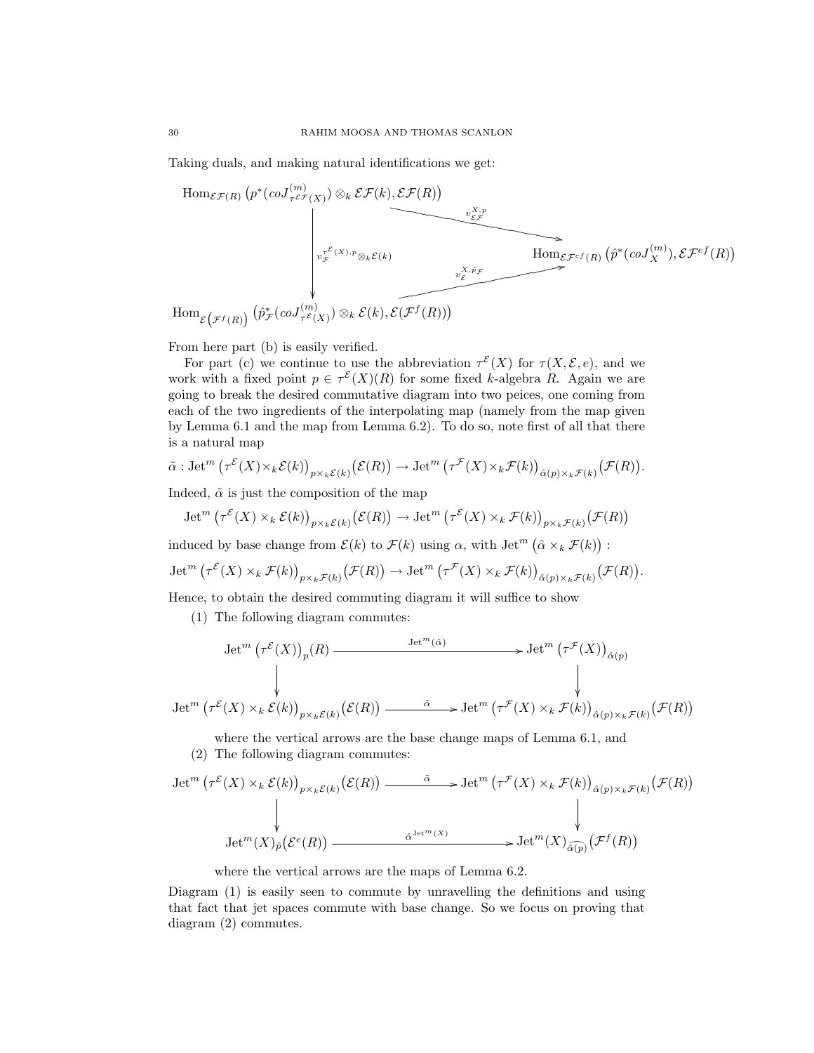Taking duals, and making natural identifications we get:

$$
\begin{array}{ccc}
\operatorname{Hom}_{\mathcal{EF}(R)}\big(p^*(coJ^{(m)}_{\tau^{\mathcal{EF}}(X)}) \otimes_k \mathcal{EF}(k), \mathcal{EF}(R)\big) & \xrightarrow{\quad v^{X,p}_{\mathcal{EF}}\quad} & \\
\Big\downarrow{\scriptstyle v^{\tau^{\mathcal{E}}(X),p}_{\mathcal{F}} \otimes_k \mathcal{E}(k)} & & \operatorname{Hom}_{\mathcal{EF}^{ef}(R)}\big(\hat{p}^*(coJ^{(m)}_X), \mathcal{EF}^{ef}(R)\big) \\
\operatorname{Hom}_{\mathcal{E}(\mathcal{F}^f(R))}\big(\hat{p}^*_{\mathcal{F}}(coJ^{(m)}_{\tau^{\mathcal{E}}(X)}) \otimes_k \mathcal{E}(k), \mathcal{E}(\mathcal{F}^f(R))\big) & \xrightarrow{\quad v^{X,\hat{p}_{\mathcal{F}}}_{\mathcal{E}}\quad} &
\end{array}
$$

From here part (b) is easily verified.

For part (c) we continue to use the abbreviation $\tau^{\mathcal{E}}(X)$ for $\tau(X, \mathcal{E}, e)$, and we work with a fixed point $p \in \tau^{\mathcal{E}}(X)(R)$ for some fixed $k$-algebra $R$. Again we are going to break the desired commutative diagram into two peices, one coming from each of the two ingredients of the interpolating map (namely from the map given by Lemma 6.1 and the map from Lemma 6.2). To do so, note first of all that there is a natural map

$$\tilde{\alpha} : \operatorname{Jet}^m\big(\tau^{\mathcal{E}}(X) \times_k \mathcal{E}(k)\big)_{p \times_k \mathcal{E}(k)}\big(\mathcal{E}(R)\big) \to \operatorname{Jet}^m\big(\tau^{\mathcal{F}}(X) \times_k \mathcal{F}(k)\big)_{\hat{\alpha}(p) \times_k \mathcal{F}(k)}\big(\mathcal{F}(R)\big).$$

Indeed, $\tilde{\alpha}$ is just the composition of the map

$$\operatorname{Jet}^m\big(\tau^{\mathcal{E}}(X) \times_k \mathcal{E}(k)\big)_{p \times_k \mathcal{E}(k)}\big(\mathcal{E}(R)\big) \to \operatorname{Jet}^m\big(\tau^{\mathcal{E}}(X) \times_k \mathcal{F}(k)\big)_{p \times_k \mathcal{F}(k)}\big(\mathcal{F}(R)\big)$$

induced by base change from $\mathcal{E}(k)$ to $\mathcal{F}(k)$ using $\alpha$, with $\operatorname{Jet}^m\big(\hat{\alpha} \times_k \mathcal{F}(k)\big)$ :

$$\operatorname{Jet}^m\big(\tau^{\mathcal{E}}(X) \times_k \mathcal{F}(k)\big)_{p \times_k \mathcal{F}(k)}\big(\mathcal{F}(R)\big) \to \operatorname{Jet}^m\big(\tau^{\mathcal{F}}(X) \times_k \mathcal{F}(k)\big)_{\hat{\alpha}(p) \times_k \mathcal{F}(k)}\big(\mathcal{F}(R)\big).$$

Hence, to obtain the desired commuting diagram it will suffice to show

(1) The following diagram commutes:

$$
\begin{array}{ccc}
\operatorname{Jet}^m\big(\tau^{\mathcal{E}}(X)\big)_p(R) & \xrightarrow{\quad \operatorname{Jet}^m(\hat{\alpha}) \quad} & \operatorname{Jet}^m\big(\tau^{\mathcal{F}}(X)\big)_{\hat{\alpha}(p)} \\
\Big\downarrow & & \Big\downarrow \\
\operatorname{Jet}^m\big(\tau^{\mathcal{E}}(X) \times_k \mathcal{E}(k)\big)_{p \times_k \mathcal{E}(k)}\big(\mathcal{E}(R)\big) & \xrightarrow{\quad \tilde{\alpha} \quad} & \operatorname{Jet}^m\big(\tau^{\mathcal{F}}(X) \times_k \mathcal{F}(k)\big)_{\hat{\alpha}(p) \times_k \mathcal{F}(k)}\big(\mathcal{F}(R)\big)
\end{array}
$$

where the vertical arrows are the base change maps of Lemma 6.1, and

(2) The following diagram commutes:

$$
\begin{array}{ccc}
\operatorname{Jet}^m\big(\tau^{\mathcal{E}}(X) \times_k \mathcal{E}(k)\big)_{p \times_k \mathcal{E}(k)}\big(\mathcal{E}(R)\big) & \xrightarrow{\quad \tilde{\alpha} \quad} & \operatorname{Jet}^m\big(\tau^{\mathcal{F}}(X) \times_k \mathcal{F}(k)\big)_{\hat{\alpha}(p) \times_k \mathcal{F}(k)}\big(\mathcal{F}(R)\big) \\
\Big\downarrow & & \Big\downarrow \\
\operatorname{Jet}^m(X)_{\hat{p}}\big(\mathcal{E}^e(R)\big) & \xrightarrow{\quad \hat{\alpha}^{\operatorname{Jet}^m(X)} \quad} & \operatorname{Jet}^m(X)_{\widehat{\hat{\alpha}(p)}}\big(\mathcal{F}^f(R)\big)
\end{array}
$$

where the vertical arrows are the maps of Lemma 6.2.

Diagram (1) is easily seen to commute by unravelling the definitions and using that fact that jet spaces commute with base change. So we focus on proving that diagram (2) commutes.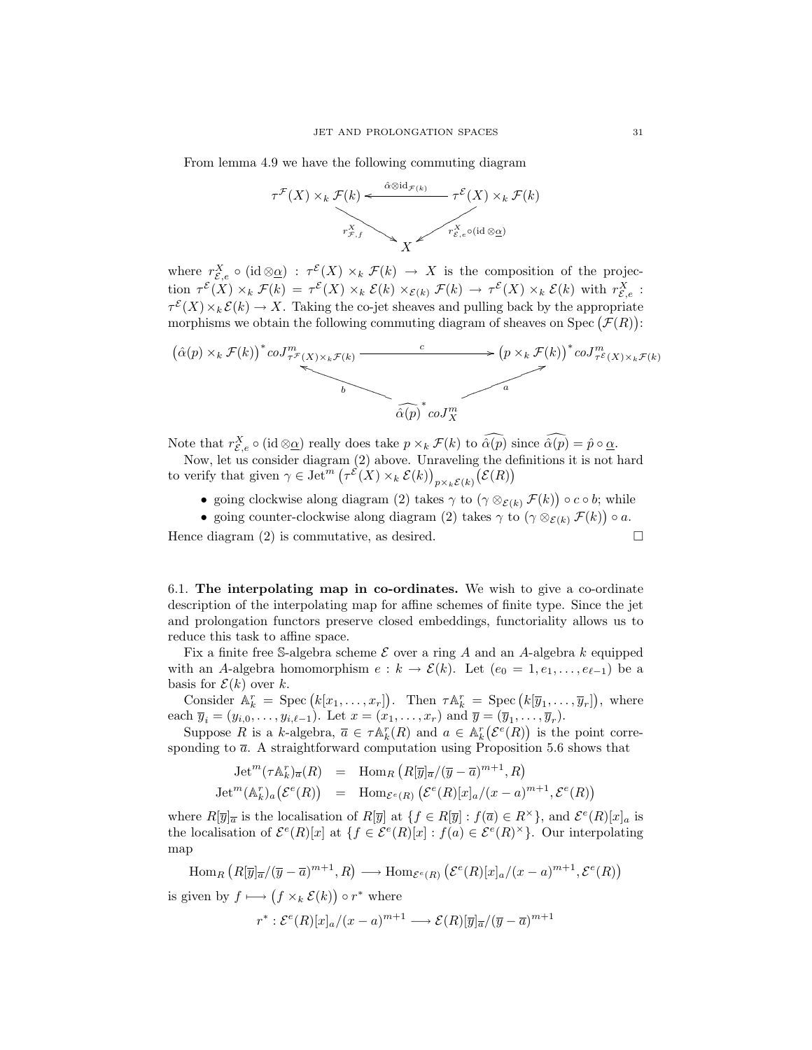From lemma 4.9 we have the following commuting diagram

$$
\begin{array}{ccc}
\tau^{\mathcal{F}}(X) \times_k \mathcal{F}(k) & \xleftarrow{\hat{\alpha}\otimes \mathrm{id}_{\mathcal{F}(k)}} & \tau^{\mathcal{E}}(X) \times_k \mathcal{F}(k) \\
& {\scriptstyle r^X_{\mathcal{F},f}} \searrow \quad \swarrow {\scriptstyle r^X_{\mathcal{E},e}\circ(\mathrm{id}\otimes\underline{\alpha})} & \\
& X &
\end{array}
$$

where $r^X_{\mathcal{E},e} \circ (\mathrm{id} \otimes \underline{\alpha}) : \tau^{\mathcal{E}}(X) \times_k \mathcal{F}(k) \to X$ is the composition of the projection $\tau^{\mathcal{E}}(X) \times_k \mathcal{F}(k) = \tau^{\mathcal{E}}(X) \times_k \mathcal{E}(k) \times_{\mathcal{E}(k)} \mathcal{F}(k) \to \tau^{\mathcal{E}}(X) \times_k \mathcal{E}(k)$ with $r^X_{\mathcal{E},e} : \tau^{\mathcal{E}}(X) \times_k \mathcal{E}(k) \to X$. Taking the co-jet sheaves and pulling back by the appropriate morphisms we obtain the following commuting diagram of sheaves on Spec $(\mathcal{F}(R))$:

$$
\begin{array}{ccc}
\big(\hat{\alpha}(p) \times_k \mathcal{F}(k)\big)^* coJ^m_{\tau^{\mathcal{F}}(X)\times_k \mathcal{F}(k)} & \xrightarrow{\quad c \quad} & \big(p \times_k \mathcal{F}(k)\big)^* coJ^m_{\tau^{\mathcal{E}}(X)\times_k \mathcal{F}(k)} \\
& {\scriptstyle b} \nwarrow \quad \nearrow {\scriptstyle a} & \\
& \widehat{\hat{\alpha}(p)}^{\,*} coJ^m_X &
\end{array}
$$

Note that $r^X_{\mathcal{E},e} \circ (\mathrm{id} \otimes \underline{\alpha})$ really does take $p \times_k \mathcal{F}(k)$ to $\widehat{\hat{\alpha}(p)}$ since $\widehat{\hat{\alpha}(p)} = \hat{p} \circ \underline{\alpha}$.

Now, let us consider diagram (2) above. Unraveling the definitions it is not hard to verify that given $\gamma \in \mathrm{Jet}^m\big(\tau^{\mathcal{E}}(X) \times_k \mathcal{E}(k)\big)_{p\times_k \mathcal{E}(k)}\big(\mathcal{E}(R)\big)$

- going clockwise along diagram (2) takes $\gamma$ to $\big(\gamma \otimes_{\mathcal{E}(k)} \mathcal{F}(k)\big) \circ c \circ b$; while
- going counter-clockwise along diagram (2) takes $\gamma$ to $\big(\gamma \otimes_{\mathcal{E}(k)} \mathcal{F}(k)\big) \circ a$.

Hence diagram (2) is commutative, as desired. $\square$

6.1. **The interpolating map in co-ordinates.** We wish to give a co-ordinate description of the interpolating map for affine schemes of finite type. Since the jet and prolongation functors preserve closed embeddings, functoriality allows us to reduce this task to affine space.

Fix a finite free $\mathbb{S}$-algebra scheme $\mathcal{E}$ over a ring $A$ and an $A$-algebra $k$ equipped with an $A$-algebra homomorphism $e : k \to \mathcal{E}(k)$. Let $(e_0 = 1, e_1, \ldots, e_{\ell-1})$ be a basis for $\mathcal{E}(k)$ over $k$.

Consider $\mathbb{A}^r_k = \mathrm{Spec}\big(k[x_1,\ldots,x_r]\big)$. Then $\tau\mathbb{A}^r_k = \mathrm{Spec}\big(k[\overline{y}_1,\ldots,\overline{y}_r]\big)$, where each $\overline{y}_i = (y_{i,0},\ldots,y_{i,\ell-1})$. Let $x = (x_1,\ldots,x_r)$ and $\overline{y} = (\overline{y}_1,\ldots,\overline{y}_r)$.

Suppose $R$ is a $k$-algebra, $\overline{a} \in \tau\mathbb{A}^r_k(R)$ and $a \in \mathbb{A}^r_k\big(\mathcal{E}^e(R)\big)$ is the point corresponding to $\overline{a}$. A straightforward computation using Proposition 5.6 shows that

$$
\begin{aligned}
\mathrm{Jet}^m(\tau\mathbb{A}^r_k)_{\overline{a}}(R) &= \mathrm{Hom}_R\big(R[\overline{y}]_{\overline{a}}/(\overline{y}-\overline{a})^{m+1}, R\big) \\
\mathrm{Jet}^m(\mathbb{A}^r_k)_a\big(\mathcal{E}^e(R)\big) &= \mathrm{Hom}_{\mathcal{E}^e(R)}\big(\mathcal{E}^e(R)[x]_a/(x-a)^{m+1}, \mathcal{E}^e(R)\big)
\end{aligned}
$$

where $R[\overline{y}]_{\overline{a}}$ is the localisation of $R[\overline{y}]$ at $\{f \in R[\overline{y}] : f(\overline{a}) \in R^\times\}$, and $\mathcal{E}^e(R)[x]_a$ is the localisation of $\mathcal{E}^e(R)[x]$ at $\{f \in \mathcal{E}^e(R)[x] : f(a) \in \mathcal{E}^e(R)^\times\}$. Our interpolating map

$$
\mathrm{Hom}_R\big(R[\overline{y}]_{\overline{a}}/(\overline{y}-\overline{a})^{m+1}, R\big) \longrightarrow \mathrm{Hom}_{\mathcal{E}^e(R)}\big(\mathcal{E}^e(R)[x]_a/(x-a)^{m+1}, \mathcal{E}^e(R)\big)
$$

is given by $f \longmapsto \big(f \times_k \mathcal{E}(k)\big) \circ r^*$ where

$$
r^* : \mathcal{E}^e(R)[x]_a/(x-a)^{m+1} \longrightarrow \mathcal{E}(R)[\overline{y}]_{\overline{a}}/(\overline{y}-\overline{a})^{m+1}
$$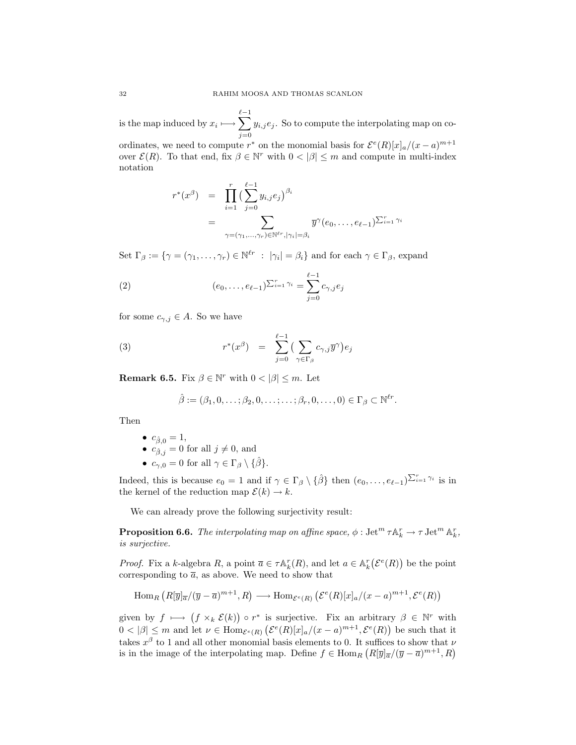is the map induced by $x_i \longmapsto \sum_{j=0}^{\ell-1} y_{i,j}e_j$. So to compute the interpolating map on co-ordinates, we need to compute $r^*$ on the monomial basis for $\mathcal{E}^e(R)[x]_a/(x-a)^{m+1}$ over $\mathcal{E}(R)$. To that end, fix $\beta \in \mathbb{N}^r$ with $0 < |\beta| \leq m$ and compute in multi-index notation

$$
\begin{aligned}
r^*(x^\beta) &= \prod_{i=1}^{r} \big( \sum_{j=0}^{\ell-1} y_{i,j}e_j \big)^{\beta_i} \\
&= \sum_{\gamma=(\gamma_1,\dots,\gamma_r)\in\mathbb{N}^{\ell r}, |\gamma_i|=\beta_i} \overline{y}^\gamma (e_0,\dots,e_{\ell-1})^{\sum_{i=1}^r \gamma_i}
\end{aligned}
$$

Set $\Gamma_\beta := \{\gamma = (\gamma_1,\dots,\gamma_r) \in \mathbb{N}^{\ell r} \ : \ |\gamma_i| = \beta_i\}$ and for each $\gamma \in \Gamma_\beta$, expand

$$
(e_0,\dots,e_{\ell-1})^{\sum_{i=1}^r \gamma_i} = \sum_{j=0}^{\ell-1} c_{\gamma,j} e_j \tag{2}
$$

for some $c_{\gamma,j} \in A$. So we have

$$
r^*(x^\beta) \ = \ \sum_{j=0}^{\ell-1} \big( \sum_{\gamma\in\Gamma_\beta} c_{\gamma,j}\overline{y}^\gamma \big) e_j \tag{3}
$$

**Remark 6.5.** Fix $\beta \in \mathbb{N}^r$ with $0 < |\beta| \leq m$. Let

$$
\hat{\beta} := (\beta_1, 0, \dots; \beta_2, 0, \dots; \dots; \beta_r, 0, \dots, 0) \in \Gamma_\beta \subset \mathbb{N}^{\ell r}.
$$

Then

- $c_{\hat{\beta},0} = 1$,
- $c_{\hat{\beta},j} = 0$ for all $j \neq 0$, and
- $c_{\gamma,0} = 0$ for all $\gamma \in \Gamma_\beta \setminus \{\hat{\beta}\}$.

Indeed, this is because $e_0 = 1$ and if $\gamma \in \Gamma_\beta \setminus \{\hat{\beta}\}$ then $(e_0,\dots,e_{\ell-1})^{\sum_{i=1}^r \gamma_i}$ is in the kernel of the reduction map $\mathcal{E}(k) \to k$.

We can already prove the following surjectivity result:

**Proposition 6.6.** *The interpolating map on affine space, $\phi : \operatorname{Jet}^m \tau\mathbb{A}^r_k \to \tau \operatorname{Jet}^m \mathbb{A}^r_k$, is surjective.*

*Proof.* Fix a $k$-algebra $R$, a point $\overline{a} \in \tau\mathbb{A}^r_k(R)$, and let $a \in \mathbb{A}^r_k\big(\mathcal{E}^e(R)\big)$ be the point corresponding to $\overline{a}$, as above. We need to show that

$$
\operatorname{Hom}_R\big(R[\overline{y}]_{\overline{a}}/(\overline{y}-\overline{a})^{m+1}, R\big) \longrightarrow \operatorname{Hom}_{\mathcal{E}^e(R)}\big(\mathcal{E}^e(R)[x]_a/(x-a)^{m+1}, \mathcal{E}^e(R)\big)
$$

given by $f \longmapsto \big(f \times_k \mathcal{E}(k)\big) \circ r^*$ is surjective. Fix an arbitrary $\beta \in \mathbb{N}^r$ with $0 < |\beta| \leq m$ and let $\nu \in \operatorname{Hom}_{\mathcal{E}^e(R)}\big(\mathcal{E}^e(R)[x]_a/(x-a)^{m+1}, \mathcal{E}^e(R)\big)$ be such that it takes $x^\beta$ to 1 and all other monomial basis elements to 0. It suffices to show that $\nu$ is in the image of the interpolating map. Define $f \in \operatorname{Hom}_R\big(R[\overline{y}]_{\overline{a}}/(\overline{y}-\overline{a})^{m+1}, R\big)$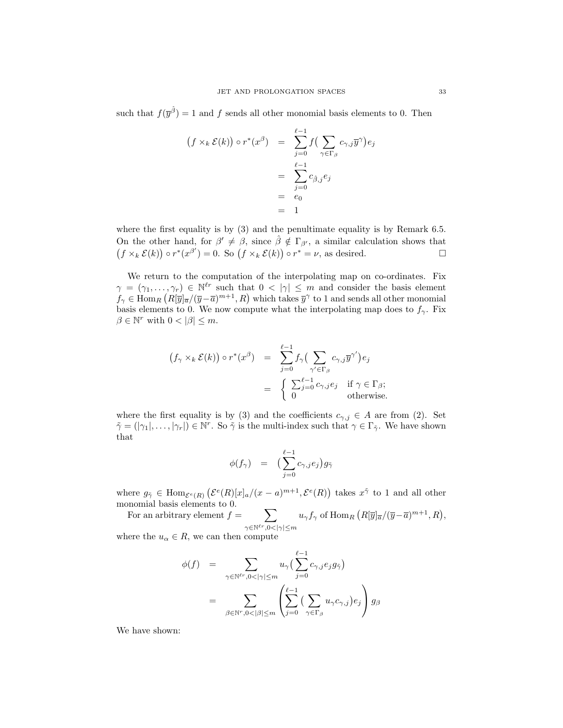such that $f(\overline{y}^{\hat{\beta}}) = 1$ and $f$ sends all other monomial basis elements to 0. Then

$$
\begin{aligned}
\big(f \times_k \mathcal{E}(k)\big) \circ r^*(x^\beta) &= \sum_{j=0}^{\ell-1} f\big(\sum_{\gamma \in \Gamma_\beta} c_{\gamma,j}\overline{y}^\gamma\big) e_j \\
&= \sum_{j=0}^{\ell-1} c_{\hat{\beta},j} e_j \\
&= e_0 \\
&= 1
\end{aligned}
$$

where the first equality is by (3) and the penultimate equality is by Remark 6.5. On the other hand, for $\beta' \neq \beta$, since $\hat{\beta} \notin \Gamma_{\beta'}$, a similar calculation shows that $\big(f \times_k \mathcal{E}(k)\big) \circ r^*(x^{\beta'}) = 0$. So $\big(f \times_k \mathcal{E}(k)\big) \circ r^* = \nu$, as desired. $\square$

We return to the computation of the interpolating map on co-ordinates. Fix $\gamma = (\gamma_1, \ldots, \gamma_r) \in \mathbb{N}^{\ell r}$ such that $0 < |\gamma| \leq m$ and consider the basis element $f_\gamma \in \mathrm{Hom}_R\big(R[\overline{y}]_{\overline{a}}/(\overline{y}-\overline{a})^{m+1}, R\big)$ which takes $\overline{y}^\gamma$ to 1 and sends all other monomial basis elements to 0. We now compute what the interpolating map does to $f_\gamma$. Fix $\beta \in \mathbb{N}^r$ with $0 < |\beta| \leq m$.

$$
\begin{aligned}
\big(f_\gamma \times_k \mathcal{E}(k)\big) \circ r^*(x^\beta) &= \sum_{j=0}^{\ell-1} f_\gamma\big(\sum_{\gamma' \in \Gamma_\beta} c_{\gamma,j}\overline{y}^{\gamma'}\big) e_j \\
&= \begin{cases} \sum_{j=0}^{\ell-1} c_{\gamma,j} e_j & \text{if } \gamma \in \Gamma_\beta; \\ 0 & \text{otherwise.} \end{cases}
\end{aligned}
$$

where the first equality is by (3) and the coefficients $c_{\gamma,j} \in A$ are from (2). Set $\tilde{\gamma} = (|\gamma_1|, \ldots, |\gamma_r|) \in \mathbb{N}^r$. So $\tilde{\gamma}$ is the multi-index such that $\gamma \in \Gamma_{\tilde{\gamma}}$. We have shown that

$$
\phi(f_\gamma) = \big(\sum_{j=0}^{\ell-1} c_{\gamma,j} e_j\big) g_{\tilde{\gamma}}
$$

where $g_{\tilde{\gamma}} \in \mathrm{Hom}_{\mathcal{E}^e(R)}\big(\mathcal{E}^e(R)[x]_a/(x-a)^{m+1}, \mathcal{E}^e(R)\big)$ takes $x^{\tilde{\gamma}}$ to 1 and all other monomial basis elements to 0.

For an arbitrary element $f = \sum_{\gamma \in \mathbb{N}^{\ell r}, 0 < |\gamma| \leq m} u_\gamma f_\gamma$ of $\mathrm{Hom}_R\big(R[\overline{y}]_{\overline{a}}/(\overline{y}-\overline{a})^{m+1}, R\big)$, where the $u_\alpha \in R$, we can then compute

$$
\begin{aligned}
\phi(f) &= \sum_{\gamma \in \mathbb{N}^{\ell r}, 0 < |\gamma| \leq m} u_\gamma \big(\sum_{j=0}^{\ell-1} c_{\gamma,j} e_j g_{\tilde{\gamma}}\big) \\
&= \sum_{\beta \in \mathbb{N}^r, 0 < |\beta| \leq m} \left( \sum_{j=0}^{\ell-1} \big(\sum_{\gamma \in \Gamma_\beta} u_\gamma c_{\gamma,j}\big) e_j \right) g_\beta
\end{aligned}
$$

We have shown: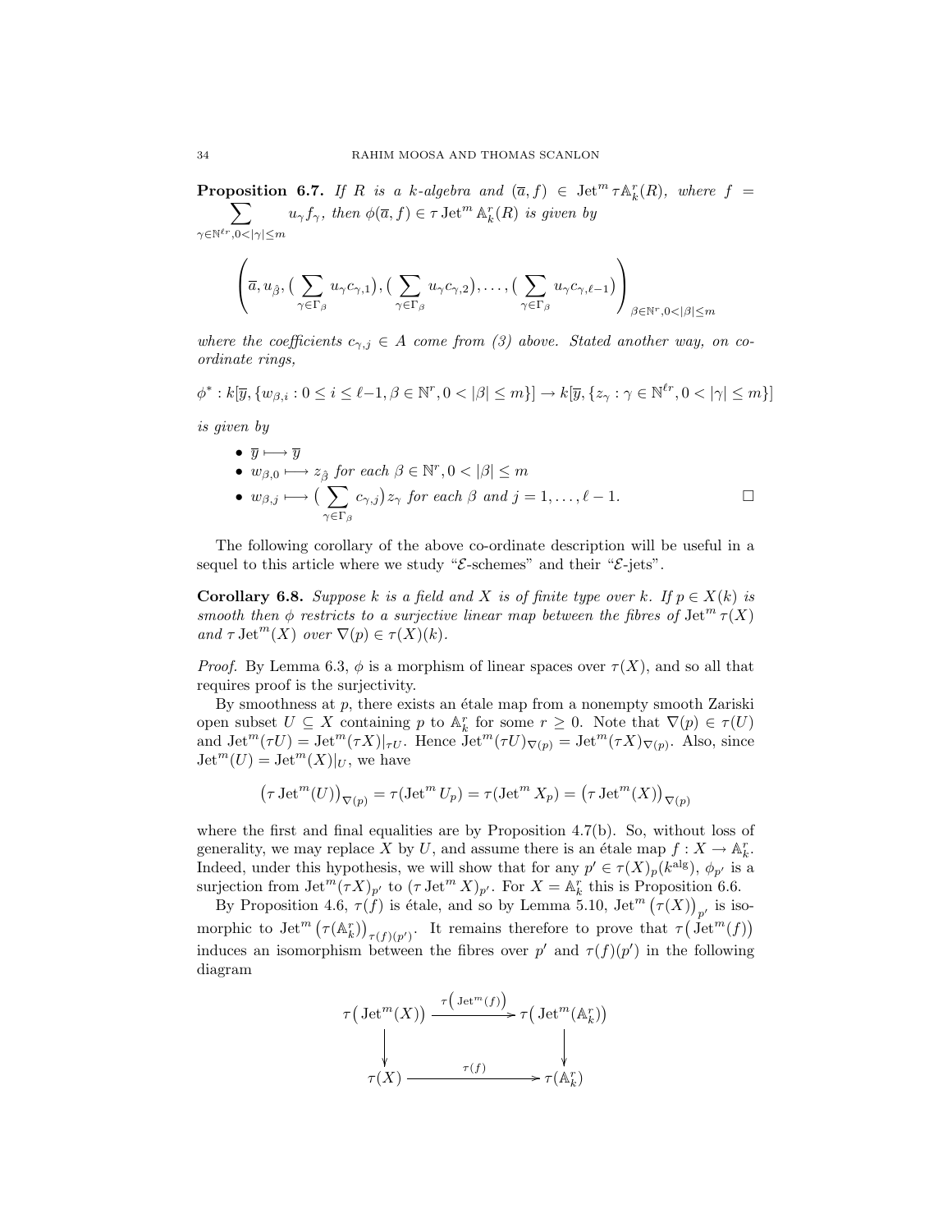**Proposition 6.7.** *If $R$ is a $k$-algebra and $(\overline{a}, f) \in \operatorname{Jet}^m \tau\mathbb{A}^r_k(R)$, where $f = \sum_{\gamma\in\mathbb{N}^{\ell r}, 0<|\gamma|\leq m} u_\gamma f_\gamma$, then $\phi(\overline{a}, f) \in \tau \operatorname{Jet}^m \mathbb{A}^r_k(R)$ is given by*

$$\left(\overline{a}, u_{\hat{\beta}}, \big(\sum_{\gamma\in\Gamma_\beta} u_\gamma c_{\gamma,1}\big), \big(\sum_{\gamma\in\Gamma_\beta} u_\gamma c_{\gamma,2}\big), \ldots, \big(\sum_{\gamma\in\Gamma_\beta} u_\gamma c_{\gamma,\ell-1}\big)\right)_{\beta\in\mathbb{N}^r, 0<|\beta|\leq m}$$

*where the coefficients $c_{\gamma,j} \in A$ come from (3) above. Stated another way, on co-ordinate rings,*

$$\phi^* : k[\overline{y}, \{w_{\beta,i} : 0 \leq i \leq \ell-1, \beta \in \mathbb{N}^r, 0 < |\beta| \leq m\}] \to k[\overline{y}, \{z_\gamma : \gamma \in \mathbb{N}^{\ell r}, 0 < |\gamma| \leq m\}]$$

*is given by*

- $\overline{y} \longmapsto \overline{y}$
- $w_{\beta,0} \longmapsto z_{\hat{\beta}}$ *for each* $\beta \in \mathbb{N}^r, 0 < |\beta| \leq m$
- $w_{\beta,j} \longmapsto \big(\sum_{\gamma\in\Gamma_\beta} c_{\gamma,j}\big) z_\gamma$ *for each* $\beta$ *and* $j = 1, \ldots, \ell - 1$. □

The following corollary of the above co-ordinate description will be useful in a sequel to this article where we study "$\mathcal{E}$-schemes" and their "$\mathcal{E}$-jets".

**Corollary 6.8.** *Suppose $k$ is a field and $X$ is of finite type over $k$. If $p \in X(k)$ is smooth then $\phi$ restricts to a surjective linear map between the fibres of $\operatorname{Jet}^m \tau(X)$ and $\tau \operatorname{Jet}^m(X)$ over $\nabla(p) \in \tau(X)(k)$.*

*Proof.* By Lemma 6.3, $\phi$ is a morphism of linear spaces over $\tau(X)$, and so all that requires proof is the surjectivity.

By smoothness at $p$, there exists an étale map from a nonempty smooth Zariski open subset $U \subseteq X$ containing $p$ to $\mathbb{A}^r_k$ for some $r \geq 0$. Note that $\nabla(p) \in \tau(U)$ and $\operatorname{Jet}^m(\tau U) = \operatorname{Jet}^m(\tau X)|_{\tau U}$. Hence $\operatorname{Jet}^m(\tau U)_{\nabla(p)} = \operatorname{Jet}^m(\tau X)_{\nabla(p)}$. Also, since $\operatorname{Jet}^m(U) = \operatorname{Jet}^m(X)|_U$, we have

$$\big(\tau \operatorname{Jet}^m(U)\big)_{\nabla(p)} = \tau(\operatorname{Jet}^m U_p) = \tau(\operatorname{Jet}^m X_p) = \big(\tau \operatorname{Jet}^m(X)\big)_{\nabla(p)}$$

where the first and final equalities are by Proposition 4.7(b). So, without loss of generality, we may replace $X$ by $U$, and assume there is an étale map $f : X \to \mathbb{A}^r_k$. Indeed, under this hypothesis, we will show that for any $p' \in \tau(X)_p(k^{\mathrm{alg}})$, $\phi_{p'}$ is a surjection from $\operatorname{Jet}^m(\tau X)_{p'}$ to $(\tau \operatorname{Jet}^m X)_{p'}$. For $X = \mathbb{A}^r_k$ this is Proposition 6.6.

By Proposition 4.6, $\tau(f)$ is étale, and so by Lemma 5.10, $\operatorname{Jet}^m\big(\tau(X)\big)_{p'}$ is isomorphic to $\operatorname{Jet}^m\big(\tau(\mathbb{A}^r_k)\big)_{\tau(f)(p')}$. It remains therefore to prove that $\tau\big(\operatorname{Jet}^m(f)\big)$ induces an isomorphism between the fibres over $p'$ and $\tau(f)(p')$ in the following diagram

$$\begin{array}{ccc}
\tau\big(\operatorname{Jet}^m(X)\big) & \xrightarrow{\tau\left(\operatorname{Jet}^m(f)\right)} & \tau\big(\operatorname{Jet}^m(\mathbb{A}^r_k)\big) \\
\big\downarrow & & \big\downarrow \\
\tau(X) & \xrightarrow{\quad\tau(f)\quad} & \tau(\mathbb{A}^r_k)
\end{array}$$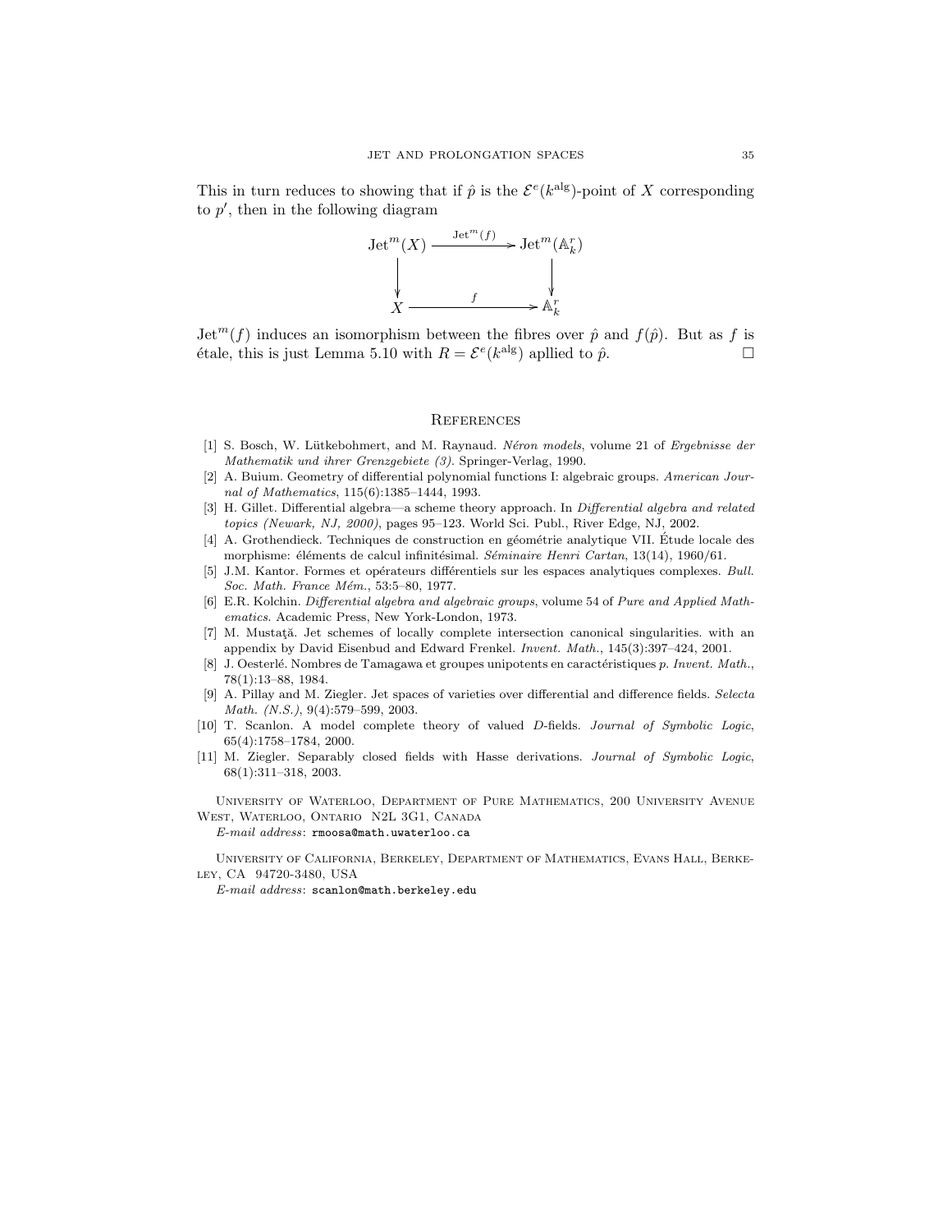This in turn reduces to showing that if $\hat{p}$ is the $\mathcal{E}^e(k^{\mathrm{alg}})$-point of $X$ corresponding to $p'$, then in the following diagram

$$
\begin{array}{ccc}
\mathrm{Jet}^m(X) & \xrightarrow{\mathrm{Jet}^m(f)} & \mathrm{Jet}^m(\mathbb{A}^r_k) \\
\downarrow & & \downarrow \\
X & \xrightarrow{f} & \mathbb{A}^r_k
\end{array}
$$

$\mathrm{Jet}^m(f)$ induces an isomorphism between the fibres over $\hat{p}$ and $f(\hat{p})$. But as $f$ is étale, this is just Lemma 5.10 with $R = \mathcal{E}^e(k^{\mathrm{alg}})$ apllied to $\hat{p}$. $\square$

## References

[1] S. Bosch, W. Lütkebohmert, and M. Raynaud. *Néron models*, volume 21 of *Ergebnisse der Mathematik und ihrer Grenzgebiete (3)*. Springer-Verlag, 1990.

[2] A. Buium. Geometry of differential polynomial functions I: algebraic groups. *American Journal of Mathematics*, 115(6):1385–1444, 1993.

[3] H. Gillet. Differential algebra—a scheme theory approach. In *Differential algebra and related topics (Newark, NJ, 2000)*, pages 95–123. World Sci. Publ., River Edge, NJ, 2002.

[4] A. Grothendieck. Techniques de construction en géométrie analytique VII. Étude locale des morphisme: éléments de calcul infinitésimal. *Séminaire Henri Cartan*, 13(14), 1960/61.

[5] J.M. Kantor. Formes et opérateurs différentiels sur les espaces analytiques complexes. *Bull. Soc. Math. France Mém.*, 53:5–80, 1977.

[6] E.R. Kolchin. *Differential algebra and algebraic groups*, volume 54 of *Pure and Applied Mathematics*. Academic Press, New York-London, 1973.

[7] M. Mustaţă. Jet schemes of locally complete intersection canonical singularities. with an appendix by David Eisenbud and Edward Frenkel. *Invent. Math.*, 145(3):397–424, 2001.

[8] J. Oesterlé. Nombres de Tamagawa et groupes unipotents en caractéristiques *p*. *Invent. Math.*, 78(1):13–88, 1984.

[9] A. Pillay and M. Ziegler. Jet spaces of varieties over differential and difference fields. *Selecta Math. (N.S.)*, 9(4):579–599, 2003.

[10] T. Scanlon. A model complete theory of valued *D*-fields. *Journal of Symbolic Logic*, 65(4):1758–1784, 2000.

[11] M. Ziegler. Separably closed fields with Hasse derivations. *Journal of Symbolic Logic*, 68(1):311–318, 2003.

University of Waterloo, Department of Pure Mathematics, 200 University Avenue West, Waterloo, Ontario N2L 3G1, Canada

*E-mail address*: rmoosa@math.uwaterloo.ca

University of California, Berkeley, Department of Mathematics, Evans Hall, Berkeley, CA 94720-3480, USA

*E-mail address*: scanlon@math.berkeley.edu